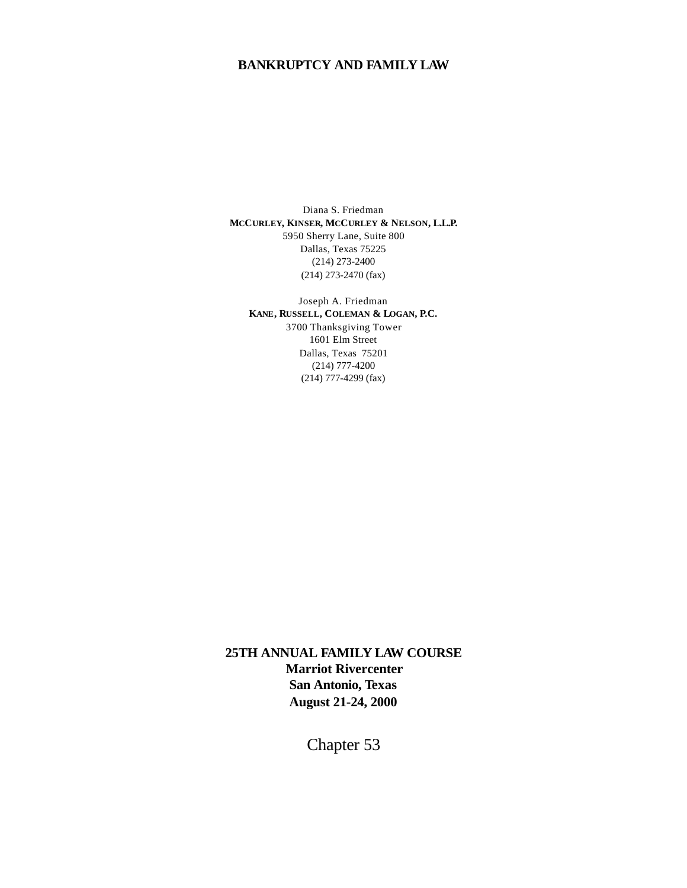# BANKRUPTCY AND FAMILY LAW

Diana S. Friedman
**MCCURLEY, KINSER, MCCURLEY & NELSON, L.L.P.**
5950 Sherry Lane, Suite 800
Dallas, Texas 75225
(214) 273-2400
(214) 273-2470 (fax)

Joseph A. Friedman
**KANE, RUSSELL, COLEMAN & LOGAN, P.C.**
3700 Thanksgiving Tower
1601 Elm Street
Dallas, Texas 75201
(214) 777-4200
(214) 777-4299 (fax)

**25TH ANNUAL FAMILY LAW COURSE**
**Marriot Rivercenter**
**San Antonio, Texas**
**August 21-24, 2000**

Chapter 53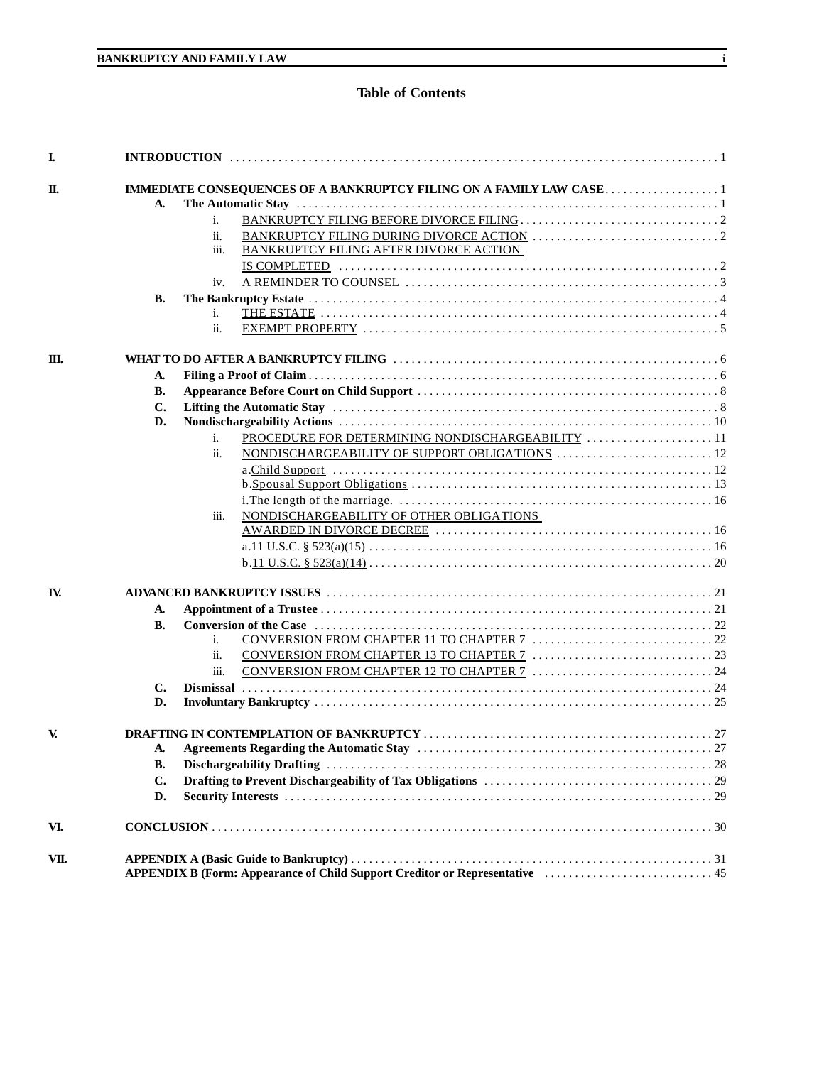# Table of Contents

- **I. INTRODUCTION** ... 1
- **II. IMMEDIATE CONSEQUENCES OF A BANKRUPTCY FILING ON A FAMILY LAW CASE** ... 1
  - **A. The Automatic Stay** ... 1
    - i. BANKRUPTCY FILING BEFORE DIVORCE FILING ... 2
    - ii. BANKRUPTCY FILING DURING DIVORCE ACTION ... 2
    - iii. BANKRUPTCY FILING AFTER DIVORCE ACTION IS COMPLETED ... 2
    - iv. A REMINDER TO COUNSEL ... 3
  - **B. The Bankruptcy Estate** ... 4
    - i. THE ESTATE ... 4
    - ii. EXEMPT PROPERTY ... 5
- **III. WHAT TO DO AFTER A BANKRUPTCY FILING** ... 6
  - **A. Filing a Proof of Claim** ... 6
  - **B. Appearance Before Court on Child Support** ... 8
  - **C. Lifting the Automatic Stay** ... 8
  - **D. Nondischargeability Actions** ... 10
    - i. PROCEDURE FOR DETERMINING NONDISCHARGEABILITY ... 11
    - ii. NONDISCHARGEABILITY OF SUPPORT OBLIGATIONS ... 12
      - a. Child Support ... 12
      - b. Spousal Support Obligations ... 13
      - i. The length of the marriage. ... 16
    - iii. NONDISCHARGEABILITY OF OTHER OBLIGATIONS AWARDED IN DIVORCE DECREE ... 16
      - a. 11 U.S.C. § 523(a)(15) ... 16
      - b. 11 U.S.C. § 523(a)(14) ... 20
- **IV. ADVANCED BANKRUPTCY ISSUES** ... 21
  - **A. Appointment of a Trustee** ... 21
  - **B. Conversion of the Case** ... 22
    - i. CONVERSION FROM CHAPTER 11 TO CHAPTER 7 ... 22
    - ii. CONVERSION FROM CHAPTER 13 TO CHAPTER 7 ... 23
    - iii. CONVERSION FROM CHAPTER 12 TO CHAPTER 7 ... 24
  - **C. Dismissal** ... 24
  - **D. Involuntary Bankruptcy** ... 25
- **V. DRAFTING IN CONTEMPLATION OF BANKRUPTCY** ... 27
  - **A. Agreements Regarding the Automatic Stay** ... 27
  - **B. Dischargeability Drafting** ... 28
  - **C. Drafting to Prevent Dischargeability of Tax Obligations** ... 29
  - **D. Security Interests** ... 29
- **VI. CONCLUSION** ... 30
- **VII. APPENDIX A (Basic Guide to Bankruptcy)** ... 31
  - **APPENDIX B (Form: Appearance of Child Support Creditor or Representative** ... 45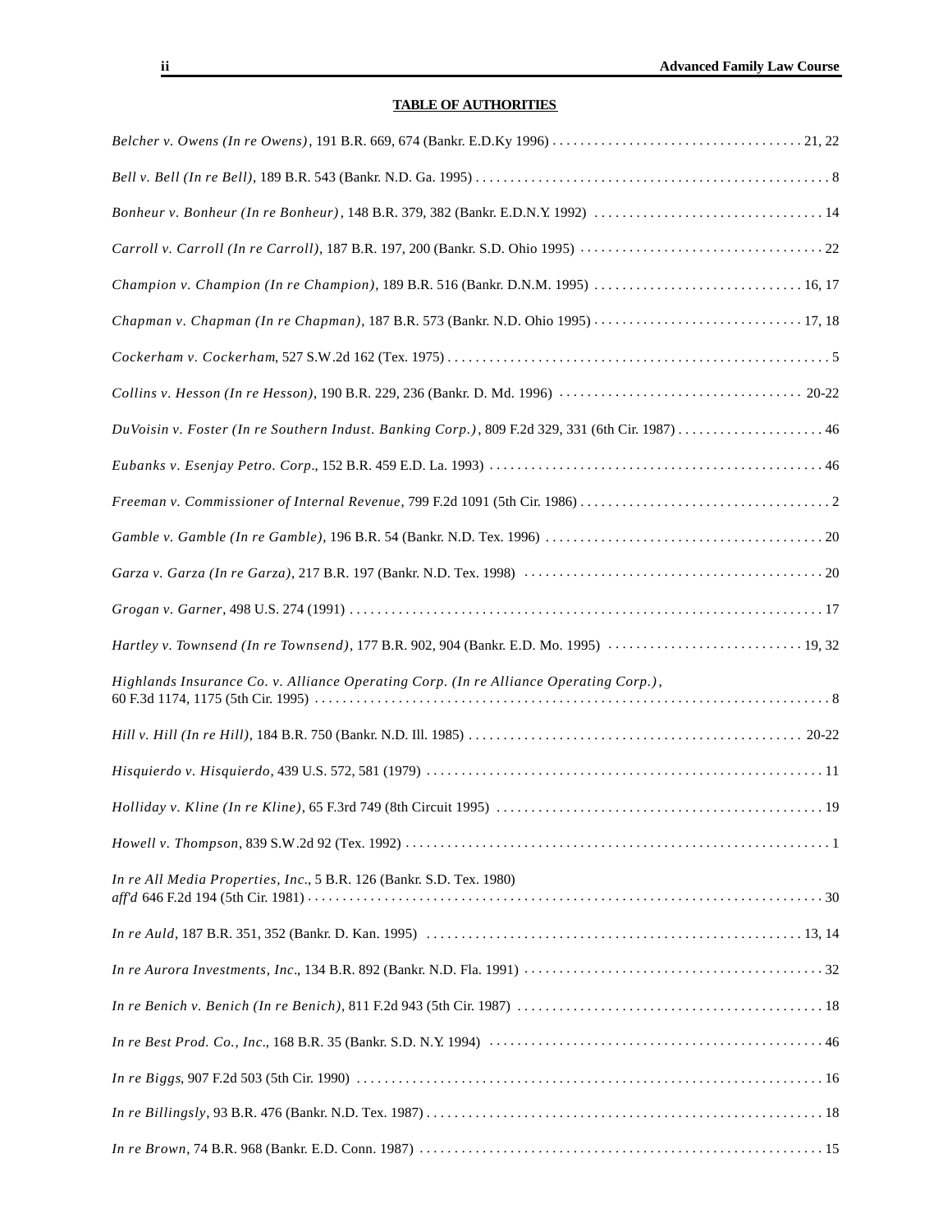## TABLE OF AUTHORITIES

*Belcher v. Owens (In re Owens)*, 191 B.R. 669, 674 (Bankr. E.D.Ky 1996) . . . . . . . . . . 21, 22

*Bell v. Bell (In re Bell)*, 189 B.R. 543 (Bankr. N.D. Ga. 1995) . . . . . . . . . . 8

*Bonheur v. Bonheur (In re Bonheur)*, 148 B.R. 379, 382 (Bankr. E.D.N.Y. 1992) . . . . . . . . . . 14

*Carroll v. Carroll (In re Carroll)*, 187 B.R. 197, 200 (Bankr. S.D. Ohio 1995) . . . . . . . . . . 22

*Champion v. Champion (In re Champion)*, 189 B.R. 516 (Bankr. D.N.M. 1995) . . . . . . . . . . 16, 17

*Chapman v. Chapman (In re Chapman)*, 187 B.R. 573 (Bankr. N.D. Ohio 1995) . . . . . . . . . . 17, 18

*Cockerham v. Cockerham*, 527 S.W.2d 162 (Tex. 1975) . . . . . . . . . . 5

*Collins v. Hesson (In re Hesson)*, 190 B.R. 229, 236 (Bankr. D. Md. 1996) . . . . . . . . . . 20-22

*DuVoisin v. Foster (In re Southern Indust. Banking Corp.)*, 809 F.2d 329, 331 (6th Cir. 1987) . . . . . . . . . . 46

*Eubanks v. Esenjay Petro. Corp.*, 152 B.R. 459 E.D. La. 1993) . . . . . . . . . . 46

*Freeman v. Commissioner of Internal Revenue*, 799 F.2d 1091 (5th Cir. 1986) . . . . . . . . . . 2

*Gamble v. Gamble (In re Gamble)*, 196 B.R. 54 (Bankr. N.D. Tex. 1996) . . . . . . . . . . 20

*Garza v. Garza (In re Garza)*, 217 B.R. 197 (Bankr. N.D. Tex. 1998) . . . . . . . . . . 20

*Grogan v. Garner*, 498 U.S. 274 (1991) . . . . . . . . . . 17

*Hartley v. Townsend (In re Townsend)*, 177 B.R. 902, 904 (Bankr. E.D. Mo. 1995) . . . . . . . . . . 19, 32

*Highlands Insurance Co. v. Alliance Operating Corp. (In re Alliance Operating Corp.)*, 60 F.3d 1174, 1175 (5th Cir. 1995) . . . . . . . . . . 8

*Hill v. Hill (In re Hill)*, 184 B.R. 750 (Bankr. N.D. Ill. 1985) . . . . . . . . . . 20-22

*Hisquierdo v. Hisquierdo*, 439 U.S. 572, 581 (1979) . . . . . . . . . . 11

*Holliday v. Kline (In re Kline)*, 65 F.3rd 749 (8th Circuit 1995) . . . . . . . . . . 19

*Howell v. Thompson*, 839 S.W.2d 92 (Tex. 1992) . . . . . . . . . . 1

*In re All Media Properties, Inc.*, 5 B.R. 126 (Bankr. S.D. Tex. 1980) *aff'd* 646 F.2d 194 (5th Cir. 1981) . . . . . . . . . . 30

*In re Auld*, 187 B.R. 351, 352 (Bankr. D. Kan. 1995) . . . . . . . . . . 13, 14

*In re Aurora Investments, Inc.*, 134 B.R. 892 (Bankr. N.D. Fla. 1991) . . . . . . . . . . 32

*In re Benich v. Benich (In re Benich)*, 811 F.2d 943 (5th Cir. 1987) . . . . . . . . . . 18

*In re Best Prod. Co., Inc.*, 168 B.R. 35 (Bankr. S.D. N.Y. 1994) . . . . . . . . . . 46

*In re Biggs*, 907 F.2d 503 (5th Cir. 1990) . . . . . . . . . . 16

*In re Billingsly*, 93 B.R. 476 (Bankr. N.D. Tex. 1987) . . . . . . . . . . 18

*In re Brown*, 74 B.R. 968 (Bankr. E.D. Conn. 1987) . . . . . . . . . . 15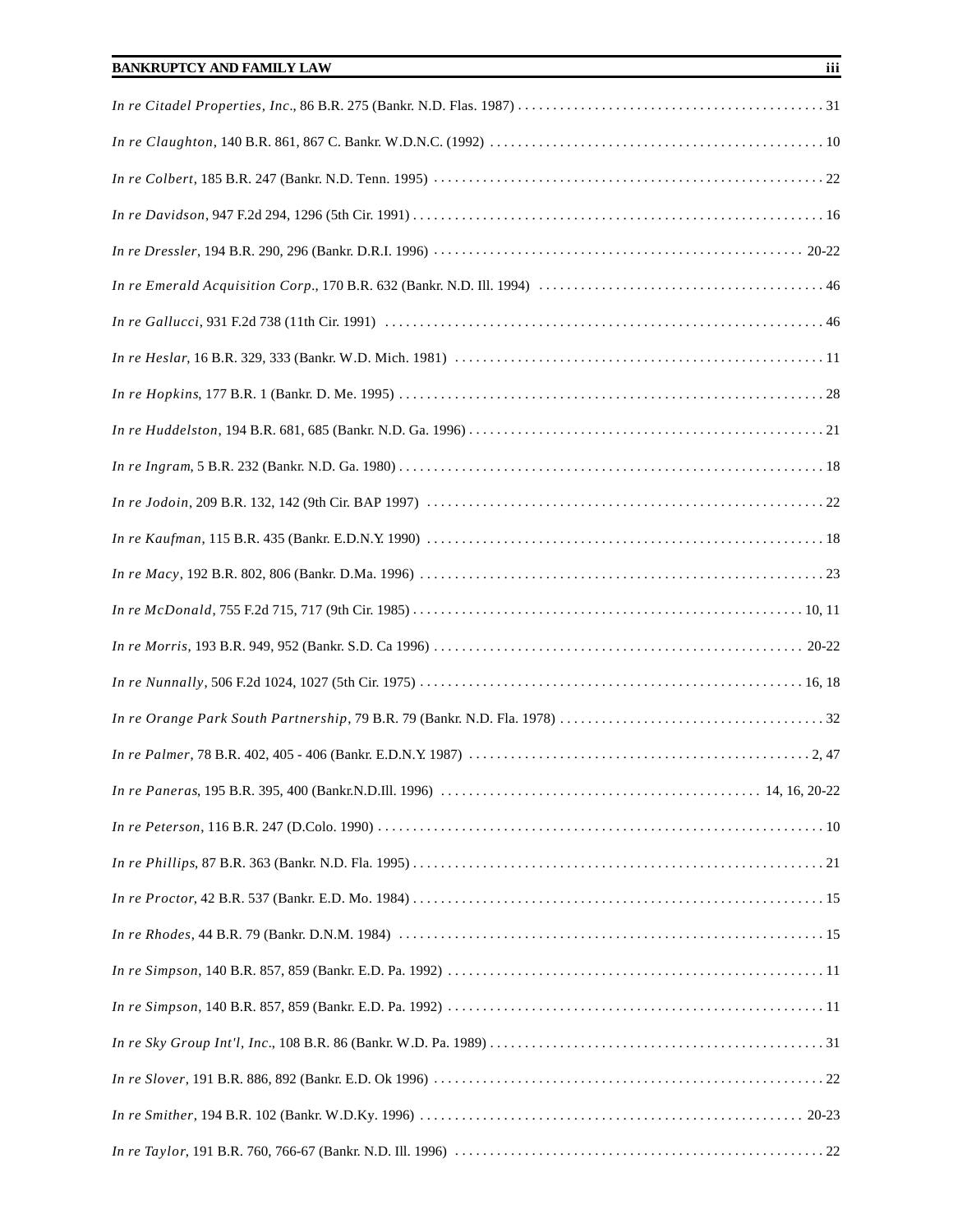*In re Citadel Properties, Inc*., 86 B.R. 275 (Bankr. N.D. Flas. 1987) . . . . . . . . . . . . . . . . . . . . . . . . . . . . . . . . . . . . . . . . . . . 31

*In re Claughton*, 140 B.R. 861, 867 C. Bankr. W.D.N.C. (1992) . . . . . . . . . . . . . . . . . . . . . . . . . . . . . . . . . . . . . . . . . . . . . . . . 10

*In re Colbert*, 185 B.R. 247 (Bankr. N.D. Tenn. 1995) . . . . . . . . . . . . . . . . . . . . . . . . . . . . . . . . . . . . . . . . . . . . . . . . . . . . . . . 22

*In re Davidson*, 947 F.2d 294, 1296 (5th Cir. 1991) . . . . . . . . . . . . . . . . . . . . . . . . . . . . . . . . . . . . . . . . . . . . . . . . . . . . . . . . . . 16

*In re Dressler*, 194 B.R. 290, 296 (Bankr. D.R.I. 1996) . . . . . . . . . . . . . . . . . . . . . . . . . . . . . . . . . . . . . . . . . . . . . . . . . . . . 20-22

*In re Emerald Acquisition Corp*., 170 B.R. 632 (Bankr. N.D. Ill. 1994) . . . . . . . . . . . . . . . . . . . . . . . . . . . . . . . . . . . . . . . . 46

*In re Gallucci*, 931 F.2d 738 (11th Cir. 1991) . . . . . . . . . . . . . . . . . . . . . . . . . . . . . . . . . . . . . . . . . . . . . . . . . . . . . . . . . . . . . . 46

*In re Heslar*, 16 B.R. 329, 333 (Bankr. W.D. Mich. 1981) . . . . . . . . . . . . . . . . . . . . . . . . . . . . . . . . . . . . . . . . . . . . . . . . . . . . 11

*In re Hopkins*, 177 B.R. 1 (Bankr. D. Me. 1995) . . . . . . . . . . . . . . . . . . . . . . . . . . . . . . . . . . . . . . . . . . . . . . . . . . . . . . . . . . . . 28

*In re Huddelston*, 194 B.R. 681, 685 (Bankr. N.D. Ga. 1996) . . . . . . . . . . . . . . . . . . . . . . . . . . . . . . . . . . . . . . . . . . . . . . . . . . 21

*In re Ingram*, 5 B.R. 232 (Bankr. N.D. Ga. 1980) . . . . . . . . . . . . . . . . . . . . . . . . . . . . . . . . . . . . . . . . . . . . . . . . . . . . . . . . . . . . 18

*In re Jodoin*, 209 B.R. 132, 142 (9th Cir. BAP 1997) . . . . . . . . . . . . . . . . . . . . . . . . . . . . . . . . . . . . . . . . . . . . . . . . . . . . . . . . 22

*In re Kaufman*, 115 B.R. 435 (Bankr. E.D.N.Y. 1990) . . . . . . . . . . . . . . . . . . . . . . . . . . . . . . . . . . . . . . . . . . . . . . . . . . . . . . . . 18

*In re Macy*, 192 B.R. 802, 806 (Bankr. D.Ma. 1996) . . . . . . . . . . . . . . . . . . . . . . . . . . . . . . . . . . . . . . . . . . . . . . . . . . . . . . . . . 23

*In re McDonald*, 755 F.2d 715, 717 (9th Cir. 1985) . . . . . . . . . . . . . . . . . . . . . . . . . . . . . . . . . . . . . . . . . . . . . . . . . . . . . . . 10, 11

*In re Morris*, 193 B.R. 949, 952 (Bankr. S.D. Ca 1996) . . . . . . . . . . . . . . . . . . . . . . . . . . . . . . . . . . . . . . . . . . . . . . . . . . . . . 20-22

*In re Nunnally*, 506 F.2d 1024, 1027 (5th Cir. 1975) . . . . . . . . . . . . . . . . . . . . . . . . . . . . . . . . . . . . . . . . . . . . . . . . . . . . . . . 16, 18

*In re Orange Park South Partnership*, 79 B.R. 79 (Bankr. N.D. Fla. 1978) . . . . . . . . . . . . . . . . . . . . . . . . . . . . . . . . . . . . . . 32

*In re Palmer*, 78 B.R. 402, 405 - 406 (Bankr. E.D.N.Y. 1987) . . . . . . . . . . . . . . . . . . . . . . . . . . . . . . . . . . . . . . . . . . . . . . . . . 2, 47

*In re Paneras*, 195 B.R. 395, 400 (Bankr.N.D.Ill. 1996) . . . . . . . . . . . . . . . . . . . . . . . . . . . . . . . . . . . . . . . . . . . . . 14, 16, 20-22

*In re Peterson*, 116 B.R. 247 (D.Colo. 1990) . . . . . . . . . . . . . . . . . . . . . . . . . . . . . . . . . . . . . . . . . . . . . . . . . . . . . . . . . . . . . . . 10

*In re Phillips*, 87 B.R. 363 (Bankr. N.D. Fla. 1995) . . . . . . . . . . . . . . . . . . . . . . . . . . . . . . . . . . . . . . . . . . . . . . . . . . . . . . . . . . 21

*In re Proctor*, 42 B.R. 537 (Bankr. E.D. Mo. 1984) . . . . . . . . . . . . . . . . . . . . . . . . . . . . . . . . . . . . . . . . . . . . . . . . . . . . . . . . . . . 15

*In re Rhodes*, 44 B.R. 79 (Bankr. D.N.M. 1984) . . . . . . . . . . . . . . . . . . . . . . . . . . . . . . . . . . . . . . . . . . . . . . . . . . . . . . . . . . . . . 15

*In re Simpson*, 140 B.R. 857, 859 (Bankr. E.D. Pa. 1992) . . . . . . . . . . . . . . . . . . . . . . . . . . . . . . . . . . . . . . . . . . . . . . . . . . . . . 11

*In re Simpson*, 140 B.R. 857, 859 (Bankr. E.D. Pa. 1992) . . . . . . . . . . . . . . . . . . . . . . . . . . . . . . . . . . . . . . . . . . . . . . . . . . . . . 11

*In re Sky Group Int'l, Inc*., 108 B.R. 86 (Bankr. W.D. Pa. 1989) . . . . . . . . . . . . . . . . . . . . . . . . . . . . . . . . . . . . . . . . . . . . . . . . 31

*In re Slover*, 191 B.R. 886, 892 (Bankr. E.D. Ok 1996) . . . . . . . . . . . . . . . . . . . . . . . . . . . . . . . . . . . . . . . . . . . . . . . . . . . . . . . 22

*In re Smither*, 194 B.R. 102 (Bankr. W.D.Ky. 1996) . . . . . . . . . . . . . . . . . . . . . . . . . . . . . . . . . . . . . . . . . . . . . . . . . . . . . . . 20-23

*In re Taylor*, 191 B.R. 760, 766-67 (Bankr. N.D. Ill. 1996) . . . . . . . . . . . . . . . . . . . . . . . . . . . . . . . . . . . . . . . . . . . . . . . . . . . . 22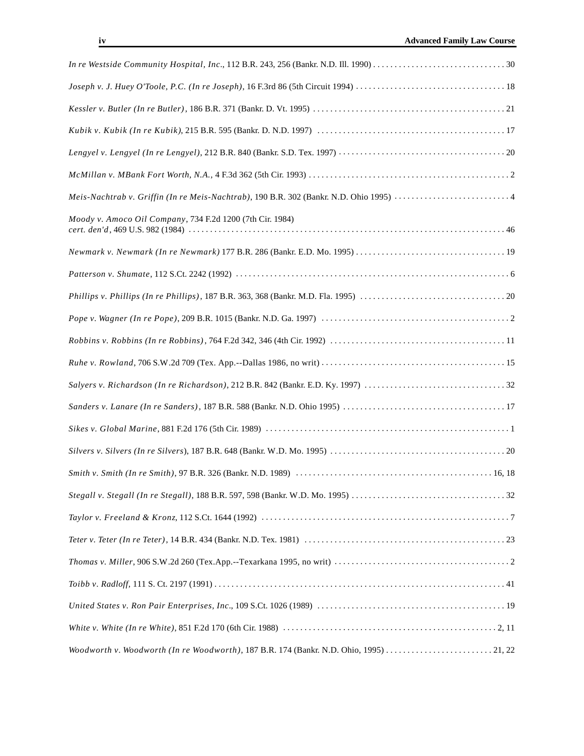*In re Westside Community Hospital, Inc*., 112 B.R. 243, 256 (Bankr. N.D. Ill. 1990) . . . . . . . . . . . . . . . . . . . . . . . . . . . . . . . 30

*Joseph v. J. Huey O'Toole, P.C. (In re Joseph)*, 16 F.3rd 86 (5th Circuit 1994) . . . . . . . . . . . . . . . . . . . . . . . . . . . . . . . . . . . 18

*Kessler v. Butler (In re Butler)*, 186 B.R. 371 (Bankr. D. Vt. 1995) . . . . . . . . . . . . . . . . . . . . . . . . . . . . . . . . . . . . . . . . . . . . . 21

*Kubik v. Kubik (In re Kubik)*, 215 B.R. 595 (Bankr. D. N.D. 1997) . . . . . . . . . . . . . . . . . . . . . . . . . . . . . . . . . . . . . . . . . . . . 17

*Lengyel v. Lengyel (In re Lengyel)*, 212 B.R. 840 (Bankr. S.D. Tex. 1997) . . . . . . . . . . . . . . . . . . . . . . . . . . . . . . . . . . . . . . . 20

*McMillan v. MBank Fort Worth, N.A.*, 4 F.3d 362 (5th Cir. 1993) . . . . . . . . . . . . . . . . . . . . . . . . . . . . . . . . . . . . . . . . . . . . . . . 2

*Meis-Nachtrab v. Griffin (In re Meis-Nachtrab)*, 190 B.R. 302 (Bankr. N.D. Ohio 1995) . . . . . . . . . . . . . . . . . . . . . . . . . . . 4

*Moody v. Amoco Oil Company*, 734 F.2d 1200 (7th Cir. 1984)
*cert. den'd*, 469 U.S. 982 (1984) . . . . . . . . . . . . . . . . . . . . . . . . . . . . . . . . . . . . . . . . . . . . . . . . . . . . . . . . . . . . . . . . . . . . . . . . 46

*Newmark v. Newmark (In re Newmark)* 177 B.R. 286 (Bankr. E.D. Mo. 1995) . . . . . . . . . . . . . . . . . . . . . . . . . . . . . . . . . . . 19

*Patterson v. Shumate*, 112 S.Ct. 2242 (1992) . . . . . . . . . . . . . . . . . . . . . . . . . . . . . . . . . . . . . . . . . . . . . . . . . . . . . . . . . . . . . . . . 6

*Phillips v. Phillips (In re Phillips)*, 187 B.R. 363, 368 (Bankr. M.D. Fla. 1995) . . . . . . . . . . . . . . . . . . . . . . . . . . . . . . . . . . 20

*Pope v. Wagner (In re Pope)*, 209 B.R. 1015 (Bankr. N.D. Ga. 1997) . . . . . . . . . . . . . . . . . . . . . . . . . . . . . . . . . . . . . . . . . . . . 2

*Robbins v. Robbins (In re Robbins)*, 764 F.2d 342, 346 (4th Cir. 1992) . . . . . . . . . . . . . . . . . . . . . . . . . . . . . . . . . . . . . . . . . 11

*Ruhe v. Rowland*, 706 S.W.2d 709 (Tex. App.--Dallas 1986, no writ) . . . . . . . . . . . . . . . . . . . . . . . . . . . . . . . . . . . . . . . . . . . 15

*Salyers v. Richardson (In re Richardson)*, 212 B.R. 842 (Bankr. E.D. Ky. 1997) . . . . . . . . . . . . . . . . . . . . . . . . . . . . . . . . . 32

*Sanders v. Lanare (In re Sanders)*, 187 B.R. 588 (Bankr. N.D. Ohio 1995) . . . . . . . . . . . . . . . . . . . . . . . . . . . . . . . . . . . . . . 17

*Sikes v. Global Marine*, 881 F.2d 176 (5th Cir. 1989) . . . . . . . . . . . . . . . . . . . . . . . . . . . . . . . . . . . . . . . . . . . . . . . . . . . . . . . . . 1

*Silvers v. Silvers (In re Silvers*), 187 B.R. 648 (Bankr. W.D. Mo. 1995) . . . . . . . . . . . . . . . . . . . . . . . . . . . . . . . . . . . . . . . . . 20

*Smith v. Smith (In re Smith)*, 97 B.R. 326 (Bankr. N.D. 1989) . . . . . . . . . . . . . . . . . . . . . . . . . . . . . . . . . . . . . . . . . . . . . . 16, 18

*Stegall v. Stegall (In re Stegall)*, 188 B.R. 597, 598 (Bankr. W.D. Mo. 1995) . . . . . . . . . . . . . . . . . . . . . . . . . . . . . . . . . . . . 32

*Taylor v. Freeland & Kronz*, 112 S.Ct. 1644 (1992) . . . . . . . . . . . . . . . . . . . . . . . . . . . . . . . . . . . . . . . . . . . . . . . . . . . . . . . . . . 7

*Teter v. Teter (In re Teter)*, 14 B.R. 434 (Bankr. N.D. Tex. 1981) . . . . . . . . . . . . . . . . . . . . . . . . . . . . . . . . . . . . . . . . . . . . . . . 23

*Thomas v. Miller*, 906 S.W.2d 260 (Tex.App.--Texarkana 1995, no writ) . . . . . . . . . . . . . . . . . . . . . . . . . . . . . . . . . . . . . . . . . 2

*Toibb v. Radloff*, 111 S. Ct. 2197 (1991) . . . . . . . . . . . . . . . . . . . . . . . . . . . . . . . . . . . . . . . . . . . . . . . . . . . . . . . . . . . . . . . . . . . . 41

*United States v. Ron Pair Enterprises, Inc*., 109 S.Ct. 1026 (1989) . . . . . . . . . . . . . . . . . . . . . . . . . . . . . . . . . . . . . . . . . . . . 19

*White v. White (In re White)*, 851 F.2d 170 (6th Cir. 1988) . . . . . . . . . . . . . . . . . . . . . . . . . . . . . . . . . . . . . . . . . . . . . . . . . . 2, 11

*Woodworth v. Woodworth (In re Woodworth)*, 187 B.R. 174 (Bankr. N.D. Ohio, 1995) . . . . . . . . . . . . . . . . . . . . . . . . . 21, 22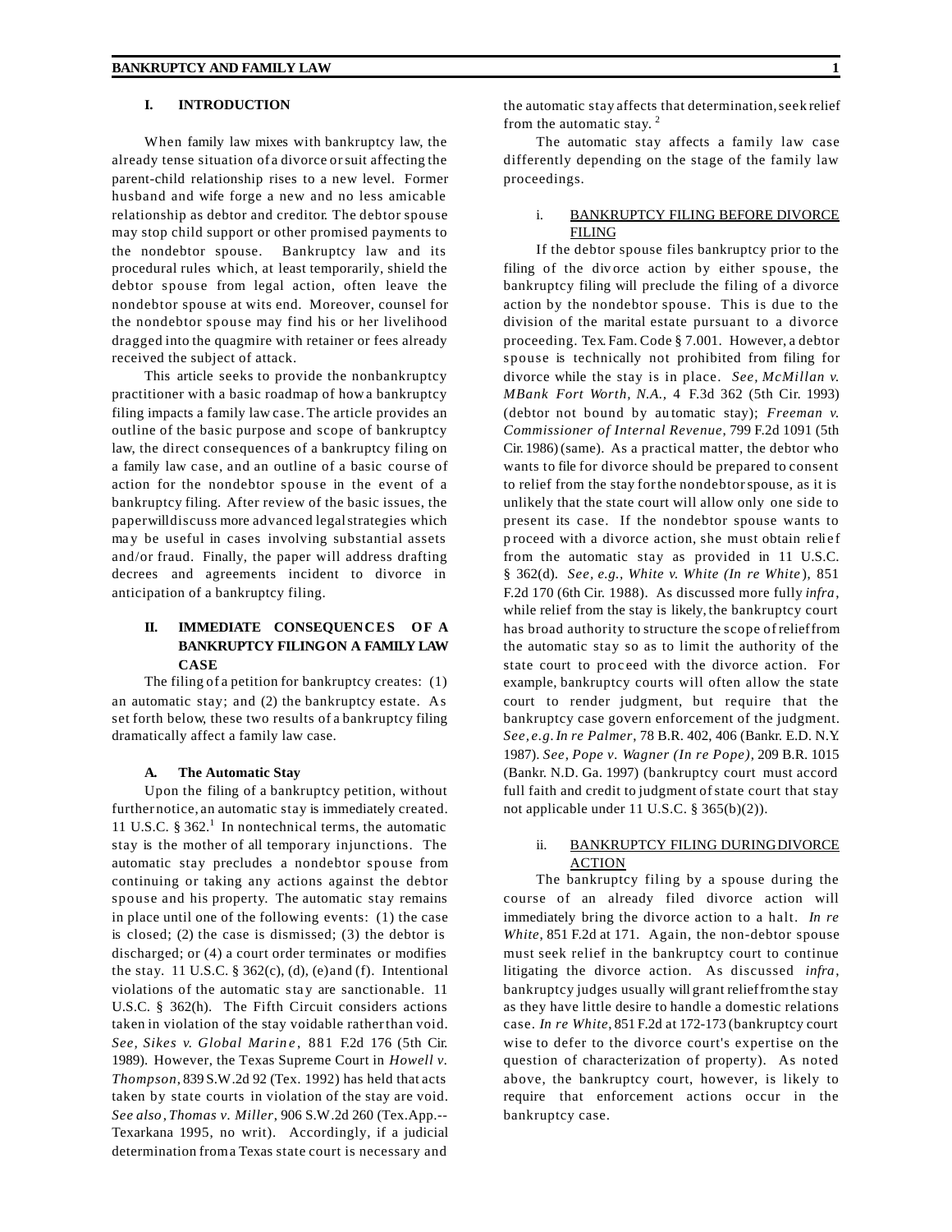## I. INTRODUCTION

When family law mixes with bankruptcy law, the already tense situation of a divorce or suit affecting the parent-child relationship rises to a new level. Former husband and wife forge a new and no less amicable relationship as debtor and creditor. The debtor spouse may stop child support or other promised payments to the nondebtor spouse. Bankruptcy law and its procedural rules which, at least temporarily, shield the debtor spouse from legal action, often leave the nondebtor spouse at wits end. Moreover, counsel for the nondebtor spouse may find his or her livelihood dragged into the quagmire with retainer or fees already received the subject of attack.

This article seeks to provide the nonbankruptcy practitioner with a basic roadmap of how a bankruptcy filing impacts a family law case. The article provides an outline of the basic purpose and scope of bankruptcy law, the direct consequences of a bankruptcy filing on a family law case, and an outline of a basic course of action for the nondebtor spouse in the event of a bankruptcy filing. After review of the basic issues, the paper will discuss more advanced legal strategies which may be useful in cases involving substantial assets and/or fraud. Finally, the paper will address drafting decrees and agreements incident to divorce in anticipation of a bankruptcy filing.

## II. IMMEDIATE CONSEQUENCES OF A BANKRUPTCY FILING ON A FAMILY LAW CASE

The filing of a petition for bankruptcy creates: (1) an automatic stay; and (2) the bankruptcy estate. As set forth below, these two results of a bankruptcy filing dramatically affect a family law case.

### A. The Automatic Stay

Upon the filing of a bankruptcy petition, without further notice, an automatic stay is immediately created. 11 U.S.C. § 362.[1] In nontechnical terms, the automatic stay is the mother of all temporary injunctions. The automatic stay precludes a nondebtor spouse from continuing or taking any actions against the debtor spouse and his property. The automatic stay remains in place until one of the following events: (1) the case is closed; (2) the case is dismissed; (3) the debtor is discharged; or (4) a court order terminates or modifies the stay. 11 U.S.C. § 362(c), (d), (e) and (f). Intentional violations of the automatic stay are sanctionable. 11 U.S.C. § 362(h). The Fifth Circuit considers actions taken in violation of the stay voidable rather than void. *See, Sikes v. Global Marine*, 881 F.2d 176 (5th Cir. 1989). However, the Texas Supreme Court in *Howell v. Thompson*, 839 S.W.2d 92 (Tex. 1992) has held that acts taken by state courts in violation of the stay are void. *See also*, *Thomas v. Miller*, 906 S.W.2d 260 (Tex.App.--Texarkana 1995, no writ). Accordingly, if a judicial determination from a Texas state court is necessary and the automatic stay affects that determination, seek relief from the automatic stay.[2]

The automatic stay affects a family law case differently depending on the stage of the family law proceedings.

#### i. BANKRUPTCY FILING BEFORE DIVORCE FILING

If the debtor spouse files bankruptcy prior to the filing of the divorce action by either spouse, the bankruptcy filing will preclude the filing of a divorce action by the nondebtor spouse. This is due to the division of the marital estate pursuant to a divorce proceeding. Tex. Fam. Code § 7.001. However, a debtor spouse is technically not prohibited from filing for divorce while the stay is in place. *See, McMillan v. MBank Fort Worth, N.A.*, 4 F.3d 362 (5th Cir. 1993) (debtor not bound by automatic stay); *Freeman v. Commissioner of Internal Revenue*, 799 F.2d 1091 (5th Cir. 1986) (same). As a practical matter, the debtor who wants to file for divorce should be prepared to consent to relief from the stay for the nondebtor spouse, as it is unlikely that the state court will allow only one side to present its case. If the nondebtor spouse wants to proceed with a divorce action, she must obtain relief from the automatic stay as provided in 11 U.S.C. § 362(d). *See, e.g., White v. White (In re White*), 851 F.2d 170 (6th Cir. 1988). As discussed more fully *infra*, while relief from the stay is likely, the bankruptcy court has broad authority to structure the scope of relief from the automatic stay so as to limit the authority of the state court to proceed with the divorce action. For example, bankruptcy courts will often allow the state court to render judgment, but require that the bankruptcy case govern enforcement of the judgment. *See, e.g. In re Palmer*, 78 B.R. 402, 406 (Bankr. E.D. N.Y. 1987). *See, Pope v. Wagner (In re Pope)*, 209 B.R. 1015 (Bankr. N.D. Ga. 1997) (bankruptcy court must accord full faith and credit to judgment of state court that stay not applicable under 11 U.S.C. § 365(b)(2)).

#### ii. BANKRUPTCY FILING DURING DIVORCE ACTION

The bankruptcy filing by a spouse during the course of an already filed divorce action will immediately bring the divorce action to a halt. *In re White*, 851 F.2d at 171. Again, the non-debtor spouse must seek relief in the bankruptcy court to continue litigating the divorce action. As discussed *infra*, bankruptcy judges usually will grant relief from the stay as they have little desire to handle a domestic relations case. *In re White*, 851 F.2d at 172-173 (bankruptcy court wise to defer to the divorce court's expertise on the question of characterization of property). As noted above, the bankruptcy court, however, is likely to require that enforcement actions occur in the bankruptcy case.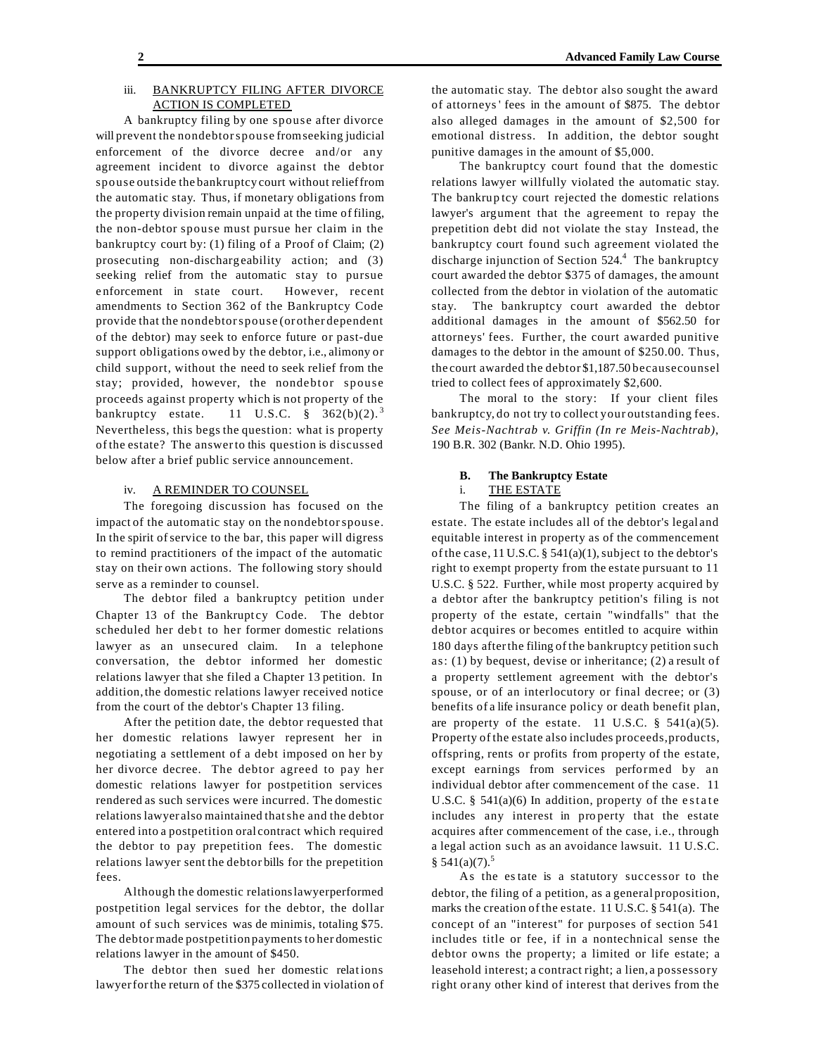#### iii. BANKRUPTCY FILING AFTER DIVORCE ACTION IS COMPLETED

A bankruptcy filing by one spouse after divorce will prevent the nondebtor spouse from seeking judicial enforcement of the divorce decree and/or any agreement incident to divorce against the debtor spouse outside the bankruptcy court without relief from the automatic stay. Thus, if monetary obligations from the property division remain unpaid at the time of filing, the non-debtor spouse must pursue her claim in the bankruptcy court by: (1) filing of a Proof of Claim; (2) prosecuting non-dischargeability action; and (3) seeking relief from the automatic stay to pursue enforcement in state court. However, recent amendments to Section 362 of the Bankruptcy Code provide that the nondebtor spouse (or other dependent of the debtor) may seek to enforce future or past-due support obligations owed by the debtor, i.e., alimony or child support, without the need to seek relief from the stay; provided, however, the nondebtor spouse proceeds against property which is not property of the bankruptcy estate. 11 U.S.C. § 362(b)(2).[3] Nevertheless, this begs the question: what is property of the estate? The answer to this question is discussed below after a brief public service announcement.

#### iv. A REMINDER TO COUNSEL

The foregoing discussion has focused on the impact of the automatic stay on the nondebtor spouse. In the spirit of service to the bar, this paper will digress to remind practitioners of the impact of the automatic stay on their own actions. The following story should serve as a reminder to counsel.

The debtor filed a bankruptcy petition under Chapter 13 of the Bankruptcy Code. The debtor scheduled her debt to her former domestic relations lawyer as an unsecured claim. In a telephone conversation, the debtor informed her domestic relations lawyer that she filed a Chapter 13 petition. In addition, the domestic relations lawyer received notice from the court of the debtor's Chapter 13 filing.

After the petition date, the debtor requested that her domestic relations lawyer represent her in negotiating a settlement of a debt imposed on her by her divorce decree. The debtor agreed to pay her domestic relations lawyer for postpetition services rendered as such services were incurred. The domestic relations lawyer also maintained that she and the debtor entered into a postpetition oral contract which required the debtor to pay prepetition fees. The domestic relations lawyer sent the debtor bills for the prepetition fees.

Although the domestic relations lawyer performed postpetition legal services for the debtor, the dollar amount of such services was de minimis, totaling $75. The debtor made postpetition payments to her domestic relations lawyer in the amount of $450.

The debtor then sued her domestic relations lawyer for the return of the $375 collected in violation of the automatic stay. The debtor also sought the award of attorneys' fees in the amount of $875. The debtor also alleged damages in the amount of $2,500 for emotional distress. In addition, the debtor sought punitive damages in the amount of $5,000.

The bankruptcy court found that the domestic relations lawyer willfully violated the automatic stay. The bankruptcy court rejected the domestic relations lawyer's argument that the agreement to repay the prepetition debt did not violate the stay Instead, the bankruptcy court found such agreement violated the discharge injunction of Section 524.[4] The bankruptcy court awarded the debtor $375 of damages, the amount collected from the debtor in violation of the automatic stay. The bankruptcy court awarded the debtor additional damages in the amount of $562.50 for attorneys' fees. Further, the court awarded punitive damages to the debtor in the amount of $250.00. Thus, the court awarded the debtor $1,187.50 because counsel tried to collect fees of approximately $2,600.

The moral to the story: If your client files bankruptcy, do not try to collect your outstanding fees. *See Meis-Nachtrab v. Griffin (In re Meis-Nachtrab)*, 190 B.R. 302 (Bankr. N.D. Ohio 1995).

### B. The Bankruptcy Estate

#### i. THE ESTATE

The filing of a bankruptcy petition creates an estate. The estate includes all of the debtor's legal and equitable interest in property as of the commencement of the case, 11 U.S.C. § 541(a)(1), subject to the debtor's right to exempt property from the estate pursuant to 11 U.S.C. § 522. Further, while most property acquired by a debtor after the bankruptcy petition's filing is not property of the estate, certain "windfalls" that the debtor acquires or becomes entitled to acquire within 180 days after the filing of the bankruptcy petition such as: (1) by bequest, devise or inheritance; (2) a result of a property settlement agreement with the debtor's spouse, or of an interlocutory or final decree; or (3) benefits of a life insurance policy or death benefit plan, are property of the estate. 11 U.S.C. § 541(a)(5). Property of the estate also includes proceeds, products, offspring, rents or profits from property of the estate, except earnings from services performed by an individual debtor after commencement of the case. 11 U.S.C. § 541(a)(6) In addition, property of the estate includes any interest in property that the estate acquires after commencement of the case, i.e., through a legal action such as an avoidance lawsuit. 11 U.S.C. § 541(a)(7).[5]

As the estate is a statutory successor to the debtor, the filing of a petition, as a general proposition, marks the creation of the estate. 11 U.S.C. § 541(a). The concept of an "interest" for purposes of section 541 includes title or fee, if in a nontechnical sense the debtor owns the property; a limited or life estate; a leasehold interest; a contract right; a lien, a possessory right or any other kind of interest that derives from the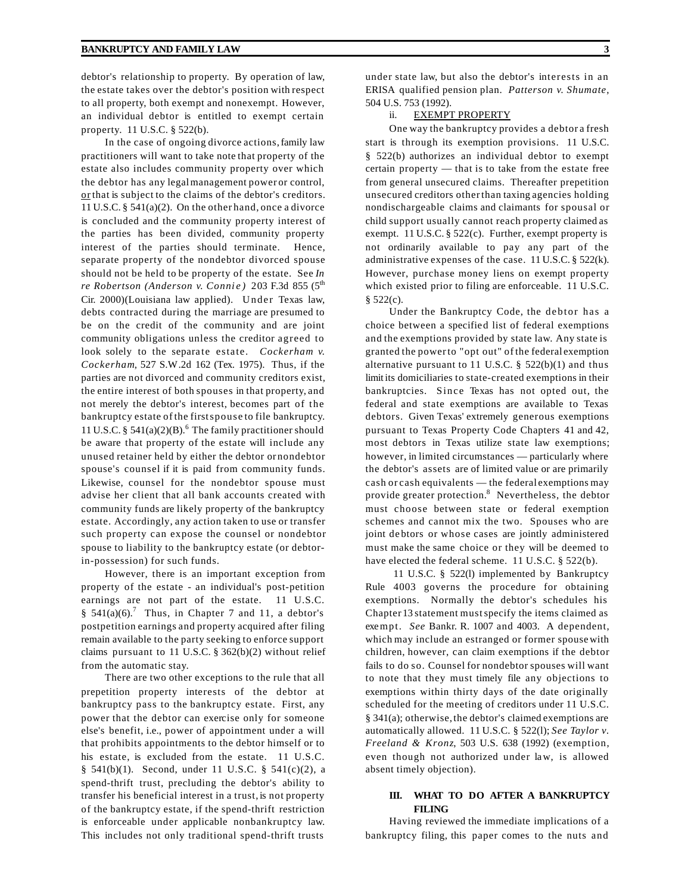debtor's relationship to property. By operation of law, the estate takes over the debtor's position with respect to all property, both exempt and nonexempt. However, an individual debtor is entitled to exempt certain property. 11 U.S.C. § 522(b).

In the case of ongoing divorce actions, family law practitioners will want to take note that property of the estate also includes community property over which the debtor has any legal management power or control, or that is subject to the claims of the debtor's creditors. 11 U.S.C. § 541(a)(2). On the other hand, once a divorce is concluded and the community property interest of the parties has been divided, community property interest of the parties should terminate. Hence, separate property of the nondebtor divorced spouse should not be held to be property of the estate. See *In re Robertson (Anderson v. Connie)* 203 F.3d 855 (5th Cir. 2000)(Louisiana law applied). Under Texas law, debts contracted during the marriage are presumed to be on the credit of the community and are joint community obligations unless the creditor agreed to look solely to the separate estate. *Cockerham v. Cockerham*, 527 S.W.2d 162 (Tex. 1975). Thus, if the parties are not divorced and community creditors exist, the entire interest of both spouses in that property, and not merely the debtor's interest, becomes part of the bankruptcy estate of the first spouse to file bankruptcy. 11 U.S.C. § 541(a)(2)(B).[6] The family practitioner should be aware that property of the estate will include any unused retainer held by either the debtor or nondebtor spouse's counsel if it is paid from community funds. Likewise, counsel for the nondebtor spouse must advise her client that all bank accounts created with community funds are likely property of the bankruptcy estate. Accordingly, any action taken to use or transfer such property can expose the counsel or nondebtor spouse to liability to the bankruptcy estate (or debtor-in-possession) for such funds.

However, there is an important exception from property of the estate - an individual's post-petition earnings are not part of the estate. 11 U.S.C. § 541(a)(6).[7] Thus, in Chapter 7 and 11, a debtor's postpetition earnings and property acquired after filing remain available to the party seeking to enforce support claims pursuant to 11 U.S.C. § 362(b)(2) without relief from the automatic stay.

There are two other exceptions to the rule that all prepetition property interests of the debtor at bankruptcy pass to the bankruptcy estate. First, any power that the debtor can exercise only for someone else's benefit, i.e., power of appointment under a will that prohibits appointments to the debtor himself or to his estate, is excluded from the estate. 11 U.S.C. § 541(b)(1). Second, under 11 U.S.C. § 541(c)(2), a spend-thrift trust, precluding the debtor's ability to transfer his beneficial interest in a trust, is not property of the bankruptcy estate, if the spend-thrift restriction is enforceable under applicable nonbankruptcy law. This includes not only traditional spend-thrift trusts under state law, but also the debtor's interests in an ERISA qualified pension plan. *Patterson v. Shumate*, 504 U.S. 753 (1992).

ii. EXEMPT PROPERTY

One way the bankruptcy provides a debtor a fresh start is through its exemption provisions. 11 U.S.C. § 522(b) authorizes an individual debtor to exempt certain property — that is to take from the estate free from general unsecured claims. Thereafter prepetition unsecured creditors other than taxing agencies holding nondischargeable claims and claimants for spousal or child support usually cannot reach property claimed as exempt. 11 U.S.C. § 522(c). Further, exempt property is not ordinarily available to pay any part of the administrative expenses of the case. 11 U.S.C. § 522(k). However, purchase money liens on exempt property which existed prior to filing are enforceable. 11 U.S.C. § 522(c).

Under the Bankruptcy Code, the debtor has a choice between a specified list of federal exemptions and the exemptions provided by state law. Any state is granted the power to "opt out" of the federal exemption alternative pursuant to 11 U.S.C. § 522(b)(1) and thus limit its domiciliaries to state-created exemptions in their bankruptcies. Since Texas has not opted out, the federal and state exemptions are available to Texas debtors. Given Texas' extremely generous exemptions pursuant to Texas Property Code Chapters 41 and 42, most debtors in Texas utilize state law exemptions; however, in limited circumstances — particularly where the debtor's assets are of limited value or are primarily cash or cash equivalents — the federal exemptions may provide greater protection.[8] Nevertheless, the debtor must choose between state or federal exemption schemes and cannot mix the two. Spouses who are joint debtors or whose cases are jointly administered must make the same choice or they will be deemed to have elected the federal scheme. 11 U.S.C. § 522(b).

11 U.S.C. § 522(l) implemented by Bankruptcy Rule 4003 governs the procedure for obtaining exemptions. Normally the debtor's schedules his Chapter 13 statement must specify the items claimed as exempt. *See* Bankr. R. 1007 and 4003. A dependent, which may include an estranged or former spouse with children, however, can claim exemptions if the debtor fails to do so. Counsel for nondebtor spouses will want to note that they must timely file any objections to exemptions within thirty days of the date originally scheduled for the meeting of creditors under 11 U.S.C. § 341(a); otherwise, the debtor's claimed exemptions are automatically allowed. 11 U.S.C. § 522(l); *See Taylor v. Freeland & Kronz*, 503 U.S. 638 (1992) (exemption, even though not authorized under law, is allowed absent timely objection).

## III. WHAT TO DO AFTER A BANKRUPTCY FILING

Having reviewed the immediate implications of a bankruptcy filing, this paper comes to the nuts and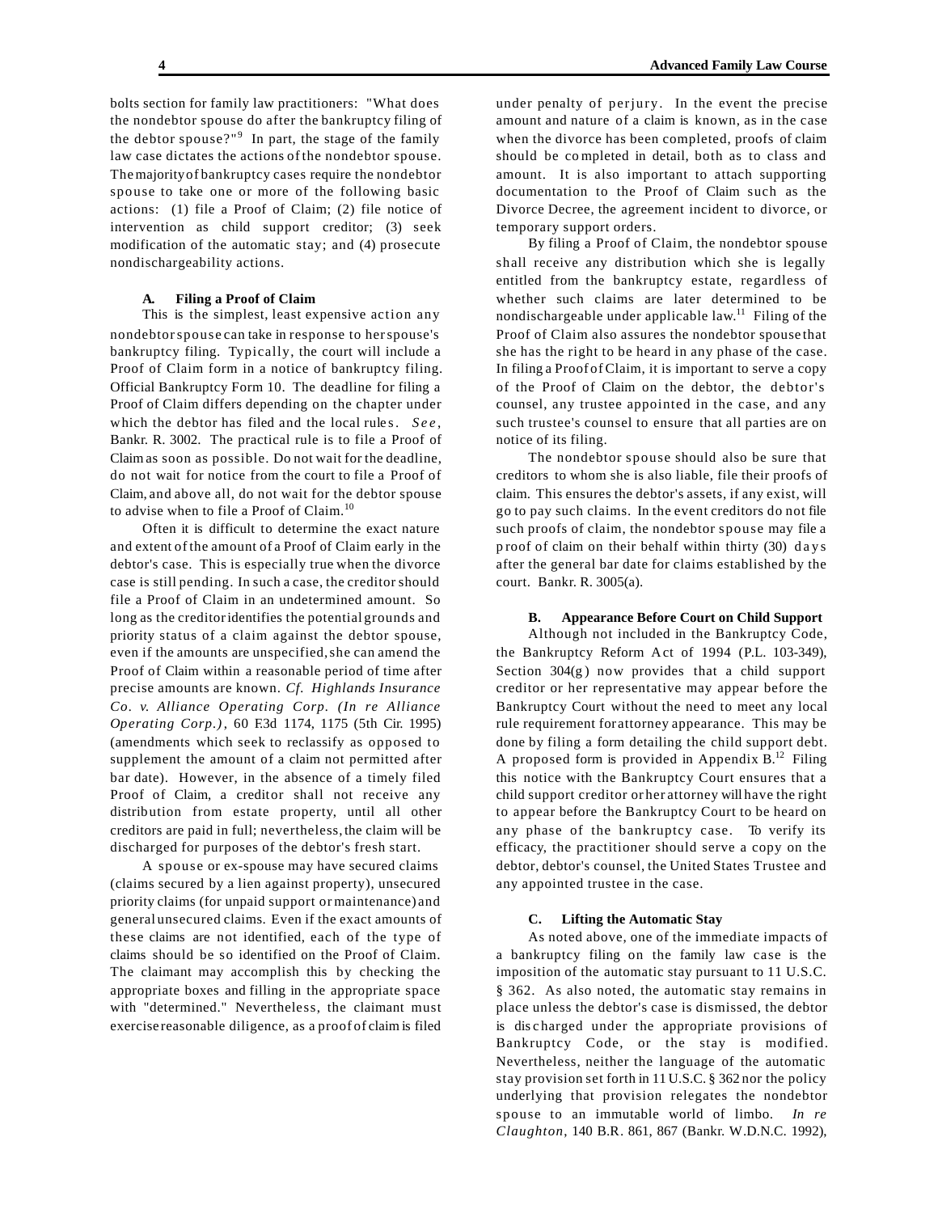bolts section for family law practitioners: "What does the nondebtor spouse do after the bankruptcy filing of the debtor spouse?"[9] In part, the stage of the family law case dictates the actions of the nondebtor spouse. The majority of bankruptcy cases require the nondebtor spouse to take one or more of the following basic actions: (1) file a Proof of Claim; (2) file notice of intervention as child support creditor; (3) seek modification of the automatic stay; and (4) prosecute nondischargeability actions.

### A. Filing a Proof of Claim

This is the simplest, least expensive action any nondebtor spouse can take in response to her spouse's bankruptcy filing. Typically, the court will include a Proof of Claim form in a notice of bankruptcy filing. Official Bankruptcy Form 10. The deadline for filing a Proof of Claim differs depending on the chapter under which the debtor has filed and the local rules. *See*, Bankr. R. 3002. The practical rule is to file a Proof of Claim as soon as possible. Do not wait for the deadline, do not wait for notice from the court to file a Proof of Claim, and above all, do not wait for the debtor spouse to advise when to file a Proof of Claim.[10]

Often it is difficult to determine the exact nature and extent of the amount of a Proof of Claim early in the debtor's case. This is especially true when the divorce case is still pending. In such a case, the creditor should file a Proof of Claim in an undetermined amount. So long as the creditor identifies the potential grounds and priority status of a claim against the debtor spouse, even if the amounts are unspecified, she can amend the Proof of Claim within a reasonable period of time after precise amounts are known. *Cf. Highlands Insurance Co. v. Alliance Operating Corp. (In re Alliance Operating Corp.)*, 60 F.3d 1174, 1175 (5th Cir. 1995) (amendments which seek to reclassify as opposed to supplement the amount of a claim not permitted after bar date). However, in the absence of a timely filed Proof of Claim, a creditor shall not receive any distribution from estate property, until all other creditors are paid in full; nevertheless, the claim will be discharged for purposes of the debtor's fresh start.

A spouse or ex-spouse may have secured claims (claims secured by a lien against property), unsecured priority claims (for unpaid support or maintenance) and general unsecured claims. Even if the exact amounts of these claims are not identified, each of the type of claims should be so identified on the Proof of Claim. The claimant may accomplish this by checking the appropriate boxes and filling in the appropriate space with "determined." Nevertheless, the claimant must exercise reasonable diligence, as a proof of claim is filed under penalty of perjury. In the event the precise amount and nature of a claim is known, as in the case when the divorce has been completed, proofs of claim should be completed in detail, both as to class and amount. It is also important to attach supporting documentation to the Proof of Claim such as the Divorce Decree, the agreement incident to divorce, or temporary support orders.

By filing a Proof of Claim, the nondebtor spouse shall receive any distribution which she is legally entitled from the bankruptcy estate, regardless of whether such claims are later determined to be nondischargeable under applicable law.[11] Filing of the Proof of Claim also assures the nondebtor spouse that she has the right to be heard in any phase of the case. In filing a Proof of Claim, it is important to serve a copy of the Proof of Claim on the debtor, the debtor's counsel, any trustee appointed in the case, and any such trustee's counsel to ensure that all parties are on notice of its filing.

The nondebtor spouse should also be sure that creditors to whom she is also liable, file their proofs of claim. This ensures the debtor's assets, if any exist, will go to pay such claims. In the event creditors do not file such proofs of claim, the nondebtor spouse may file a proof of claim on their behalf within thirty (30) days after the general bar date for claims established by the court. Bankr. R. 3005(a).

### B. Appearance Before Court on Child Support

Although not included in the Bankruptcy Code, the Bankruptcy Reform Act of 1994 (P.L. 103-349), Section 304(g) now provides that a child support creditor or her representative may appear before the Bankruptcy Court without the need to meet any local rule requirement for attorney appearance. This may be done by filing a form detailing the child support debt. A proposed form is provided in Appendix B.[12] Filing this notice with the Bankruptcy Court ensures that a child support creditor or her attorney will have the right to appear before the Bankruptcy Court to be heard on any phase of the bankruptcy case. To verify its efficacy, the practitioner should serve a copy on the debtor, debtor's counsel, the United States Trustee and any appointed trustee in the case.

### C. Lifting the Automatic Stay

As noted above, one of the immediate impacts of a bankruptcy filing on the family law case is the imposition of the automatic stay pursuant to 11 U.S.C. § 362. As also noted, the automatic stay remains in place unless the debtor's case is dismissed, the debtor is discharged under the appropriate provisions of Bankruptcy Code, or the stay is modified. Nevertheless, neither the language of the automatic stay provision set forth in 11 U.S.C. § 362 nor the policy underlying that provision relegates the nondebtor spouse to an immutable world of limbo. *In re Claughton*, 140 B.R. 861, 867 (Bankr. W.D.N.C. 1992),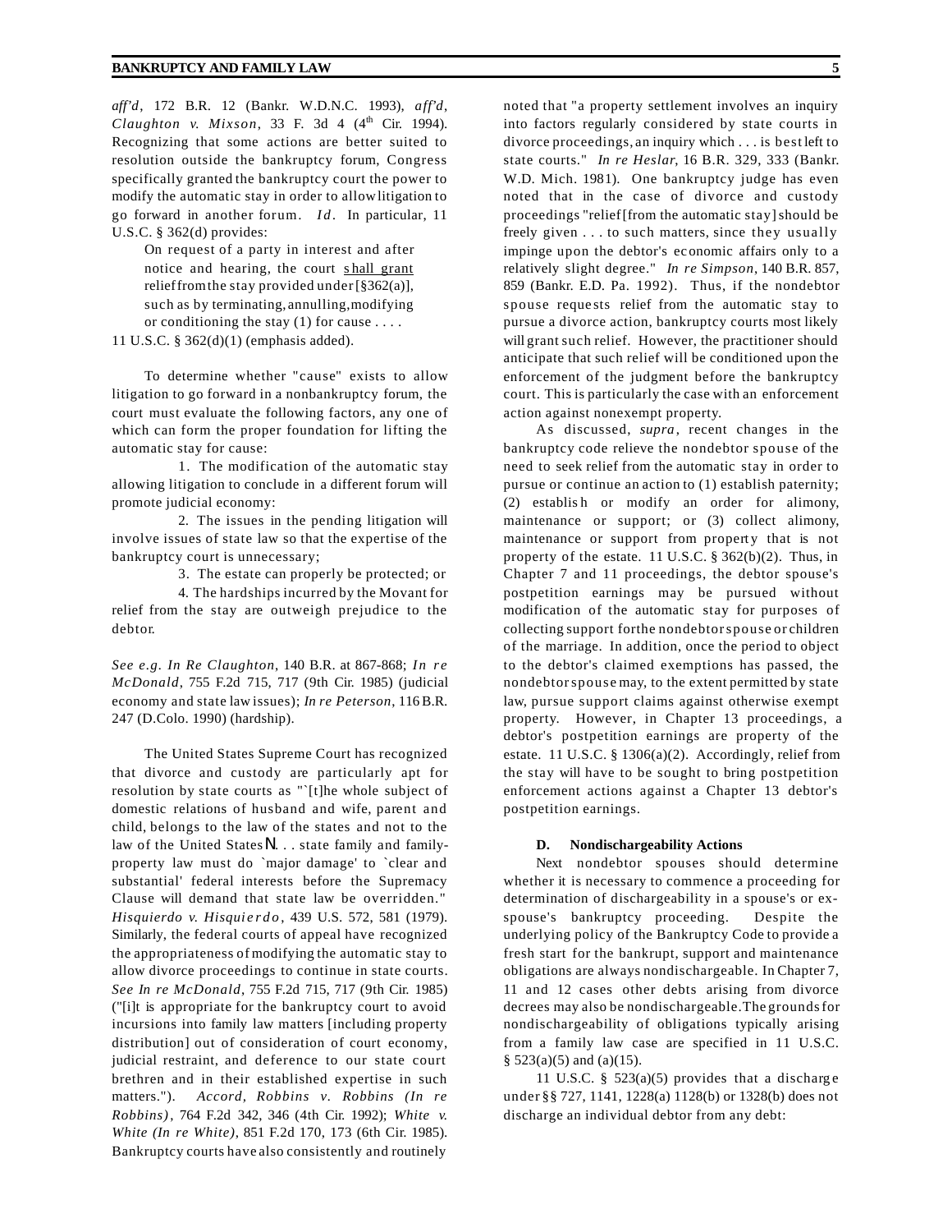*aff'd*, 172 B.R. 12 (Bankr. W.D.N.C. 1993), *aff'd*, *Claughton v. Mixson*, 33 F. 3d 4 (4th Cir. 1994). Recognizing that some actions are better suited to resolution outside the bankruptcy forum, Congress specifically granted the bankruptcy court the power to modify the automatic stay in order to allow litigation to go forward in another forum. *Id*. In particular, 11 U.S.C. § 362(d) provides:

> On request of a party in interest and after notice and hearing, the court shall grant relief from the stay provided under [§362(a)], such as by terminating, annulling, modifying or conditioning the stay (1) for cause . . . .

11 U.S.C. § 362(d)(1) (emphasis added).

To determine whether "cause" exists to allow litigation to go forward in a nonbankruptcy forum, the court must evaluate the following factors, any one of which can form the proper foundation for lifting the automatic stay for cause:

1. The modification of the automatic stay allowing litigation to conclude in a different forum will promote judicial economy:
2. The issues in the pending litigation will involve issues of state law so that the expertise of the bankruptcy court is unnecessary;
3. The estate can properly be protected; or
4. The hardships incurred by the Movant for relief from the stay are outweigh prejudice to the debtor.

*See e.g. In Re Claughton*, 140 B.R. at 867-868; *In re McDonald*, 755 F.2d 715, 717 (9th Cir. 1985) (judicial economy and state law issues); *In re Peterson*, 116 B.R. 247 (D.Colo. 1990) (hardship).

The United States Supreme Court has recognized that divorce and custody are particularly apt for resolution by state courts as "`[t]he whole subject of domestic relations of husband and wife, parent and child, belongs to the law of the states and not to the law of the United States N. . . state family and family-property law must do `major damage' to `clear and substantial' federal interests before the Supremacy Clause will demand that state law be overridden." *Hisquierdo v. Hisquierdo*, 439 U.S. 572, 581 (1979). Similarly, the federal courts of appeal have recognized the appropriateness of modifying the automatic stay to allow divorce proceedings to continue in state courts. *See In re McDonald*, 755 F.2d 715, 717 (9th Cir. 1985) ("[i]t is appropriate for the bankruptcy court to avoid incursions into family law matters [including property distribution] out of consideration of court economy, judicial restraint, and deference to our state court brethren and in their established expertise in such matters."). *Accord, Robbins v. Robbins (In re Robbins)*, 764 F.2d 342, 346 (4th Cir. 1992); *White v. White (In re White)*, 851 F.2d 170, 173 (6th Cir. 1985). Bankruptcy courts have also consistently and routinely noted that "a property settlement involves an inquiry into factors regularly considered by state courts in divorce proceedings, an inquiry which . . . is best left to state courts." *In re Heslar*, 16 B.R. 329, 333 (Bankr. W.D. Mich. 1981). One bankruptcy judge has even noted that in the case of divorce and custody proceedings "relief [from the automatic stay] should be freely given . . . to such matters, since they usually impinge upon the debtor's economic affairs only to a relatively slight degree." *In re Simpson*, 140 B.R. 857, 859 (Bankr. E.D. Pa. 1992). Thus, if the nondebtor spouse requests relief from the automatic stay to pursue a divorce action, bankruptcy courts most likely will grant such relief. However, the practitioner should anticipate that such relief will be conditioned upon the enforcement of the judgment before the bankruptcy court. This is particularly the case with an enforcement action against nonexempt property.

As discussed, *supra*, recent changes in the bankruptcy code relieve the nondebtor spouse of the need to seek relief from the automatic stay in order to pursue or continue an action to (1) establish paternity; (2) establish or modify an order for alimony, maintenance or support; or (3) collect alimony, maintenance or support from property that is not property of the estate. 11 U.S.C. § 362(b)(2). Thus, in Chapter 7 and 11 proceedings, the debtor spouse's postpetition earnings may be pursued without modification of the automatic stay for purposes of collecting support for the nondebtor spouse or children of the marriage. In addition, once the period to object to the debtor's claimed exemptions has passed, the nondebtor spouse may, to the extent permitted by state law, pursue support claims against otherwise exempt property. However, in Chapter 13 proceedings, a debtor's postpetition earnings are property of the estate. 11 U.S.C. § 1306(a)(2). Accordingly, relief from the stay will have to be sought to bring postpetition enforcement actions against a Chapter 13 debtor's postpetition earnings.

#### D. Nondischargeability Actions

Next nondebtor spouses should determine whether it is necessary to commence a proceeding for determination of dischargeability in a spouse's or ex-spouse's bankruptcy proceeding. Despite the underlying policy of the Bankruptcy Code to provide a fresh start for the bankrupt, support and maintenance obligations are always nondischargeable. In Chapter 7, 11 and 12 cases other debts arising from divorce decrees may also be nondischargeable. The grounds for nondischargeability of obligations typically arising from a family law case are specified in 11 U.S.C. § 523(a)(5) and (a)(15).

11 U.S.C. § 523(a)(5) provides that a discharge under §§ 727, 1141, 1228(a) 1128(b) or 1328(b) does not discharge an individual debtor from any debt: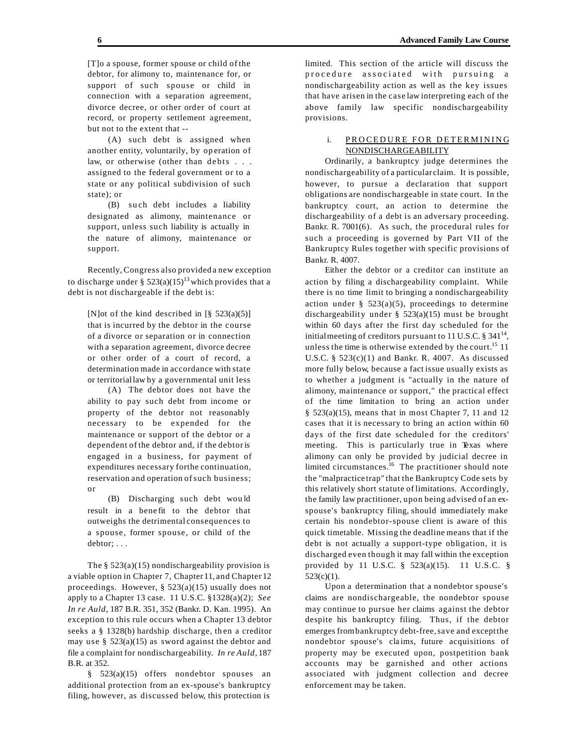> [T]o a spouse, former spouse or child of the debtor, for alimony to, maintenance for, or support of such spouse or child in connection with a separation agreement, divorce decree, or other order of court at record, or property settlement agreement, but not to the extent that --
>
> (A) such debt is assigned when another entity, voluntarily, by operation of law, or otherwise (other than debts . . . assigned to the federal government or to a state or any political subdivision of such state); or
>
> (B) such debt includes a liability designated as alimony, maintenance or support, unless such liability is actually in the nature of alimony, maintenance or support.

Recently, Congress also provided a new exception to discharge under § 523(a)(15)[13] which provides that a debt is not dischargeable if the debt is:

> [N]ot of the kind described in [§ 523(a)(5)] that is incurred by the debtor in the course of a divorce or separation or in connection with a separation agreement, divorce decree or other order of a court of record, a determination made in accordance with state or territorial law by a governmental unit less
>
> (A) The debtor does not have the ability to pay such debt from income or property of the debtor not reasonably necessary to be expended for the maintenance or support of the debtor or a dependent of the debtor and, if the debtor is engaged in a business, for payment of expenditures necessary forthe continuation, reservation and operation of such business; or
>
> (B) Discharging such debt would result in a benefit to the debtor that outweighs the detrimental consequences to a spouse, former spouse, or child of the debtor; . . .

The § 523(a)(15) nondischargeability provision is a viable option in Chapter 7, Chapter 11, and Chapter 12 proceedings. However, § 523(a)(15) usually does not apply to a Chapter 13 case. 11 U.S.C. §1328(a)(2); *See In re Auld*, 187 B.R. 351, 352 (Bankr. D. Kan. 1995). An exception to this rule occurs when a Chapter 13 debtor seeks a § 1328(b) hardship discharge, then a creditor may use § 523(a)(15) as sword against the debtor and file a complaint for nondischargeability. *In re Auld*, 187 B.R. at 352.

§ 523(a)(15) offers nondebtor spouses an additional protection from an ex-spouse's bankruptcy filing, however, as discussed below, this protection is limited. This section of the article will discuss the procedure associated with pursuing a nondischargeability action as well as the key issues that have arisen in the case law interpreting each of the above family law specific nondischargeability provisions.

### i. PROCEDURE FOR DETERMINING NONDISCHARGEABILITY

Ordinarily, a bankruptcy judge determines the nondischargeability of a particular claim. It is possible, however, to pursue a declaration that support obligations are nondischargeable in state court. In the bankruptcy court, an action to determine the dischargeability of a debt is an adversary proceeding. Bankr. R. 7001(6). As such, the procedural rules for such a proceeding is governed by Part VII of the Bankruptcy Rules together with specific provisions of Bankr. R. 4007.

Either the debtor or a creditor can institute an action by filing a dischargeability complaint. While there is no time limit to bringing a nondischargeability action under § 523(a)(5), proceedings to determine dischargeability under § 523(a)(15) must be brought within 60 days after the first day scheduled for the initial meeting of creditors pursuant to 11 U.S.C. § 341[14], unless the time is otherwise extended by the court.[15] 11 U.S.C. § 523(c)(1) and Bankr. R. 4007. As discussed more fully below, because a fact issue usually exists as to whether a judgment is "actually in the nature of alimony, maintenance or support," the practical effect of the time limitation to bring an action under § 523(a)(15), means that in most Chapter 7, 11 and 12 cases that it is necessary to bring an action within 60 days of the first date scheduled for the creditors' meeting. This is particularly true in Texas where alimony can only be provided by judicial decree in limited circumstances.[16] The practitioner should note the "malpractice trap" that the Bankruptcy Code sets by this relatively short statute of limitations. Accordingly, the family law practitioner, upon being advised of an ex-spouse's bankruptcy filing, should immediately make certain his nondebtor-spouse client is aware of this quick timetable. Missing the deadline means that if the debt is not actually a support-type obligation, it is discharged even though it may fall within the exception provided by 11 U.S.C. § 523(a)(15). 11 U.S.C. § 523(c)(1).

Upon a determination that a nondebtor spouse's claims are nondischargeable, the nondebtor spouse may continue to pursue her claims against the debtor despite his bankruptcy filing. Thus, if the debtor emerges from bankruptcy debt-free, save and except the nondebtor spouse's claims, future acquisitions of property may be executed upon, postpetition bank accounts may be garnished and other actions associated with judgment collection and decree enforcement may be taken.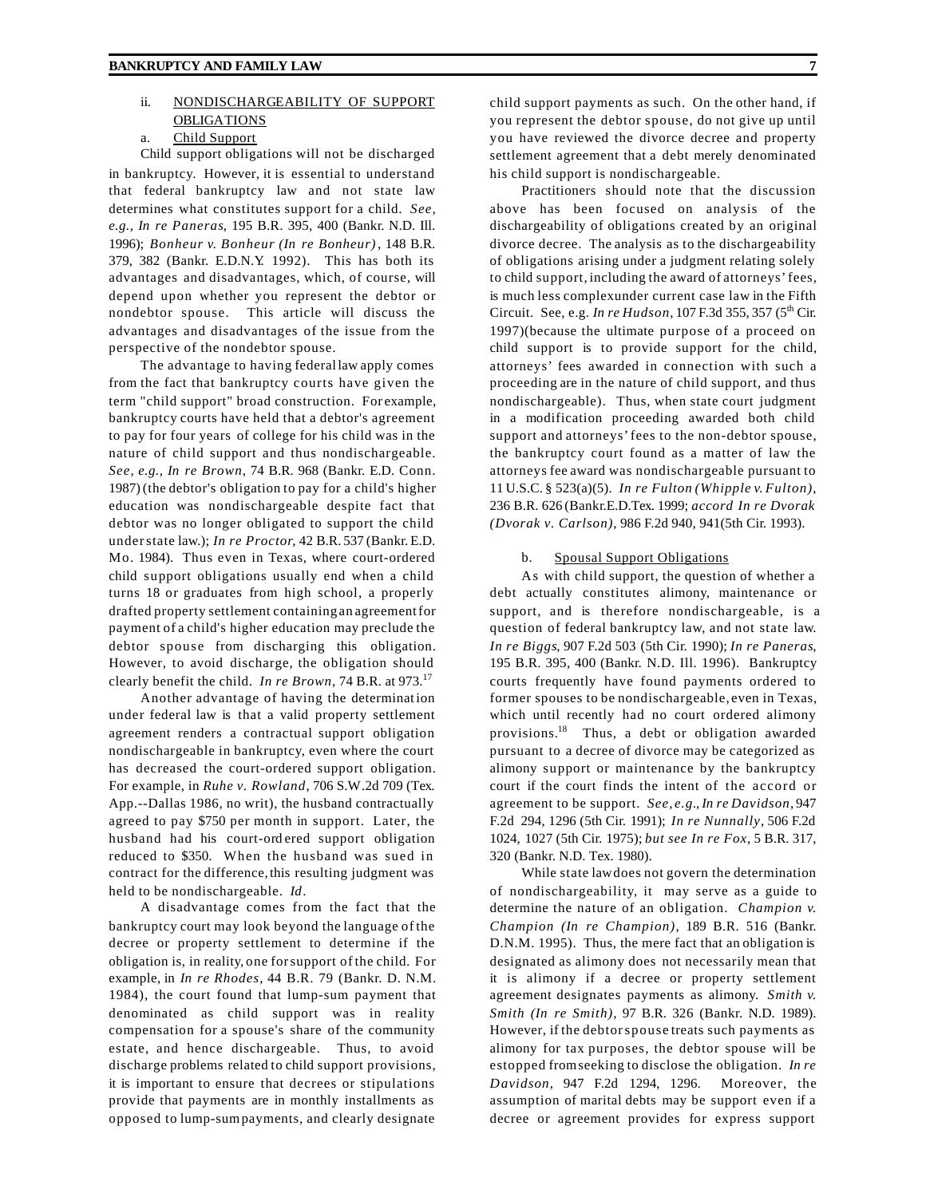ii. NONDISCHARGEABILITY OF SUPPORT OBLIGATIONS

a. Child Support

Child support obligations will not be discharged in bankruptcy. However, it is essential to understand that federal bankruptcy law and not state law determines what constitutes support for a child. *See, e.g., In re Paneras*, 195 B.R. 395, 400 (Bankr. N.D. Ill. 1996); *Bonheur v. Bonheur (In re Bonheur)*, 148 B.R. 379, 382 (Bankr. E.D.N.Y. 1992). This has both its advantages and disadvantages, which, of course, will depend upon whether you represent the debtor or nondebtor spouse. This article will discuss the advantages and disadvantages of the issue from the perspective of the nondebtor spouse.

The advantage to having federal law apply comes from the fact that bankruptcy courts have given the term "child support" broad construction. For example, bankruptcy courts have held that a debtor's agreement to pay for four years of college for his child was in the nature of child support and thus nondischargeable. *See, e.g., In re Brown*, 74 B.R. 968 (Bankr. E.D. Conn. 1987) (the debtor's obligation to pay for a child's higher education was nondischargeable despite fact that debtor was no longer obligated to support the child under state law.); *In re Proctor*, 42 B.R. 537 (Bankr. E.D. Mo. 1984). Thus even in Texas, where court-ordered child support obligations usually end when a child turns 18 or graduates from high school, a properly drafted property settlement containing an agreement for payment of a child's higher education may preclude the debtor spouse from discharging this obligation. However, to avoid discharge, the obligation should clearly benefit the child. *In re Brown*, 74 B.R. at 973.[17]

Another advantage of having the determination under federal law is that a valid property settlement agreement renders a contractual support obligation nondischargeable in bankruptcy, even where the court has decreased the court-ordered support obligation. For example, in *Ruhe v. Rowland*, 706 S.W.2d 709 (Tex. App.--Dallas 1986, no writ), the husband contractually agreed to pay $750 per month in support. Later, the husband had his court-ordered support obligation reduced to $350. When the husband was sued in contract for the difference, this resulting judgment was held to be nondischargeable. *Id*.

A disadvantage comes from the fact that the bankruptcy court may look beyond the language of the decree or property settlement to determine if the obligation is, in reality, one for support of the child. For example, in *In re Rhodes*, 44 B.R. 79 (Bankr. D. N.M. 1984), the court found that lump-sum payment that denominated as child support was in reality compensation for a spouse's share of the community estate, and hence dischargeable. Thus, to avoid discharge problems related to child support provisions, it is important to ensure that decrees or stipulations provide that payments are in monthly installments as opposed to lump-sum payments, and clearly designate child support payments as such. On the other hand, if you represent the debtor spouse, do not give up until you have reviewed the divorce decree and property settlement agreement that a debt merely denominated his child support is nondischargeable.

Practitioners should note that the discussion above has been focused on analysis of the dischargeability of obligations created by an original divorce decree. The analysis as to the dischargeability of obligations arising under a judgment relating solely to child support, including the award of attorneys' fees, is much less complex under current case law in the Fifth Circuit. See, e.g. *In re Hudson*, 107 F.3d 355, 357 (5th Cir. 1997)(because the ultimate purpose of a proceed on child support is to provide support for the child, attorneys' fees awarded in connection with such a proceeding are in the nature of child support, and thus nondischargeable). Thus, when state court judgment in a modification proceeding awarded both child support and attorneys' fees to the non-debtor spouse, the bankruptcy court found as a matter of law the attorneys fee award was nondischargeable pursuant to 11 U.S.C. § 523(a)(5). *In re Fulton (Whipple v. Fulton)*, 236 B.R. 626 (Bankr.E.D.Tex. 1999; *accord In re Dvorak (Dvorak v. Carlson)*, 986 F.2d 940, 941(5th Cir. 1993).

b. Spousal Support Obligations

As with child support, the question of whether a debt actually constitutes alimony, maintenance or support, and is therefore nondischargeable, is a question of federal bankruptcy law, and not state law. *In re Biggs*, 907 F.2d 503 (5th Cir. 1990); *In re Paneras*, 195 B.R. 395, 400 (Bankr. N.D. Ill. 1996). Bankruptcy courts frequently have found payments ordered to former spouses to be nondischargeable, even in Texas, which until recently had no court ordered alimony provisions.[18] Thus, a debt or obligation awarded pursuant to a decree of divorce may be categorized as alimony support or maintenance by the bankruptcy court if the court finds the intent of the accord or agreement to be support. *See, e.g., In re Davidson*, 947 F.2d 294, 1296 (5th Cir. 1991); *In re Nunnally*, 506 F.2d 1024, 1027 (5th Cir. 1975); *but see In re Fox*, 5 B.R. 317, 320 (Bankr. N.D. Tex. 1980).

While state law does not govern the determination of nondischargeability, it may serve as a guide to determine the nature of an obligation. *Champion v. Champion (In re Champion)*, 189 B.R. 516 (Bankr. D.N.M. 1995). Thus, the mere fact that an obligation is designated as alimony does not necessarily mean that it is alimony if a decree or property settlement agreement designates payments as alimony. *Smith v. Smith (In re Smith)*, 97 B.R. 326 (Bankr. N.D. 1989). However, if the debtor spouse treats such payments as alimony for tax purposes, the debtor spouse will be estopped from seeking to disclose the obligation. *In re Davidson*, 947 F.2d 1294, 1296. Moreover, the assumption of marital debts may be support even if a decree or agreement provides for express support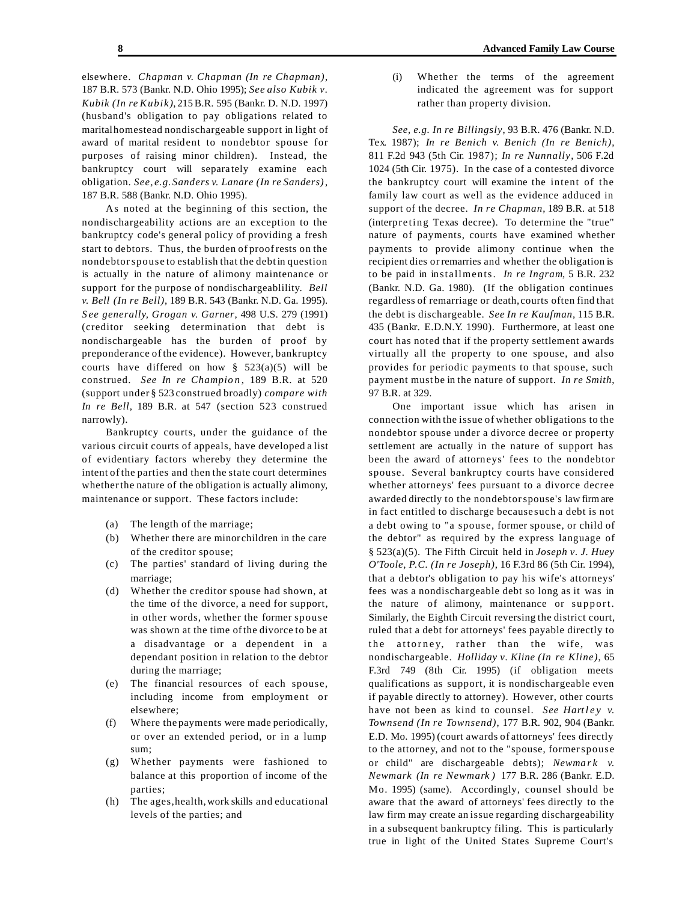elsewhere. *Chapman v. Chapman (In re Chapman)*, 187 B.R. 573 (Bankr. N.D. Ohio 1995); *See also Kubik v. Kubik (In re Kubik)*, 215 B.R. 595 (Bankr. D. N.D. 1997) (husband's obligation to pay obligations related to marital homestead nondischargeable support in light of award of marital resident to nondebtor spouse for purposes of raising minor children). Instead, the bankruptcy court will separately examine each obligation. *See, e.g. Sanders v. Lanare (In re Sanders)*, 187 B.R. 588 (Bankr. N.D. Ohio 1995).

As noted at the beginning of this section, the nondischargeability actions are an exception to the bankruptcy code's general policy of providing a fresh start to debtors. Thus, the burden of proof rests on the nondebtor spouse to establish that the debt in question is actually in the nature of alimony maintenance or support for the purpose of nondischargeablility. *Bell v. Bell (In re Bell)*, 189 B.R. 543 (Bankr. N.D. Ga. 1995). *See generally, Grogan v. Garner*, 498 U.S. 279 (1991) (creditor seeking determination that debt is nondischargeable has the burden of proof by preponderance of the evidence). However, bankruptcy courts have differed on how § 523(a)(5) will be construed. *See In re Champion*, 189 B.R. at 520 (support under § 523 construed broadly) *compare with In re Bell*, 189 B.R. at 547 (section 523 construed narrowly).

Bankruptcy courts, under the guidance of the various circuit courts of appeals, have developed a list of evidentiary factors whereby they determine the intent of the parties and then the state court determines whether the nature of the obligation is actually alimony, maintenance or support. These factors include:

(a) The length of the marriage;

(b) Whether there are minor children in the care of the creditor spouse;

(c) The parties' standard of living during the marriage;

(d) Whether the creditor spouse had shown, at the time of the divorce, a need for support, in other words, whether the former spouse was shown at the time of the divorce to be at a disadvantage or a dependent in a dependant position in relation to the debtor during the marriage;

(e) The financial resources of each spouse, including income from employment or elsewhere;

(f) Where the payments were made periodically, or over an extended period, or in a lump sum;

(g) Whether payments were fashioned to balance at this proportion of income of the parties;

(h) The ages, health, work skills and educational levels of the parties; and

(i) Whether the terms of the agreement indicated the agreement was for support rather than property division.

*See, e.g. In re Billingsly*, 93 B.R. 476 (Bankr. N.D. Tex. 1987); *In re Benich v. Benich (In re Benich)*, 811 F.2d 943 (5th Cir. 1987); *In re Nunnally*, 506 F.2d 1024 (5th Cir. 1975). In the case of a contested divorce the bankruptcy court will examine the intent of the family law court as well as the evidence adduced in support of the decree. *In re Chapman*, 189 B.R. at 518 (interpreting Texas decree). To determine the "true" nature of payments, courts have examined whether payments to provide alimony continue when the recipient dies or remarries and whether the obligation is to be paid in installments. *In re Ingram*, 5 B.R. 232 (Bankr. N.D. Ga. 1980). (If the obligation continues regardless of remarriage or death, courts often find that the debt is dischargeable. *See In re Kaufman*, 115 B.R. 435 (Bankr. E.D.N.Y. 1990). Furthermore, at least one court has noted that if the property settlement awards virtually all the property to one spouse, and also provides for periodic payments to that spouse, such payment must be in the nature of support. *In re Smith*, 97 B.R. at 329.

One important issue which has arisen in connection with the issue of whether obligations to the nondebtor spouse under a divorce decree or property settlement are actually in the nature of support has been the award of attorneys' fees to the nondebtor spouse. Several bankruptcy courts have considered whether attorneys' fees pursuant to a divorce decree awarded directly to the nondebtor spouse's law firm are in fact entitled to discharge because such a debt is not a debt owing to "a spouse, former spouse, or child of the debtor" as required by the express language of § 523(a)(5). The Fifth Circuit held in *Joseph v. J. Huey O'Toole, P.C. (In re Joseph)*, 16 F.3rd 86 (5th Cir. 1994), that a debtor's obligation to pay his wife's attorneys' fees was a nondischargeable debt so long as it was in the nature of alimony, maintenance or support. Similarly, the Eighth Circuit reversing the district court, ruled that a debt for attorneys' fees payable directly to the attorney, rather than the wife, was nondischargeable. *Holliday v. Kline (In re Kline)*, 65 F.3rd 749 (8th Cir. 1995) (if obligation meets qualifications as support, it is nondischargeable even if payable directly to attorney). However, other courts have not been as kind to counsel. *See Hartley v. Townsend (In re Townsend)*, 177 B.R. 902, 904 (Bankr. E.D. Mo. 1995) (court awards of attorneys' fees directly to the attorney, and not to the "spouse, former spouse or child" are dischargeable debts); *Newmark v. Newmark (In re Newmark)* 177 B.R. 286 (Bankr. E.D. Mo. 1995) (same). Accordingly, counsel should be aware that the award of attorneys' fees directly to the law firm may create an issue regarding dischargeability in a subsequent bankruptcy filing. This is particularly true in light of the United States Supreme Court's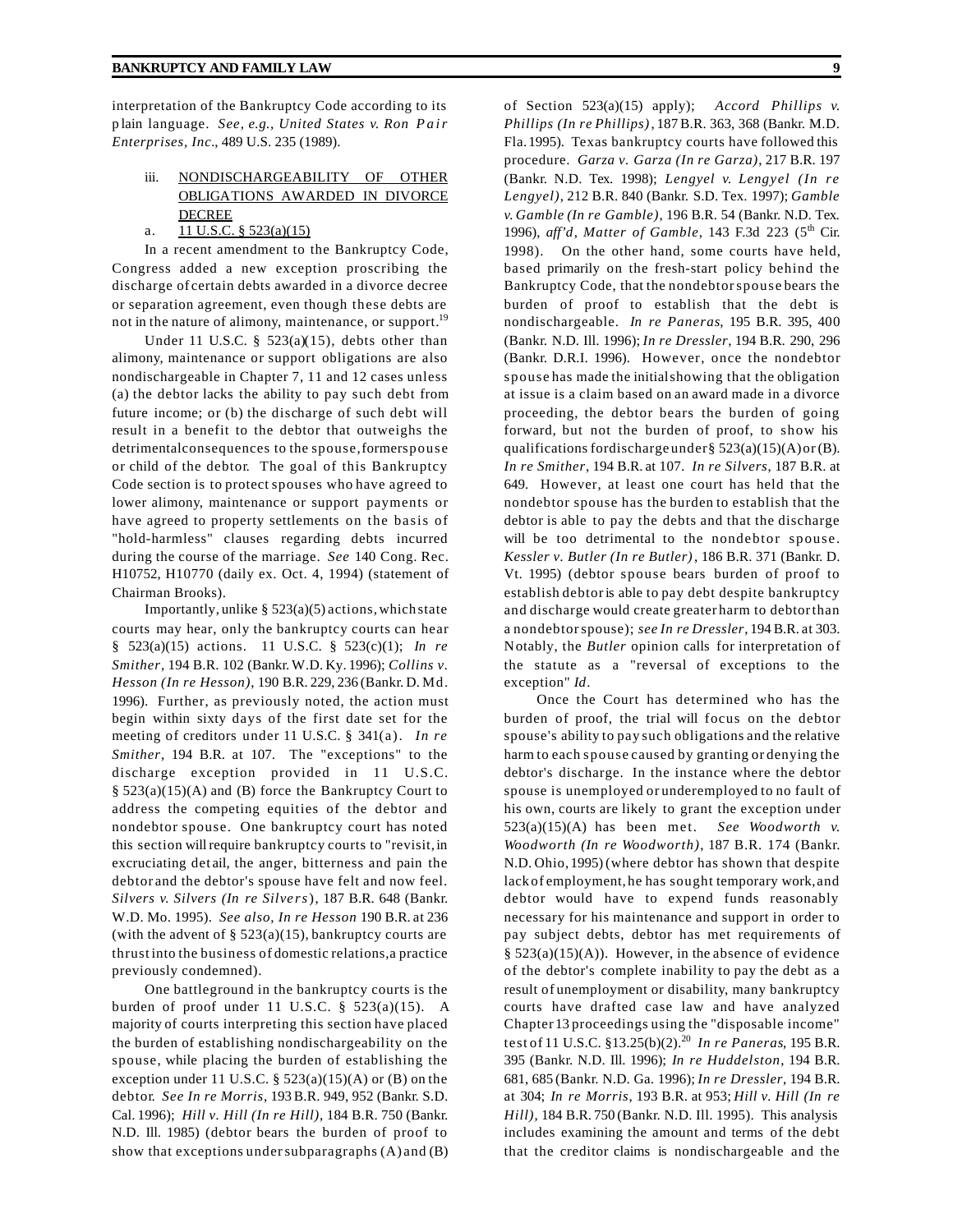interpretation of the Bankruptcy Code according to its plain language. *See, e.g., United States v. Ron Pair Enterprises, Inc*., 489 U.S. 235 (1989).

### iii. NONDISCHARGEABILITY OF OTHER OBLIGATIONS AWARDED IN DIVORCE DECREE

#### a. 11 U.S.C. § 523(a)(15)

In a recent amendment to the Bankruptcy Code, Congress added a new exception proscribing the discharge of certain debts awarded in a divorce decree or separation agreement, even though these debts are not in the nature of alimony, maintenance, or support.[19]

Under 11 U.S.C. § 523(a)(15), debts other than alimony, maintenance or support obligations are also nondischargeable in Chapter 7, 11 and 12 cases unless (a) the debtor lacks the ability to pay such debt from future income; or (b) the discharge of such debt will result in a benefit to the debtor that outweighs the detrimental consequences to the spouse, former spouse or child of the debtor. The goal of this Bankruptcy Code section is to protect spouses who have agreed to lower alimony, maintenance or support payments or have agreed to property settlements on the basis of "hold-harmless" clauses regarding debts incurred during the course of the marriage. *See* 140 Cong. Rec. H10752, H10770 (daily ex. Oct. 4, 1994) (statement of Chairman Brooks).

Importantly, unlike § 523(a)(5) actions, which state courts may hear, only the bankruptcy courts can hear § 523(a)(15) actions. 11 U.S.C. § 523(c)(1); *In re Smither*, 194 B.R. 102 (Bankr. W.D. Ky. 1996); *Collins v. Hesson (In re Hesson)*, 190 B.R. 229, 236 (Bankr. D. Md. 1996). Further, as previously noted, the action must begin within sixty days of the first date set for the meeting of creditors under 11 U.S.C. § 341(a). *In re Smither*, 194 B.R. at 107. The "exceptions" to the discharge exception provided in 11 U.S.C. § 523(a)(15)(A) and (B) force the Bankruptcy Court to address the competing equities of the debtor and nondebtor spouse. One bankruptcy court has noted this section will require bankruptcy courts to "revisit, in excruciating detail, the anger, bitterness and pain the debtor and the debtor's spouse have felt and now feel. *Silvers v. Silvers (In re Silvers*), 187 B.R. 648 (Bankr. W.D. Mo. 1995). *See also, In re Hesson* 190 B.R. at 236 (with the advent of § 523(a)(15), bankruptcy courts are thrust into the business of domestic relations, a practice previously condemned).

One battleground in the bankruptcy courts is the burden of proof under 11 U.S.C. § 523(a)(15). A majority of courts interpreting this section have placed the burden of establishing nondischargeability on the spouse, while placing the burden of establishing the exception under 11 U.S.C. § 523(a)(15)(A) or (B) on the debtor. *See In re Morris*, 193 B.R. 949, 952 (Bankr. S.D. Cal. 1996); *Hill v. Hill (In re Hill)*, 184 B.R. 750 (Bankr. N.D. Ill. 1985) (debtor bears the burden of proof to show that exceptions under subparagraphs (A) and (B) of Section 523(a)(15) apply); *Accord Phillips v. Phillips (In re Phillips)*, 187 B.R. 363, 368 (Bankr. M.D. Fla. 1995). Texas bankruptcy courts have followed this procedure. *Garza v. Garza (In re Garza)*, 217 B.R. 197 (Bankr. N.D. Tex. 1998); *Lengyel v. Lengyel (In re Lengyel)*, 212 B.R. 840 (Bankr. S.D. Tex. 1997); *Gamble v. Gamble (In re Gamble)*, 196 B.R. 54 (Bankr. N.D. Tex. 1996), *aff'd, Matter of Gamble*, 143 F.3d 223 (5th Cir. 1998). On the other hand, some courts have held, based primarily on the fresh-start policy behind the Bankruptcy Code, that the nondebtor spouse bears the burden of proof to establish that the debt is nondischargeable. *In re Paneras*, 195 B.R. 395, 400 (Bankr. N.D. Ill. 1996); *In re Dressler*, 194 B.R. 290, 296 (Bankr. D.R.I. 1996). However, once the nondebtor spouse has made the initial showing that the obligation at issue is a claim based on an award made in a divorce proceeding, the debtor bears the burden of going forward, but not the burden of proof, to show his qualifications for discharge under § 523(a)(15)(A) or (B). *In re Smither*, 194 B.R. at 107. *In re Silvers*, 187 B.R. at 649. However, at least one court has held that the nondebtor spouse has the burden to establish that the debtor is able to pay the debts and that the discharge will be too detrimental to the nondebtor spouse. *Kessler v. Butler (In re Butler)*, 186 B.R. 371 (Bankr. D. Vt. 1995) (debtor spouse bears burden of proof to establish debtor is able to pay debt despite bankruptcy and discharge would create greater harm to debtor than a nondebtor spouse); *see In re Dressler*, 194 B.R. at 303. Notably, the *Butler* opinion calls for interpretation of the statute as a "reversal of exceptions to the exception" *Id*.

Once the Court has determined who has the burden of proof, the trial will focus on the debtor spouse's ability to pay such obligations and the relative harm to each spouse caused by granting or denying the debtor's discharge. In the instance where the debtor spouse is unemployed or underemployed to no fault of his own, courts are likely to grant the exception under 523(a)(15)(A) has been met. *See Woodworth v. Woodworth (In re Woodworth)*, 187 B.R. 174 (Bankr. N.D. Ohio, 1995) (where debtor has shown that despite lack of employment, he has sought temporary work, and debtor would have to expend funds reasonably necessary for his maintenance and support in order to pay subject debts, debtor has met requirements of § 523(a)(15)(A)). However, in the absence of evidence of the debtor's complete inability to pay the debt as a result of unemployment or disability, many bankruptcy courts have drafted case law and have analyzed Chapter 13 proceedings using the "disposable income" test of 11 U.S.C. §13.25(b)(2).[20] *In re Paneras*, 195 B.R. 395 (Bankr. N.D. Ill. 1996); *In re Huddelston*, 194 B.R. 681, 685 (Bankr. N.D. Ga. 1996); *In re Dressler*, 194 B.R. at 304; *In re Morris*, 193 B.R. at 953; *Hill v. Hill (In re Hill)*, 184 B.R. 750 (Bankr. N.D. Ill. 1995). This analysis includes examining the amount and terms of the debt that the creditor claims is nondischargeable and the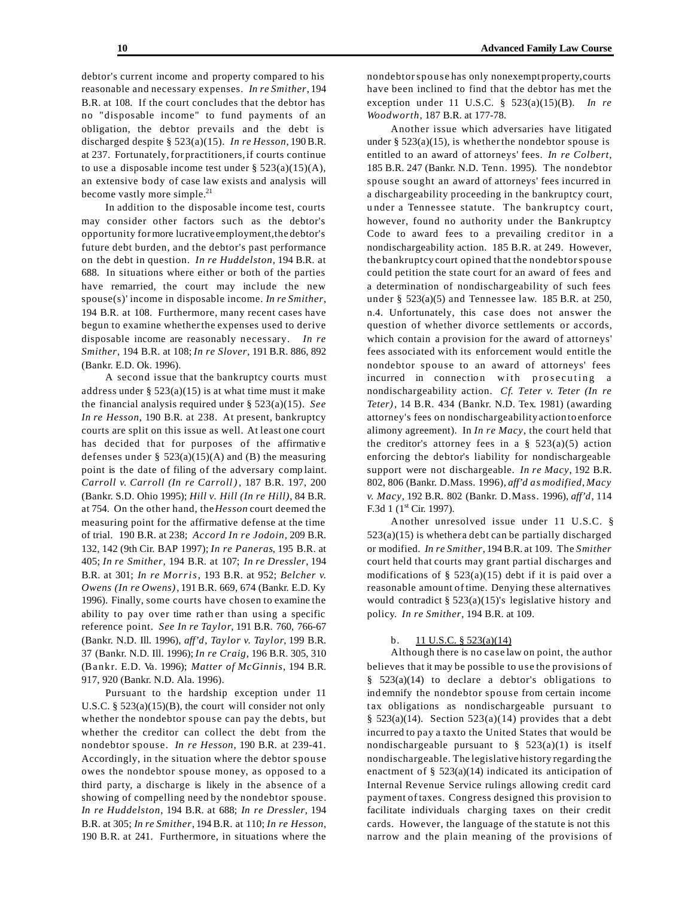debtor's current income and property compared to his reasonable and necessary expenses. *In re Smither*, 194 B.R. at 108. If the court concludes that the debtor has no "disposable income" to fund payments of an obligation, the debtor prevails and the debt is discharged despite § 523(a)(15). *In re Hesson*, 190 B.R. at 237. Fortunately, for practitioners, if courts continue to use a disposable income test under § 523(a)(15)(A), an extensive body of case law exists and analysis will become vastly more simple.[21]

In addition to the disposable income test, courts may consider other factors such as the debtor's opportunity for more lucrative employment, the debtor's future debt burden, and the debtor's past performance on the debt in question. *In re Huddelston*, 194 B.R. at 688. In situations where either or both of the parties have remarried, the court may include the new spouse(s)' income in disposable income. *In re Smither*, 194 B.R. at 108. Furthermore, many recent cases have begun to examine whether the expenses used to derive disposable income are reasonably necessary. *In re Smither*, 194 B.R. at 108; *In re Slover*, 191 B.R. 886, 892 (Bankr. E.D. Ok. 1996).

A second issue that the bankruptcy courts must address under § 523(a)(15) is at what time must it make the financial analysis required under § 523(a)(15). *See In re Hesson*, 190 B.R. at 238. At present, bankruptcy courts are split on this issue as well. At least one court has decided that for purposes of the affirmative defenses under § 523(a)(15)(A) and (B) the measuring point is the date of filing of the adversary complaint. *Carroll v. Carroll (In re Carroll)*, 187 B.R. 197, 200 (Bankr. S.D. Ohio 1995); *Hill v. Hill (In re Hill)*, 84 B.R. at 754. On the other hand, the *Hesson* court deemed the measuring point for the affirmative defense at the time of trial. 190 B.R. at 238; *Accord In re Jodoin*, 209 B.R. 132, 142 (9th Cir. BAP 1997); *In re Paneras*, 195 B.R. at 405; *In re Smither*, 194 B.R. at 107; *In re Dressler*, 194 B.R. at 301; *In re Morris*, 193 B.R. at 952; *Belcher v. Owens (In re Owens)*, 191 B.R. 669, 674 (Bankr. E.D. Ky 1996). Finally, some courts have chosen to examine the ability to pay over time rather than using a specific reference point. *See In re Taylor*, 191 B.R. 760, 766-67 (Bankr. N.D. Ill. 1996), *aff'd*, *Taylor v. Taylor*, 199 B.R. 37 (Bankr. N.D. Ill. 1996); *In re Craig*, 196 B.R. 305, 310 (Bankr. E.D. Va. 1996); *Matter of McGinnis*, 194 B.R. 917, 920 (Bankr. N.D. Ala. 1996).

Pursuant to the hardship exception under 11 U.S.C. § 523(a)(15)(B), the court will consider not only whether the nondebtor spouse can pay the debts, but whether the creditor can collect the debt from the nondebtor spouse. *In re Hesson*, 190 B.R. at 239-41. Accordingly, in the situation where the debtor spouse owes the nondebtor spouse money, as opposed to a third party, a discharge is likely in the absence of a showing of compelling need by the nondebtor spouse. *In re Huddelston*, 194 B.R. at 688; *In re Dressler*, 194 B.R. at 305; *In re Smither*, 194 B.R. at 110; *In re Hesson*, 190 B.R. at 241. Furthermore, in situations where the nondebtor spouse has only nonexempt property, courts have been inclined to find that the debtor has met the exception under 11 U.S.C. § 523(a)(15)(B). *In re Woodworth*, 187 B.R. at 177-78.

Another issue which adversaries have litigated under § 523(a)(15), is whether the nondebtor spouse is entitled to an award of attorneys' fees. *In re Colbert*, 185 B.R. 247 (Bankr. N.D. Tenn. 1995). The nondebtor spouse sought an award of attorneys' fees incurred in a dischargeability proceeding in the bankruptcy court, under a Tennessee statute. The bankruptcy court, however, found no authority under the Bankruptcy Code to award fees to a prevailing creditor in a nondischargeability action. 185 B.R. at 249. However, the bankruptcy court opined that the nondebtor spouse could petition the state court for an award of fees and a determination of nondischargeability of such fees under § 523(a)(5) and Tennessee law. 185 B.R. at 250, n.4. Unfortunately, this case does not answer the question of whether divorce settlements or accords, which contain a provision for the award of attorneys' fees associated with its enforcement would entitle the nondebtor spouse to an award of attorneys' fees incurred in connection with prosecuting a nondischargeability action. *Cf. Teter v. Teter (In re Teter)*, 14 B.R. 434 (Bankr. N.D. Tex. 1981) (awarding attorney's fees on nondischargeability action to enforce alimony agreement). In *In re Macy*, the court held that the creditor's attorney fees in a § 523(a)(5) action enforcing the debtor's liability for nondischargeable support were not dischargeable. *In re Macy*, 192 B.R. 802, 806 (Bankr. D.Mass. 1996), *aff'd as modified*, *Macy v. Macy*, 192 B.R. 802 (Bankr. D.Mass. 1996), *aff'd*, 114 F.3d 1 (1st Cir. 1997).

Another unresolved issue under 11 U.S.C. § 523(a)(15) is whether a debt can be partially discharged or modified. *In re Smither*, 194 B.R. at 109. The *Smither* court held that courts may grant partial discharges and modifications of § 523(a)(15) debt if it is paid over a reasonable amount of time. Denying these alternatives would contradict § 523(a)(15)'s legislative history and policy. *In re Smither*, 194 B.R. at 109.

b. <u>11 U.S.C. § 523(a)(14)</u>

Although there is no case law on point, the author believes that it may be possible to use the provisions of § 523(a)(14) to declare a debtor's obligations to indemnify the nondebtor spouse from certain income tax obligations as nondischargeable pursuant to § 523(a)(14). Section 523(a)(14) provides that a debt incurred to pay a tax to the United States that would be nondischargeable pursuant to § 523(a)(1) is itself nondischargeable. The legislative history regarding the enactment of § 523(a)(14) indicated its anticipation of Internal Revenue Service rulings allowing credit card payment of taxes. Congress designed this provision to facilitate individuals charging taxes on their credit cards. However, the language of the statute is not this narrow and the plain meaning of the provisions of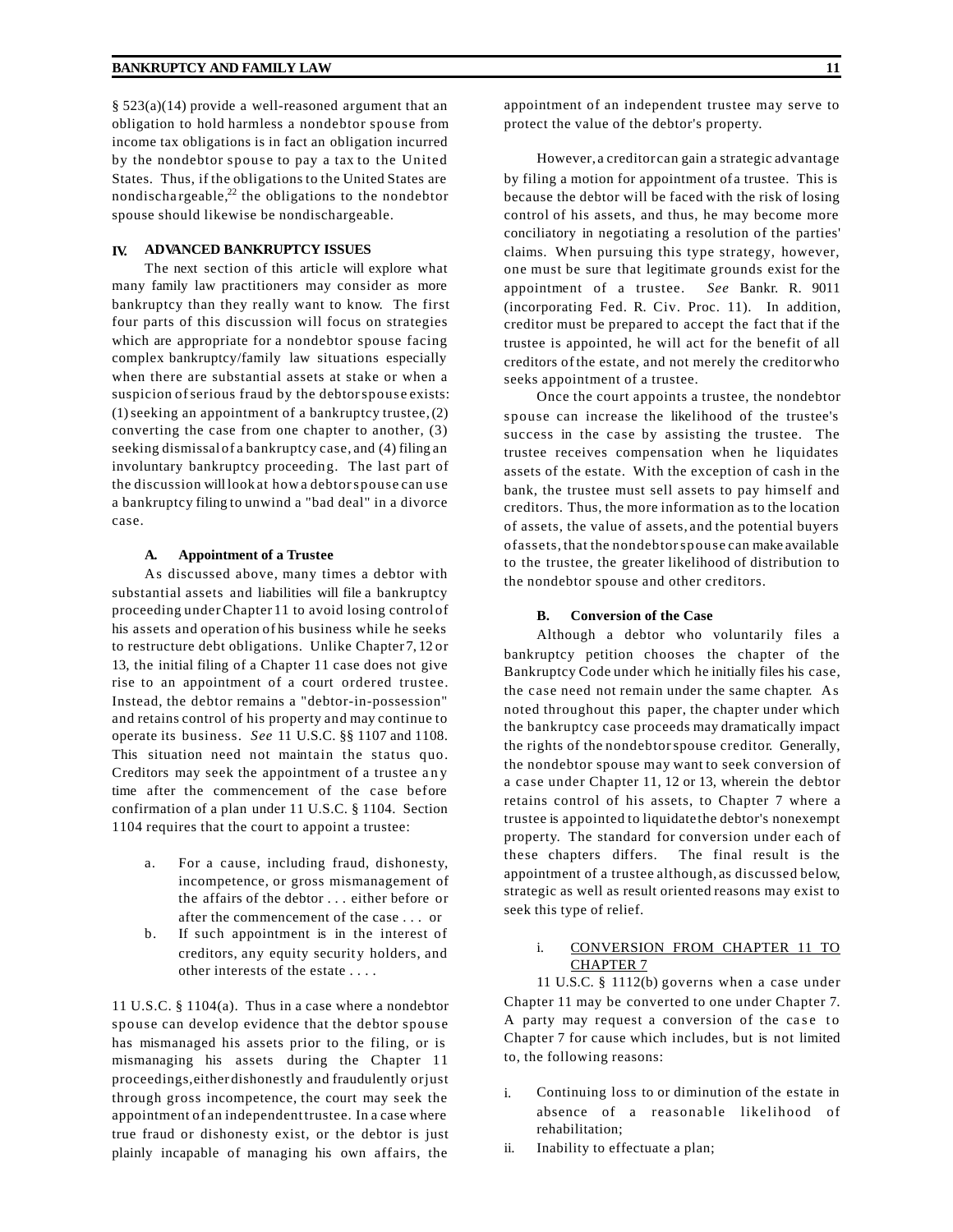§ 523(a)(14) provide a well-reasoned argument that an obligation to hold harmless a nondebtor spouse from income tax obligations is in fact an obligation incurred by the nondebtor spouse to pay a tax to the United States. Thus, if the obligations to the United States are nondischargeable,[22] the obligations to the nondebtor spouse should likewise be nondischargeable.

## IV. ADVANCED BANKRUPTCY ISSUES

The next section of this article will explore what many family law practitioners may consider as more bankruptcy than they really want to know. The first four parts of this discussion will focus on strategies which are appropriate for a nondebtor spouse facing complex bankruptcy/family law situations especially when there are substantial assets at stake or when a suspicion of serious fraud by the debtor spouse exists: (1) seeking an appointment of a bankruptcy trustee, (2) converting the case from one chapter to another, (3) seeking dismissal of a bankruptcy case, and (4) filing an involuntary bankruptcy proceeding. The last part of the discussion will look at how a debtor spouse can use a bankruptcy filing to unwind a "bad deal" in a divorce case.

### A. Appointment of a Trustee

As discussed above, many times a debtor with substantial assets and liabilities will file a bankruptcy proceeding under Chapter 11 to avoid losing control of his assets and operation of his business while he seeks to restructure debt obligations. Unlike Chapter 7, 12 or 13, the initial filing of a Chapter 11 case does not give rise to an appointment of a court ordered trustee. Instead, the debtor remains a "debtor-in-possession" and retains control of his property and may continue to operate its business. *See* 11 U.S.C. §§ 1107 and 1108. This situation need not maintain the status quo. Creditors may seek the appointment of a trustee any time after the commencement of the case before confirmation of a plan under 11 U.S.C. § 1104. Section 1104 requires that the court to appoint a trustee:

a. For a cause, including fraud, dishonesty, incompetence, or gross mismanagement of the affairs of the debtor . . . either before or after the commencement of the case . . . or
b. If such appointment is in the interest of creditors, any equity security holders, and other interests of the estate . . . .

11 U.S.C. § 1104(a). Thus in a case where a nondebtor spouse can develop evidence that the debtor spouse has mismanaged his assets prior to the filing, or is mismanaging his assets during the Chapter 11 proceedings, either dishonestly and fraudulently or just through gross incompetence, the court may seek the appointment of an independent trustee. In a case where true fraud or dishonesty exist, or the debtor is just plainly incapable of managing his own affairs, the appointment of an independent trustee may serve to protect the value of the debtor's property.

However, a creditor can gain a strategic advantage by filing a motion for appointment of a trustee. This is because the debtor will be faced with the risk of losing control of his assets, and thus, he may become more conciliatory in negotiating a resolution of the parties' claims. When pursuing this type strategy, however, one must be sure that legitimate grounds exist for the appointment of a trustee. *See* Bankr. R. 9011 (incorporating Fed. R. Civ. Proc. 11). In addition, creditor must be prepared to accept the fact that if the trustee is appointed, he will act for the benefit of all creditors of the estate, and not merely the creditor who seeks appointment of a trustee.

Once the court appoints a trustee, the nondebtor spouse can increase the likelihood of the trustee's success in the case by assisting the trustee. The trustee receives compensation when he liquidates assets of the estate. With the exception of cash in the bank, the trustee must sell assets to pay himself and creditors. Thus, the more information as to the location of assets, the value of assets, and the potential buyers of assets, that the nondebtor spouse can make available to the trustee, the greater likelihood of distribution to the nondebtor spouse and other creditors.

### B. Conversion of the Case

Although a debtor who voluntarily files a bankruptcy petition chooses the chapter of the Bankruptcy Code under which he initially files his case, the case need not remain under the same chapter. As noted throughout this paper, the chapter under which the bankruptcy case proceeds may dramatically impact the rights of the nondebtor spouse creditor. Generally, the nondebtor spouse may want to seek conversion of a case under Chapter 11, 12 or 13, wherein the debtor retains control of his assets, to Chapter 7 where a trustee is appointed to liquidate the debtor's nonexempt property. The standard for conversion under each of these chapters differs. The final result is the appointment of a trustee although, as discussed below, strategic as well as result oriented reasons may exist to seek this type of relief.

#### i. CONVERSION FROM CHAPTER 11 TO CHAPTER 7

11 U.S.C. § 1112(b) governs when a case under Chapter 11 may be converted to one under Chapter 7. A party may request a conversion of the case to Chapter 7 for cause which includes, but is not limited to, the following reasons:

i. Continuing loss to or diminution of the estate in absence of a reasonable likelihood of rehabilitation;
ii. Inability to effectuate a plan;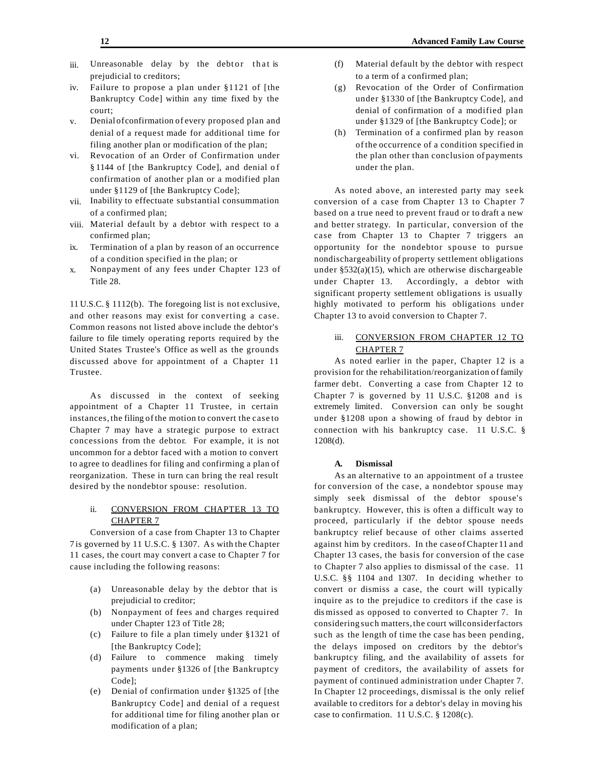iii. Unreasonable delay by the debtor that is prejudicial to creditors;
iv. Failure to propose a plan under §1121 of [the Bankruptcy Code] within any time fixed by the court;
v. Denial of confirmation of every proposed plan and denial of a request made for additional time for filing another plan or modification of the plan;
vi. Revocation of an Order of Confirmation under §1144 of [the Bankruptcy Code], and denial of confirmation of another plan or a modified plan under §1129 of [the Bankruptcy Code];
vii. Inability to effectuate substantial consummation of a confirmed plan;
viii. Material default by a debtor with respect to a confirmed plan;
ix. Termination of a plan by reason of an occurrence of a condition specified in the plan; or
x. Nonpayment of any fees under Chapter 123 of Title 28.

11 U.S.C. § 1112(b). The foregoing list is not exclusive, and other reasons may exist for converting a case. Common reasons not listed above include the debtor's failure to file timely operating reports required by the United States Trustee's Office as well as the grounds discussed above for appointment of a Chapter 11 Trustee.

As discussed in the context of seeking appointment of a Chapter 11 Trustee, in certain instances, the filing of the motion to convert the case to Chapter 7 may have a strategic purpose to extract concessions from the debtor. For example, it is not uncommon for a debtor faced with a motion to convert to agree to deadlines for filing and confirming a plan of reorganization. These in turn can bring the real result desired by the nondebtor spouse: resolution.

ii. <u>CONVERSION FROM CHAPTER 13 TO CHAPTER 7</u>

Conversion of a case from Chapter 13 to Chapter 7 is governed by 11 U.S.C. § 1307. As with the Chapter 11 cases, the court may convert a case to Chapter 7 for cause including the following reasons:

(a) Unreasonable delay by the debtor that is prejudicial to creditor;
(b) Nonpayment of fees and charges required under Chapter 123 of Title 28;
(c) Failure to file a plan timely under §1321 of [the Bankruptcy Code];
(d) Failure to commence making timely payments under §1326 of [the Bankruptcy Code];
(e) Denial of confirmation under §1325 of [the Bankruptcy Code] and denial of a request for additional time for filing another plan or modification of a plan;
(f) Material default by the debtor with respect to a term of a confirmed plan;
(g) Revocation of the Order of Confirmation under §1330 of [the Bankruptcy Code], and denial of confirmation of a modified plan under §1329 of [the Bankruptcy Code]; or
(h) Termination of a confirmed plan by reason of the occurrence of a condition specified in the plan other than conclusion of payments under the plan.

As noted above, an interested party may seek conversion of a case from Chapter 13 to Chapter 7 based on a true need to prevent fraud or to draft a new and better strategy. In particular, conversion of the case from Chapter 13 to Chapter 7 triggers an opportunity for the nondebtor spouse to pursue nondischargeability of property settlement obligations under §532(a)(15), which are otherwise dischargeable under Chapter 13. Accordingly, a debtor with significant property settlement obligations is usually highly motivated to perform his obligations under Chapter 13 to avoid conversion to Chapter 7.

iii. <u>CONVERSION FROM CHAPTER 12 TO CHAPTER 7</u>

As noted earlier in the paper, Chapter 12 is a provision for the rehabilitation/reorganization of family farmer debt. Converting a case from Chapter 12 to Chapter 7 is governed by 11 U.S.C. §1208 and is extremely limited. Conversion can only be sought under §1208 upon a showing of fraud by debtor in connection with his bankruptcy case. 11 U.S.C. § 1208(d).

**A. Dismissal**

As an alternative to an appointment of a trustee for conversion of the case, a nondebtor spouse may simply seek dismissal of the debtor spouse's bankruptcy. However, this is often a difficult way to proceed, particularly if the debtor spouse needs bankruptcy relief because of other claims asserted against him by creditors. In the case of Chapter 11 and Chapter 13 cases, the basis for conversion of the case to Chapter 7 also applies to dismissal of the case. 11 U.S.C. §§ 1104 and 1307. In deciding whether to convert or dismiss a case, the court will typically inquire as to the prejudice to creditors if the case is dismissed as opposed to converted to Chapter 7. In considering such matters, the court will consider factors such as the length of time the case has been pending, the delays imposed on creditors by the debtor's bankruptcy filing, and the availability of assets for payment of creditors, the availability of assets for payment of continued administration under Chapter 7. In Chapter 12 proceedings, dismissal is the only relief available to creditors for a debtor's delay in moving his case to confirmation. 11 U.S.C. § 1208(c).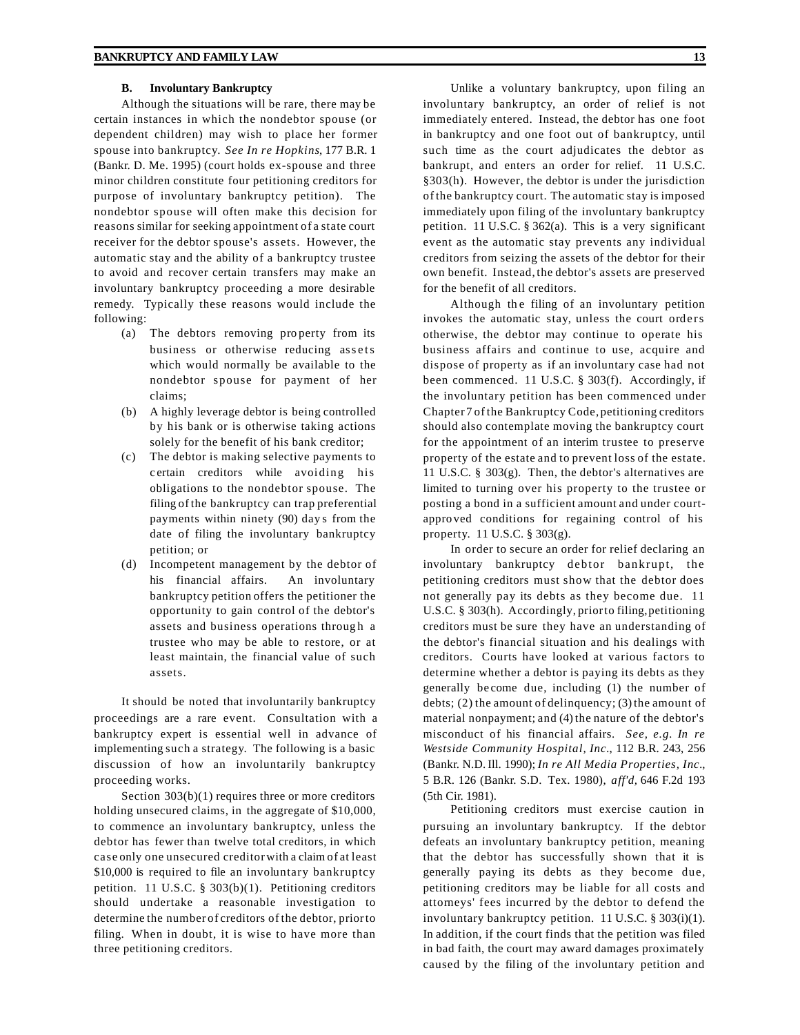### B. Involuntary Bankruptcy

Although the situations will be rare, there may be certain instances in which the nondebtor spouse (or dependent children) may wish to place her former spouse into bankruptcy. *See In re Hopkins*, 177 B.R. 1 (Bankr. D. Me. 1995) (court holds ex-spouse and three minor children constitute four petitioning creditors for purpose of involuntary bankruptcy petition). The nondebtor spouse will often make this decision for reasons similar for seeking appointment of a state court receiver for the debtor spouse's assets. However, the automatic stay and the ability of a bankruptcy trustee to avoid and recover certain transfers may make an involuntary bankruptcy proceeding a more desirable remedy. Typically these reasons would include the following:

(a) The debtors removing property from its business or otherwise reducing assets which would normally be available to the nondebtor spouse for payment of her claims;

(b) A highly leverage debtor is being controlled by his bank or is otherwise taking actions solely for the benefit of his bank creditor;

(c) The debtor is making selective payments to certain creditors while avoiding his obligations to the nondebtor spouse. The filing of the bankruptcy can trap preferential payments within ninety (90) days from the date of filing the involuntary bankruptcy petition; or

(d) Incompetent management by the debtor of his financial affairs. An involuntary bankruptcy petition offers the petitioner the opportunity to gain control of the debtor's assets and business operations through a trustee who may be able to restore, or at least maintain, the financial value of such assets.

It should be noted that involuntarily bankruptcy proceedings are a rare event. Consultation with a bankruptcy expert is essential well in advance of implementing such a strategy. The following is a basic discussion of how an involuntarily bankruptcy proceeding works.

Section 303(b)(1) requires three or more creditors holding unsecured claims, in the aggregate of $10,000, to commence an involuntary bankruptcy, unless the debtor has fewer than twelve total creditors, in which case only one unsecured creditor with a claim of at least $10,000 is required to file an involuntary bankruptcy petition. 11 U.S.C. § 303(b)(1). Petitioning creditors should undertake a reasonable investigation to determine the number of creditors of the debtor, prior to filing. When in doubt, it is wise to have more than three petitioning creditors.

Unlike a voluntary bankruptcy, upon filing an involuntary bankruptcy, an order of relief is not immediately entered. Instead, the debtor has one foot in bankruptcy and one foot out of bankruptcy, until such time as the court adjudicates the debtor as bankrupt, and enters an order for relief. 11 U.S.C. §303(h). However, the debtor is under the jurisdiction of the bankruptcy court. The automatic stay is imposed immediately upon filing of the involuntary bankruptcy petition. 11 U.S.C. § 362(a). This is a very significant event as the automatic stay prevents any individual creditors from seizing the assets of the debtor for their own benefit. Instead, the debtor's assets are preserved for the benefit of all creditors.

Although the filing of an involuntary petition invokes the automatic stay, unless the court orders otherwise, the debtor may continue to operate his business affairs and continue to use, acquire and dispose of property as if an involuntary case had not been commenced. 11 U.S.C. § 303(f). Accordingly, if the involuntary petition has been commenced under Chapter 7 of the Bankruptcy Code, petitioning creditors should also contemplate moving the bankruptcy court for the appointment of an interim trustee to preserve property of the estate and to prevent loss of the estate. 11 U.S.C. § 303(g). Then, the debtor's alternatives are limited to turning over his property to the trustee or posting a bond in a sufficient amount and under court-approved conditions for regaining control of his property. 11 U.S.C. § 303(g).

In order to secure an order for relief declaring an involuntary bankruptcy debtor bankrupt, the petitioning creditors must show that the debtor does not generally pay its debts as they become due. 11 U.S.C. § 303(h). Accordingly, prior to filing, petitioning creditors must be sure they have an understanding of the debtor's financial situation and his dealings with creditors. Courts have looked at various factors to determine whether a debtor is paying its debts as they generally become due, including (1) the number of debts; (2) the amount of delinquency; (3) the amount of material nonpayment; and (4) the nature of the debtor's misconduct of his financial affairs. *See, e.g. In re Westside Community Hospital, Inc*., 112 B.R. 243, 256 (Bankr. N.D. Ill. 1990); *In re All Media Properties, Inc*., 5 B.R. 126 (Bankr. S.D. Tex. 1980), *aff'd*, 646 F.2d 193 (5th Cir. 1981).

Petitioning creditors must exercise caution in pursuing an involuntary bankruptcy. If the debtor defeats an involuntary bankruptcy petition, meaning that the debtor has successfully shown that it is generally paying its debts as they become due, petitioning creditors may be liable for all costs and attorneys' fees incurred by the debtor to defend the involuntary bankruptcy petition. 11 U.S.C. § 303(i)(1). In addition, if the court finds that the petition was filed in bad faith, the court may award damages proximately caused by the filing of the involuntary petition and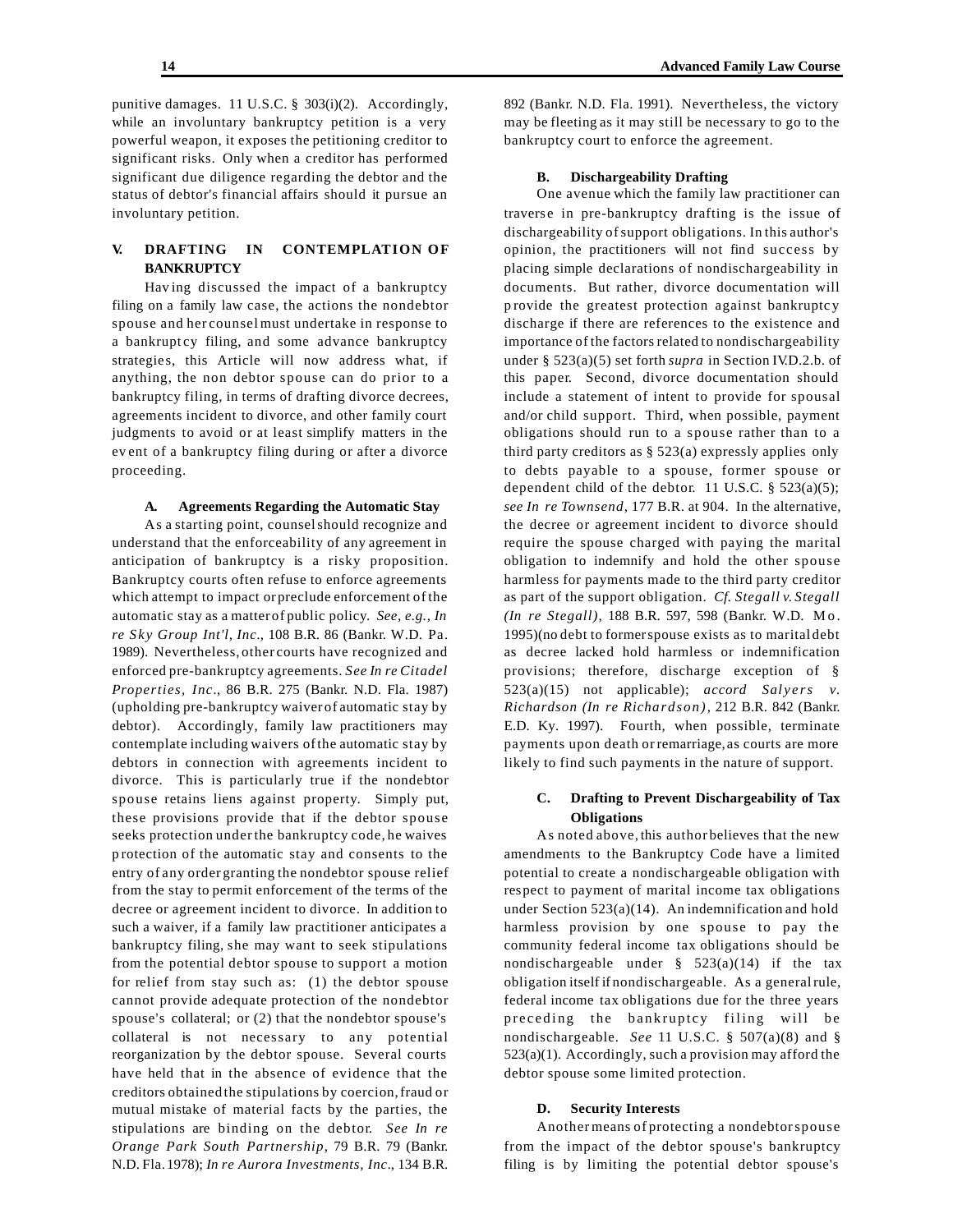punitive damages. 11 U.S.C. § 303(i)(2). Accordingly, while an involuntary bankruptcy petition is a very powerful weapon, it exposes the petitioning creditor to significant risks. Only when a creditor has performed significant due diligence regarding the debtor and the status of debtor's financial affairs should it pursue an involuntary petition.

## V. DRAFTING IN CONTEMPLATION OF BANKRUPTCY

Having discussed the impact of a bankruptcy filing on a family law case, the actions the nondebtor spouse and her counsel must undertake in response to a bankruptcy filing, and some advance bankruptcy strategies, this Article will now address what, if anything, the non debtor spouse can do prior to a bankruptcy filing, in terms of drafting divorce decrees, agreements incident to divorce, and other family court judgments to avoid or at least simplify matters in the event of a bankruptcy filing during or after a divorce proceeding.

### A. Agreements Regarding the Automatic Stay

As a starting point, counsel should recognize and understand that the enforceability of any agreement in anticipation of bankruptcy is a risky proposition. Bankruptcy courts often refuse to enforce agreements which attempt to impact or preclude enforcement of the automatic stay as a matter of public policy. *See, e.g., In re Sky Group Int'l, Inc*., 108 B.R. 86 (Bankr. W.D. Pa. 1989). Nevertheless, other courts have recognized and enforced pre-bankruptcy agreements. *See In re Citadel Properties, Inc*., 86 B.R. 275 (Bankr. N.D. Fla. 1987) (upholding pre-bankruptcy waiver of automatic stay by debtor). Accordingly, family law practitioners may contemplate including waivers of the automatic stay by debtors in connection with agreements incident to divorce. This is particularly true if the nondebtor spouse retains liens against property. Simply put, these provisions provide that if the debtor spouse seeks protection under the bankruptcy code, he waives protection of the automatic stay and consents to the entry of any order granting the nondebtor spouse relief from the stay to permit enforcement of the terms of the decree or agreement incident to divorce. In addition to such a waiver, if a family law practitioner anticipates a bankruptcy filing, she may want to seek stipulations from the potential debtor spouse to support a motion for relief from stay such as: (1) the debtor spouse cannot provide adequate protection of the nondebtor spouse's collateral; or (2) that the nondebtor spouse's collateral is not necessary to any potential reorganization by the debtor spouse. Several courts have held that in the absence of evidence that the creditors obtained the stipulations by coercion, fraud or mutual mistake of material facts by the parties, the stipulations are binding on the debtor. *See In re Orange Park South Partnership*, 79 B.R. 79 (Bankr. N.D. Fla. 1978); *In re Aurora Investments, Inc*., 134 B.R. 892 (Bankr. N.D. Fla. 1991). Nevertheless, the victory may be fleeting as it may still be necessary to go to the bankruptcy court to enforce the agreement.

### B. Dischargeability Drafting

One avenue which the family law practitioner can traverse in pre-bankruptcy drafting is the issue of dischargeability of support obligations. In this author's opinion, the practitioners will not find success by placing simple declarations of nondischargeability in documents. But rather, divorce documentation will provide the greatest protection against bankruptcy discharge if there are references to the existence and importance of the factors related to nondischargeability under § 523(a)(5) set forth *supra* in Section IV.D.2.b. of this paper. Second, divorce documentation should include a statement of intent to provide for spousal and/or child support. Third, when possible, payment obligations should run to a spouse rather than to a third party creditors as § 523(a) expressly applies only to debts payable to a spouse, former spouse or dependent child of the debtor. 11 U.S.C. § 523(a)(5); *see In re Townsend*, 177 B.R. at 904. In the alternative, the decree or agreement incident to divorce should require the spouse charged with paying the marital obligation to indemnify and hold the other spouse harmless for payments made to the third party creditor as part of the support obligation. *Cf. Stegall v. Stegall (In re Stegall)*, 188 B.R. 597, 598 (Bankr. W.D. Mo. 1995)(no debt to former spouse exists as to marital debt as decree lacked hold harmless or indemnification provisions; therefore, discharge exception of § 523(a)(15) not applicable); *accord Salyers v. Richardson (In re Richardson)*, 212 B.R. 842 (Bankr. E.D. Ky. 1997). Fourth, when possible, terminate payments upon death or remarriage, as courts are more likely to find such payments in the nature of support.

### C. Drafting to Prevent Dischargeability of Tax Obligations

As noted above, this author believes that the new amendments to the Bankruptcy Code have a limited potential to create a nondischargeable obligation with respect to payment of marital income tax obligations under Section 523(a)(14). An indemnification and hold harmless provision by one spouse to pay the community federal income tax obligations should be nondischargeable under § 523(a)(14) if the tax obligation itself if nondischargeable. As a general rule, federal income tax obligations due for the three years preceding the bankruptcy filing will be nondischargeable. *See* 11 U.S.C. § 507(a)(8) and § 523(a)(1). Accordingly, such a provision may afford the debtor spouse some limited protection.

### D. Security Interests

Another means of protecting a nondebtor spouse from the impact of the debtor spouse's bankruptcy filing is by limiting the potential debtor spouse's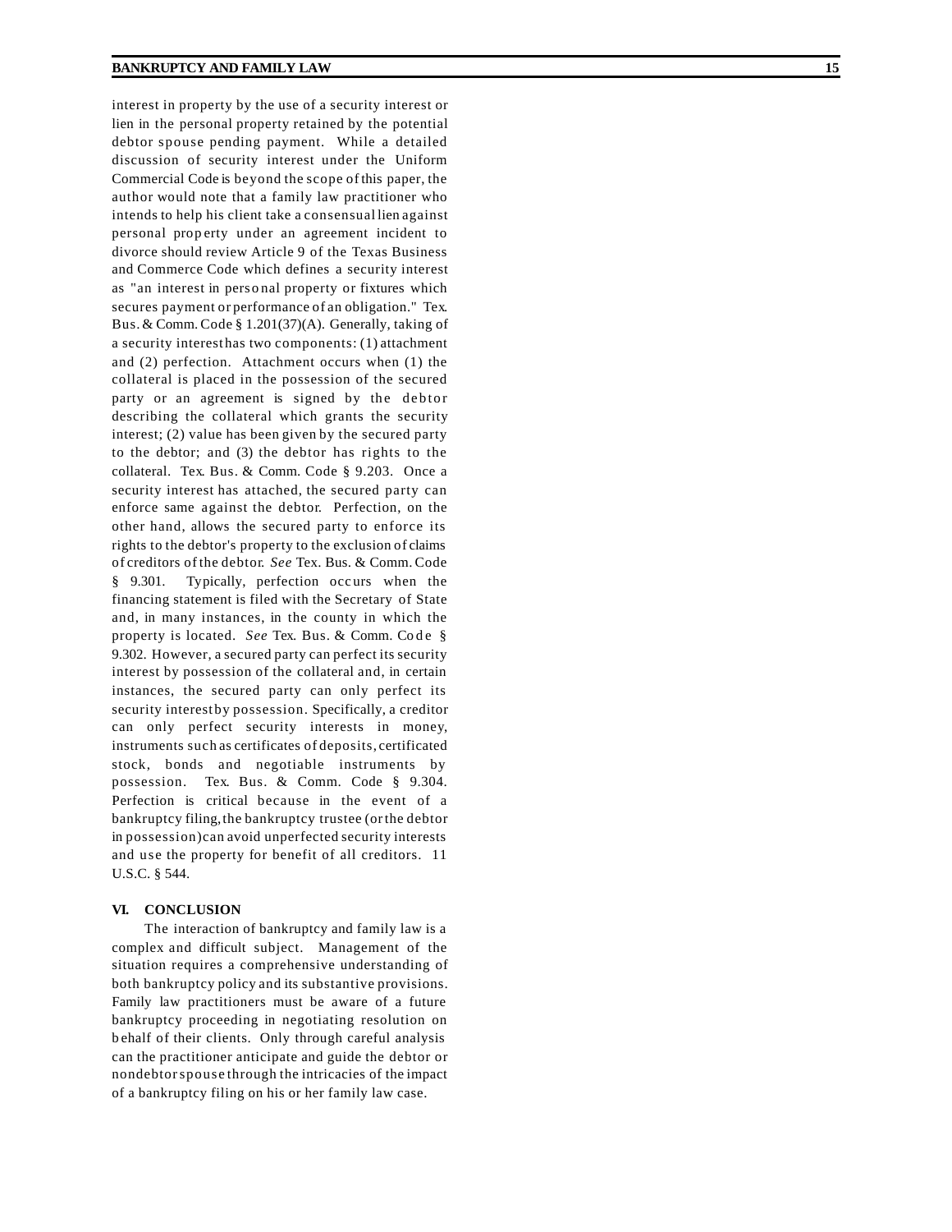interest in property by the use of a security interest or lien in the personal property retained by the potential debtor spouse pending payment. While a detailed discussion of security interest under the Uniform Commercial Code is beyond the scope of this paper, the author would note that a family law practitioner who intends to help his client take a consensual lien against personal property under an agreement incident to divorce should review Article 9 of the Texas Business and Commerce Code which defines a security interest as "an interest in personal property or fixtures which secures payment or performance of an obligation." Tex. Bus. & Comm. Code § 1.201(37)(A). Generally, taking of a security interest has two components: (1) attachment and (2) perfection. Attachment occurs when (1) the collateral is placed in the possession of the secured party or an agreement is signed by the debtor describing the collateral which grants the security interest; (2) value has been given by the secured party to the debtor; and (3) the debtor has rights to the collateral. Tex. Bus. & Comm. Code § 9.203. Once a security interest has attached, the secured party can enforce same against the debtor. Perfection, on the other hand, allows the secured party to enforce its rights to the debtor's property to the exclusion of claims of creditors of the debtor. *See* Tex. Bus. & Comm. Code § 9.301. Typically, perfection occurs when the financing statement is filed with the Secretary of State and, in many instances, in the county in which the property is located. *See* Tex. Bus. & Comm. Code § 9.302. However, a secured party can perfect its security interest by possession of the collateral and, in certain instances, the secured party can only perfect its security interest by possession. Specifically, a creditor can only perfect security interests in money, instruments such as certificates of deposits, certificated stock, bonds and negotiable instruments by possession. Tex. Bus. & Comm. Code § 9.304. Perfection is critical because in the event of a bankruptcy filing, the bankruptcy trustee (or the debtor in possession) can avoid unperfected security interests and use the property for benefit of all creditors. 11 U.S.C. § 544.

## VI. CONCLUSION

The interaction of bankruptcy and family law is a complex and difficult subject. Management of the situation requires a comprehensive understanding of both bankruptcy policy and its substantive provisions. Family law practitioners must be aware of a future bankruptcy proceeding in negotiating resolution on behalf of their clients. Only through careful analysis can the practitioner anticipate and guide the debtor or nondebtor spouse through the intricacies of the impact of a bankruptcy filing on his or her family law case.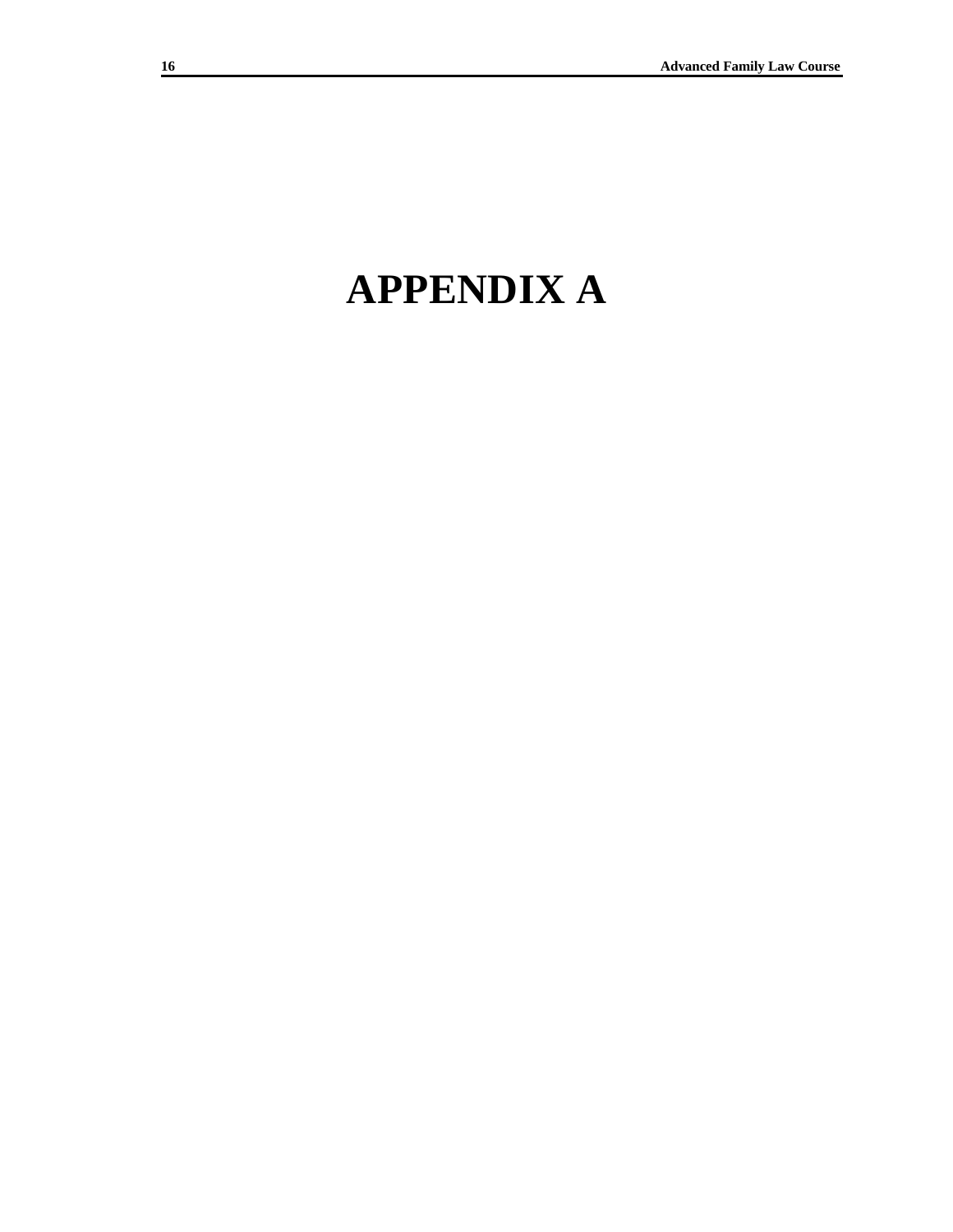# APPENDIX A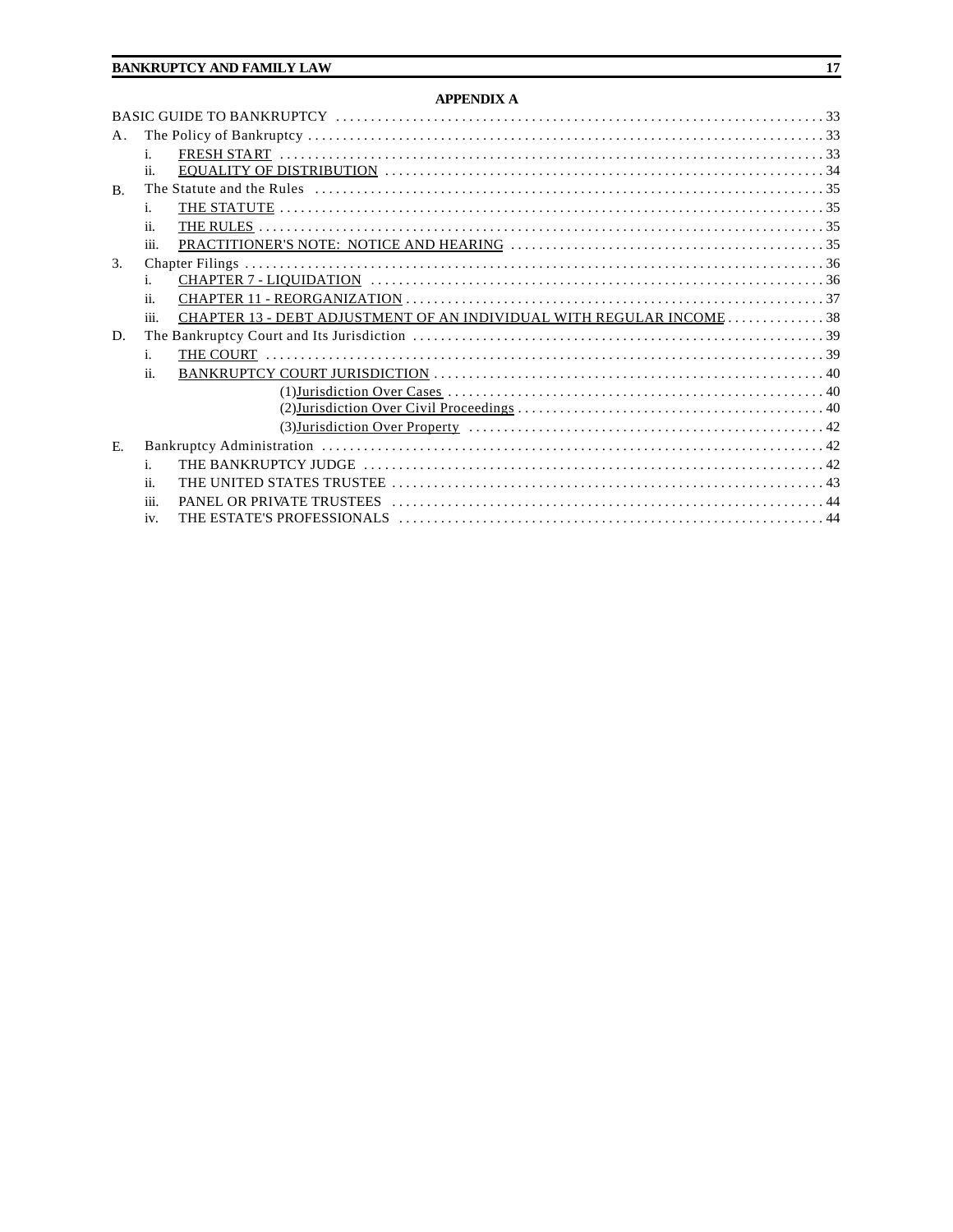**APPENDIX A**

BASIC GUIDE TO BANKRUPTCY . . . . . . . . . . 33

A. The Policy of Bankruptcy . . . . . . . . . . 33
- i. <u>FRESH START</u> . . . . . . . . . . 33
- ii. <u>EQUALITY OF DISTRIBUTION</u> . . . . . . . . . . 34

B. The Statute and the Rules . . . . . . . . . . 35
- i. <u>THE STATUTE</u> . . . . . . . . . . 35
- ii. <u>THE RULES</u> . . . . . . . . . . 35
- iii. <u>PRACTITIONER'S NOTE: NOTICE AND HEARING</u> . . . . . . . . . . 35

3. Chapter Filings . . . . . . . . . . 36
- i. <u>CHAPTER 7 - LIQUIDATION</u> . . . . . . . . . . 36
- ii. <u>CHAPTER 11 - REORGANIZATION</u> . . . . . . . . . . 37
- iii. <u>CHAPTER 13 - DEBT ADJUSTMENT OF AN INDIVIDUAL WITH REGULAR INCOME</u> . . . . . . . . . . 38

D. The Bankruptcy Court and Its Jurisdiction . . . . . . . . . . 39
- i. <u>THE COURT</u> . . . . . . . . . . 39
- ii. <u>BANKRUPTCY COURT JURISDICTION</u> . . . . . . . . . . 40
  - (1)<u>Jurisdiction Over Cases</u> . . . . . . . . . . 40
  - (2)<u>Jurisdiction Over Civil Proceedings</u> . . . . . . . . . . 40
  - (3)<u>Jurisdiction Over Property</u> . . . . . . . . . . 42

E. Bankruptcy Administration . . . . . . . . . . 42
- i. THE BANKRUPTCY JUDGE . . . . . . . . . . 42
- ii. THE UNITED STATES TRUSTEE . . . . . . . . . . 43
- iii. PANEL OR PRIVATE TRUSTEES . . . . . . . . . . 44
- iv. THE ESTATE'S PROFESSIONALS . . . . . . . . . . 44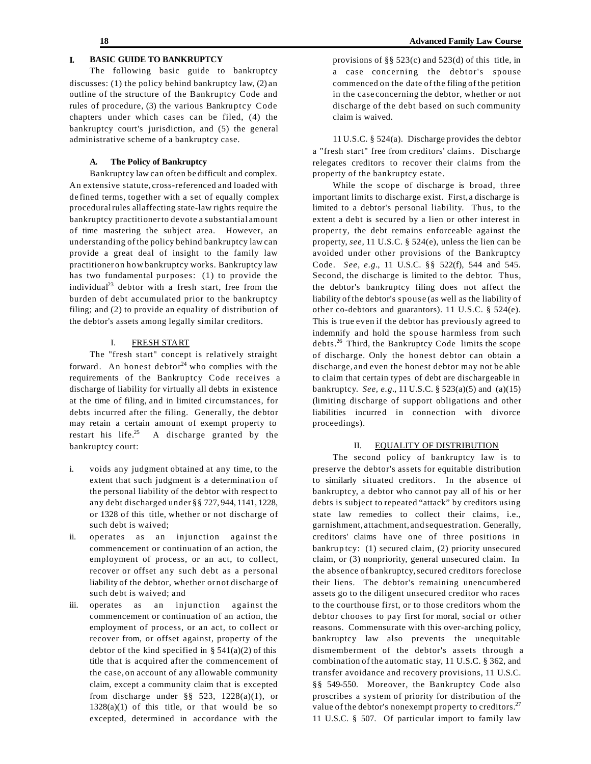## I. BASIC GUIDE TO BANKRUPTCY

The following basic guide to bankruptcy discusses: (1) the policy behind bankruptcy law, (2) an outline of the structure of the Bankruptcy Code and rules of procedure, (3) the various Bankruptcy Code chapters under which cases can be filed, (4) the bankruptcy court's jurisdiction, and (5) the general administrative scheme of a bankruptcy case.

### A. The Policy of Bankruptcy

Bankruptcy law can often be difficult and complex. An extensive statute, cross-referenced and loaded with defined terms, together with a set of equally complex procedural rules all affecting state-law rights require the bankruptcy practitioner to devote a substantial amount of time mastering the subject area. However, an understanding of the policy behind bankruptcy law can provide a great deal of insight to the family law practitioner on how bankruptcy works. Bankruptcy law has two fundamental purposes: (1) to provide the individual[23] debtor with a fresh start, free from the burden of debt accumulated prior to the bankruptcy filing; and (2) to provide an equality of distribution of the debtor's assets among legally similar creditors.

#### I. FRESH START

The "fresh start" concept is relatively straight forward. An honest debtor[24] who complies with the requirements of the Bankruptcy Code receives a discharge of liability for virtually all debts in existence at the time of filing, and in limited circumstances, for debts incurred after the filing. Generally, the debtor may retain a certain amount of exempt property to restart his life.[25] A discharge granted by the bankruptcy court:

i. voids any judgment obtained at any time, to the extent that such judgment is a determination of the personal liability of the debtor with respect to any debt discharged under §§ 727, 944, 1141, 1228, or 1328 of this title, whether or not discharge of such debt is waived;
ii. operates as an injunction against the commencement or continuation of an action, the employment of process, or an act, to collect, recover or offset any such debt as a personal liability of the debtor, whether or not discharge of such debt is waived; and
iii. operates as an injunction against the commencement or continuation of an action, the employment of process, or an act, to collect or recover from, or offset against, property of the debtor of the kind specified in § 541(a)(2) of this title that is acquired after the commencement of the case, on account of any allowable community claim, except a community claim that is excepted from discharge under §§ 523, 1228(a)(1), or 1328(a)(1) of this title, or that would be so excepted, determined in accordance with the provisions of §§ 523(c) and 523(d) of this title, in a case concerning the debtor's spouse commenced on the date of the filing of the petition in the case concerning the debtor, whether or not discharge of the debt based on such community claim is waived.

11 U.S.C. § 524(a). Discharge provides the debtor a "fresh start" free from creditors' claims. Discharge relegates creditors to recover their claims from the property of the bankruptcy estate.

While the scope of discharge is broad, three important limits to discharge exist. First, a discharge is limited to a debtor's personal liability. Thus, to the extent a debt is secured by a lien or other interest in property, the debt remains enforceable against the property, *see,* 11 U.S.C. § 524(e), unless the lien can be avoided under other provisions of the Bankruptcy Code. *See, e.g.*, 11 U.S.C. §§ 522(f), 544 and 545. Second, the discharge is limited to the debtor. Thus, the debtor's bankruptcy filing does not affect the liability of the debtor's spouse (as well as the liability of other co-debtors and guarantors). 11 U.S.C. § 524(e). This is true even if the debtor has previously agreed to indemnify and hold the spouse harmless from such debts.[26] Third, the Bankruptcy Code limits the scope of discharge. Only the honest debtor can obtain a discharge, and even the honest debtor may not be able to claim that certain types of debt are dischargeable in bankruptcy. *See, e.g.*, 11 U.S.C. § 523(a)(5) and (a)(15) (limiting discharge of support obligations and other liabilities incurred in connection with divorce proceedings).

#### II. EQUALITY OF DISTRIBUTION

The second policy of bankruptcy law is to preserve the debtor's assets for equitable distribution to similarly situated creditors. In the absence of bankruptcy, a debtor who cannot pay all of his or her debts is subject to repeated "attack" by creditors using state law remedies to collect their claims, i.e., garnishment, attachment, and sequestration. Generally, creditors' claims have one of three positions in bankruptcy: (1) secured claim, (2) priority unsecured claim, or (3) nonpriority, general unsecured claim. In the absence of bankruptcy, secured creditors foreclose their liens. The debtor's remaining unencumbered assets go to the diligent unsecured creditor who races to the courthouse first, or to those creditors whom the debtor chooses to pay first for moral, social or other reasons. Commensurate with this over-arching policy, bankruptcy law also prevents the unequitable dismemberment of the debtor's assets through a combination of the automatic stay, 11 U.S.C. § 362, and transfer avoidance and recovery provisions, 11 U.S.C. §§ 549-550. Moreover, the Bankruptcy Code also proscribes a system of priority for distribution of the value of the debtor's nonexempt property to creditors.[27] 11 U.S.C. § 507. Of particular import to family law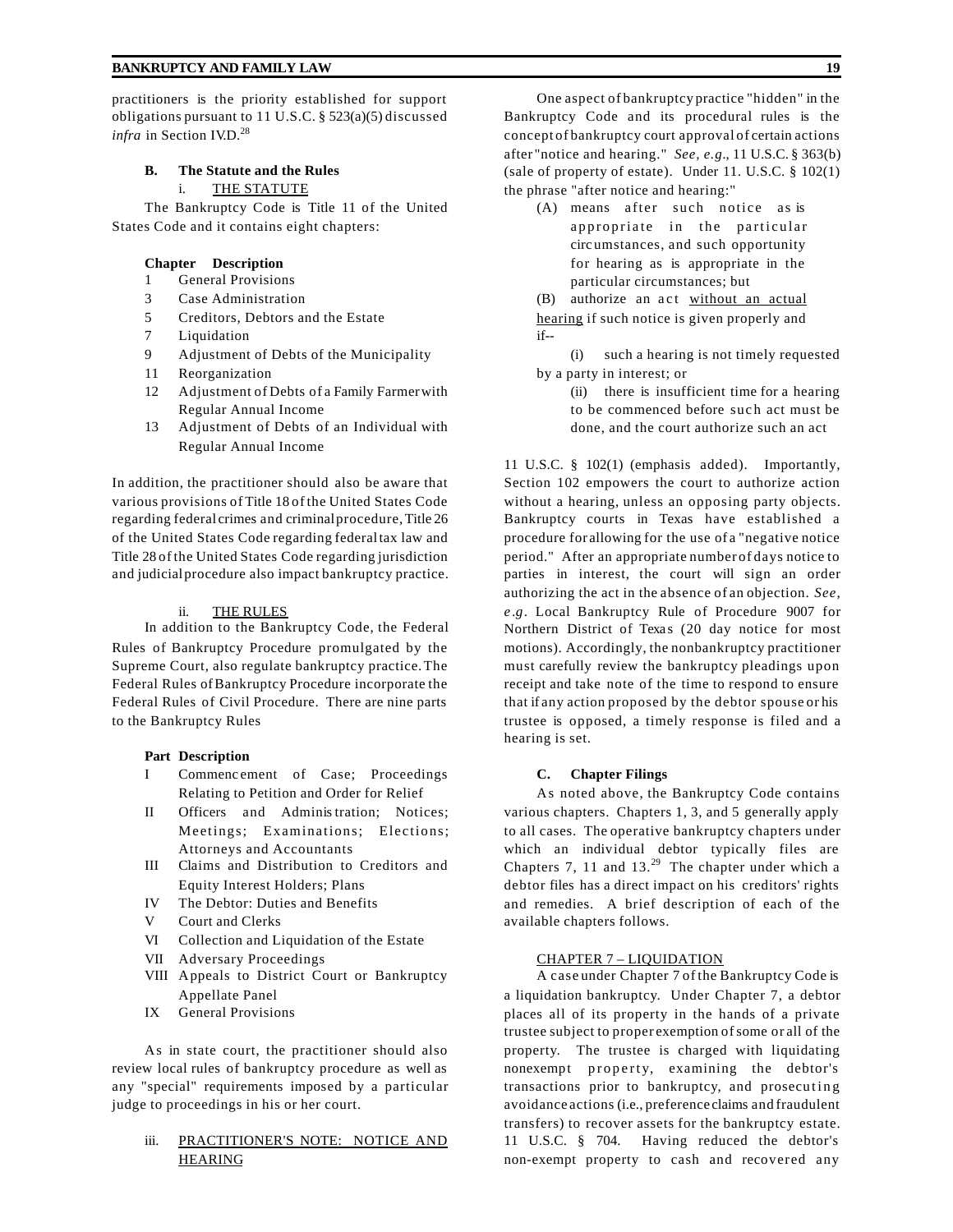practitioners is the priority established for support obligations pursuant to 11 U.S.C. § 523(a)(5) discussed *infra* in Section IV.D.[28]

### B. The Statute and the Rules

#### i. THE STATUTE

The Bankruptcy Code is Title 11 of the United States Code and it contains eight chapters:

| Chapter | Description |
|---|---|
| 1 | General Provisions |
| 3 | Case Administration |
| 5 | Creditors, Debtors and the Estate |
| 7 | Liquidation |
| 9 | Adjustment of Debts of the Municipality |
| 11 | Reorganization |
| 12 | Adjustment of Debts of a Family Farmer with Regular Annual Income |
| 13 | Adjustment of Debts of an Individual with Regular Annual Income |

In addition, the practitioner should also be aware that various provisions of Title 18 of the United States Code regarding federal crimes and criminal procedure, Title 26 of the United States Code regarding federal tax law and Title 28 of the United States Code regarding jurisdiction and judicial procedure also impact bankruptcy practice.

#### ii. THE RULES

In addition to the Bankruptcy Code, the Federal Rules of Bankruptcy Procedure promulgated by the Supreme Court, also regulate bankruptcy practice. The Federal Rules of Bankruptcy Procedure incorporate the Federal Rules of Civil Procedure. There are nine parts to the Bankruptcy Rules

| Part | Description |
|---|---|
| I | Commencement of Case; Proceedings Relating to Petition and Order for Relief |
| II | Officers and Administration; Notices; Meetings; Examinations; Elections; Attorneys and Accountants |
| III | Claims and Distribution to Creditors and Equity Interest Holders; Plans |
| IV | The Debtor: Duties and Benefits |
| V | Court and Clerks |
| VI | Collection and Liquidation of the Estate |
| VII | Adversary Proceedings |
| VIII | Appeals to District Court or Bankruptcy Appellate Panel |
| IX | General Provisions |

As in state court, the practitioner should also review local rules of bankruptcy procedure as well as any "special" requirements imposed by a particular judge to proceedings in his or her court.

#### iii. PRACTITIONER'S NOTE: NOTICE AND HEARING

One aspect of bankruptcy practice "hidden" in the Bankruptcy Code and its procedural rules is the concept of bankruptcy court approval of certain actions after "notice and hearing." *See, e.g.*, 11 U.S.C. § 363(b) (sale of property of estate). Under 11. U.S.C. § 102(1) the phrase "after notice and hearing:"

> (A) means after such notice as is appropriate in the particular circumstances, and such opportunity for hearing as is appropriate in the particular circumstances; but
>
> (B) authorize an act <u>without an actual hearing</u> if such notice is given properly and if--
>
> (i) such a hearing is not timely requested by a party in interest; or
>
> (ii) there is insufficient time for a hearing to be commenced before such act must be done, and the court authorize such an act

11 U.S.C. § 102(1) (emphasis added). Importantly, Section 102 empowers the court to authorize action without a hearing, unless an opposing party objects. Bankruptcy courts in Texas have established a procedure for allowing for the use of a "negative notice period." After an appropriate number of days notice to parties in interest, the court will sign an order authorizing the act in the absence of an objection. *See, e.g.* Local Bankruptcy Rule of Procedure 9007 for Northern District of Texas (20 day notice for most motions). Accordingly, the nonbankruptcy practitioner must carefully review the bankruptcy pleadings upon receipt and take note of the time to respond to ensure that if any action proposed by the debtor spouse or his trustee is opposed, a timely response is filed and a hearing is set.

### C. Chapter Filings

As noted above, the Bankruptcy Code contains various chapters. Chapters 1, 3, and 5 generally apply to all cases. The operative bankruptcy chapters under which an individual debtor typically files are Chapters 7, 11 and 13.[29] The chapter under which a debtor files has a direct impact on his creditors' rights and remedies. A brief description of each of the available chapters follows.

#### CHAPTER 7 – LIQUIDATION

A case under Chapter 7 of the Bankruptcy Code is a liquidation bankruptcy. Under Chapter 7, a debtor places all of its property in the hands of a private trustee subject to proper exemption of some or all of the property. The trustee is charged with liquidating nonexempt property, examining the debtor's transactions prior to bankruptcy, and prosecuting avoidance actions (i.e., preference claims and fraudulent transfers) to recover assets for the bankruptcy estate. 11 U.S.C. § 704. Having reduced the debtor's non-exempt property to cash and recovered any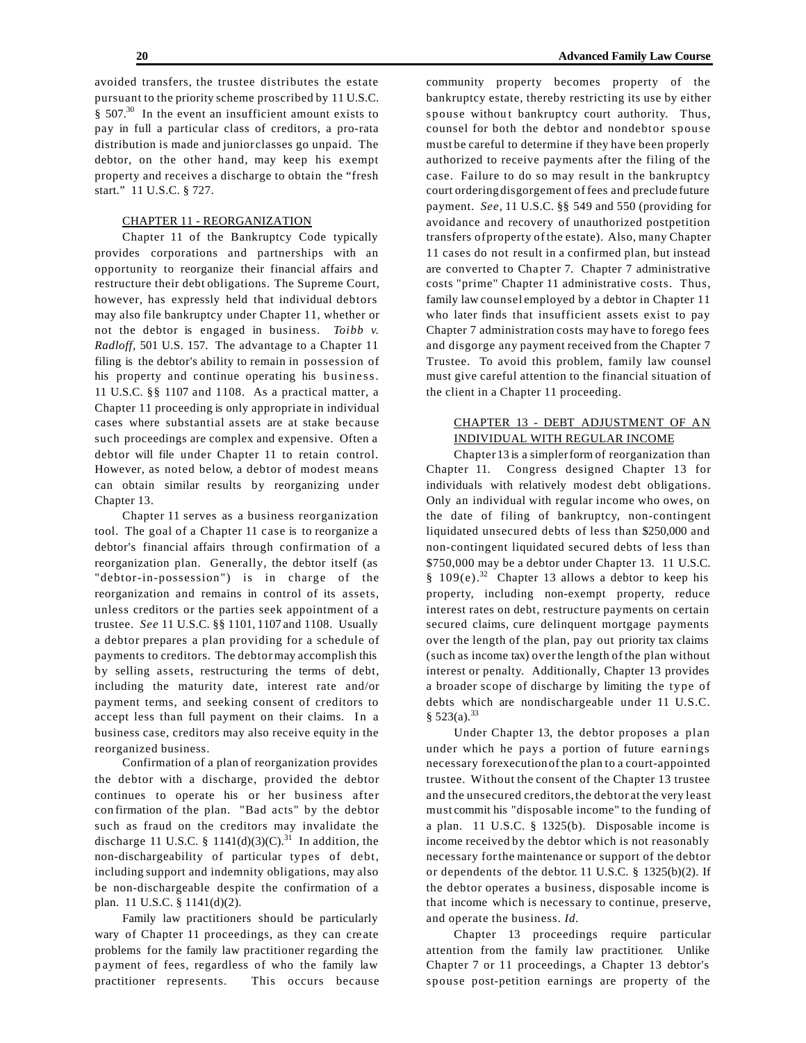avoided transfers, the trustee distributes the estate pursuant to the priority scheme proscribed by 11 U.S.C. § 507.[30] In the event an insufficient amount exists to pay in full a particular class of creditors, a pro-rata distribution is made and junior classes go unpaid. The debtor, on the other hand, may keep his exempt property and receives a discharge to obtain the "fresh start." 11 U.S.C. § 727.

### CHAPTER 11 - REORGANIZATION

Chapter 11 of the Bankruptcy Code typically provides corporations and partnerships with an opportunity to reorganize their financial affairs and restructure their debt obligations. The Supreme Court, however, has expressly held that individual debtors may also file bankruptcy under Chapter 11, whether or not the debtor is engaged in business. *Toibb v. Radloff*, 501 U.S. 157. The advantage to a Chapter 11 filing is the debtor's ability to remain in possession of his property and continue operating his business. 11 U.S.C. §§ 1107 and 1108. As a practical matter, a Chapter 11 proceeding is only appropriate in individual cases where substantial assets are at stake because such proceedings are complex and expensive. Often a debtor will file under Chapter 11 to retain control. However, as noted below, a debtor of modest means can obtain similar results by reorganizing under Chapter 13.

Chapter 11 serves as a business reorganization tool. The goal of a Chapter 11 case is to reorganize a debtor's financial affairs through confirmation of a reorganization plan. Generally, the debtor itself (as "debtor-in-possession") is in charge of the reorganization and remains in control of its assets, unless creditors or the parties seek appointment of a trustee. *See* 11 U.S.C. §§ 1101, 1107 and 1108. Usually a debtor prepares a plan providing for a schedule of payments to creditors. The debtor may accomplish this by selling assets, restructuring the terms of debt, including the maturity date, interest rate and/or payment terms, and seeking consent of creditors to accept less than full payment on their claims. In a business case, creditors may also receive equity in the reorganized business.

Confirmation of a plan of reorganization provides the debtor with a discharge, provided the debtor continues to operate his or her business after confirmation of the plan. "Bad acts" by the debtor such as fraud on the creditors may invalidate the discharge 11 U.S.C. § 1141(d)(3)(C).[31] In addition, the non-dischargeability of particular types of debt, including support and indemnity obligations, may also be non-dischargeable despite the confirmation of a plan. 11 U.S.C. § 1141(d)(2).

Family law practitioners should be particularly wary of Chapter 11 proceedings, as they can create problems for the family law practitioner regarding the payment of fees, regardless of who the family law practitioner represents. This occurs because community property becomes property of the bankruptcy estate, thereby restricting its use by either spouse without bankruptcy court authority. Thus, counsel for both the debtor and nondebtor spouse must be careful to determine if they have been properly authorized to receive payments after the filing of the case. Failure to do so may result in the bankruptcy court ordering disgorgement of fees and preclude future payment. *See,* 11 U.S.C. §§ 549 and 550 (providing for avoidance and recovery of unauthorized postpetition transfers of property of the estate). Also, many Chapter 11 cases do not result in a confirmed plan, but instead are converted to Chapter 7. Chapter 7 administrative costs "prime" Chapter 11 administrative costs. Thus, family law counsel employed by a debtor in Chapter 11 who later finds that insufficient assets exist to pay Chapter 7 administration costs may have to forego fees and disgorge any payment received from the Chapter 7 Trustee. To avoid this problem, family law counsel must give careful attention to the financial situation of the client in a Chapter 11 proceeding.

### CHAPTER 13 - DEBT ADJUSTMENT OF AN INDIVIDUAL WITH REGULAR INCOME

Chapter 13 is a simpler form of reorganization than Chapter 11. Congress designed Chapter 13 for individuals with relatively modest debt obligations. Only an individual with regular income who owes, on the date of filing of bankruptcy, non-contingent liquidated unsecured debts of less than $250,000 and non-contingent liquidated secured debts of less than $750,000 may be a debtor under Chapter 13. 11 U.S.C. § 109(e).[32] Chapter 13 allows a debtor to keep his property, including non-exempt property, reduce interest rates on debt, restructure payments on certain secured claims, cure delinquent mortgage payments over the length of the plan, pay out priority tax claims (such as income tax) over the length of the plan without interest or penalty. Additionally, Chapter 13 provides a broader scope of discharge by limiting the type of debts which are nondischargeable under 11 U.S.C. § 523(a).[33]

Under Chapter 13, the debtor proposes a plan under which he pays a portion of future earnings necessary for execution of the plan to a court-appointed trustee. Without the consent of the Chapter 13 trustee and the unsecured creditors, the debtor at the very least must commit his "disposable income" to the funding of a plan. 11 U.S.C. § 1325(b). Disposable income is income received by the debtor which is not reasonably necessary for the maintenance or support of the debtor or dependents of the debtor. 11 U.S.C. § 1325(b)(2). If the debtor operates a business, disposable income is that income which is necessary to continue, preserve, and operate the business. *Id.*

Chapter 13 proceedings require particular attention from the family law practitioner. Unlike Chapter 7 or 11 proceedings, a Chapter 13 debtor's spouse post-petition earnings are property of the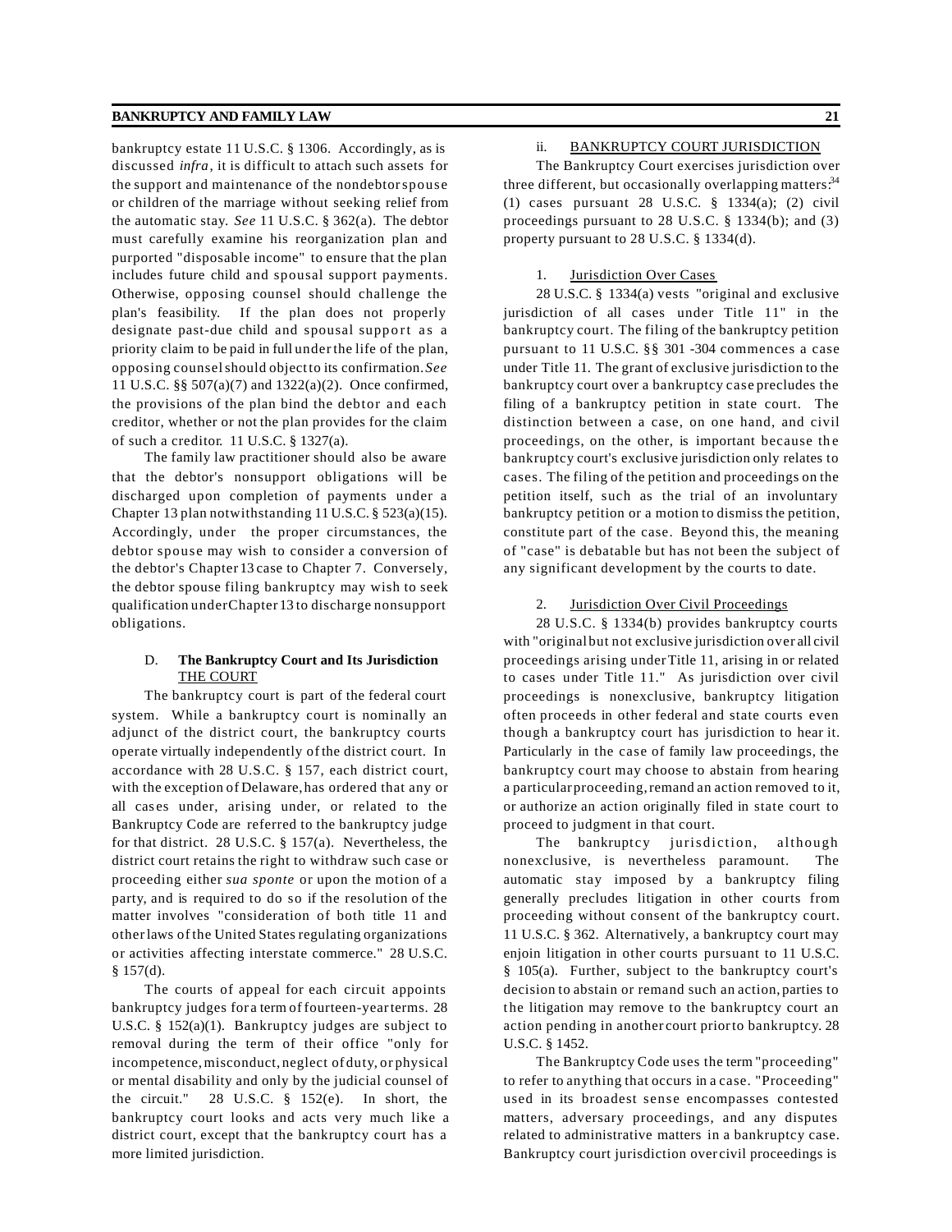bankruptcy estate 11 U.S.C. § 1306. Accordingly, as is discussed *infra*, it is difficult to attach such assets for the support and maintenance of the nondebtor spouse or children of the marriage without seeking relief from the automatic stay. *See* 11 U.S.C. § 362(a). The debtor must carefully examine his reorganization plan and purported "disposable income" to ensure that the plan includes future child and spousal support payments. Otherwise, opposing counsel should challenge the plan's feasibility. If the plan does not properly designate past-due child and spousal support as a priority claim to be paid in full under the life of the plan, opposing counsel should object to its confirmation. *See* 11 U.S.C. §§ 507(a)(7) and 1322(a)(2). Once confirmed, the provisions of the plan bind the debtor and each creditor, whether or not the plan provides for the claim of such a creditor. 11 U.S.C. § 1327(a).

The family law practitioner should also be aware that the debtor's nonsupport obligations will be discharged upon completion of payments under a Chapter 13 plan notwithstanding 11 U.S.C. § 523(a)(15). Accordingly, under the proper circumstances, the debtor spouse may wish to consider a conversion of the debtor's Chapter 13 case to Chapter 7. Conversely, the debtor spouse filing bankruptcy may wish to seek qualification under Chapter 13 to discharge nonsupport obligations.

## D. The Bankruptcy Court and Its Jurisdiction

### THE COURT

The bankruptcy court is part of the federal court system. While a bankruptcy court is nominally an adjunct of the district court, the bankruptcy courts operate virtually independently of the district court. In accordance with 28 U.S.C. § 157, each district court, with the exception of Delaware, has ordered that any or all cases under, arising under, or related to the Bankruptcy Code are referred to the bankruptcy judge for that district. 28 U.S.C. § 157(a). Nevertheless, the district court retains the right to withdraw such case or proceeding either *sua sponte* or upon the motion of a party, and is required to do so if the resolution of the matter involves "consideration of both title 11 and other laws of the United States regulating organizations or activities affecting interstate commerce." 28 U.S.C. § 157(d).

The courts of appeal for each circuit appoints bankruptcy judges for a term of fourteen-year terms. 28 U.S.C. § 152(a)(1). Bankruptcy judges are subject to removal during the term of their office "only for incompetence, misconduct, neglect of duty, or physical or mental disability and only by the judicial counsel of the circuit." 28 U.S.C. § 152(e). In short, the bankruptcy court looks and acts very much like a district court, except that the bankruptcy court has a more limited jurisdiction.

### ii. BANKRUPTCY COURT JURISDICTION

The Bankruptcy Court exercises jurisdiction over three different, but occasionally overlapping matters:[34] (1) cases pursuant 28 U.S.C. § 1334(a); (2) civil proceedings pursuant to 28 U.S.C. § 1334(b); and (3) property pursuant to 28 U.S.C. § 1334(d).

#### 1. Jurisdiction Over Cases

28 U.S.C. § 1334(a) vests "original and exclusive jurisdiction of all cases under Title 11" in the bankruptcy court. The filing of the bankruptcy petition pursuant to 11 U.S.C. §§ 301 -304 commences a case under Title 11. The grant of exclusive jurisdiction to the bankruptcy court over a bankruptcy case precludes the filing of a bankruptcy petition in state court. The distinction between a case, on one hand, and civil proceedings, on the other, is important because the bankruptcy court's exclusive jurisdiction only relates to cases. The filing of the petition and proceedings on the petition itself, such as the trial of an involuntary bankruptcy petition or a motion to dismiss the petition, constitute part of the case. Beyond this, the meaning of "case" is debatable but has not been the subject of any significant development by the courts to date.

#### 2. Jurisdiction Over Civil Proceedings

28 U.S.C. § 1334(b) provides bankruptcy courts with "original but not exclusive jurisdiction over all civil proceedings arising under Title 11, arising in or related to cases under Title 11." As jurisdiction over civil proceedings is nonexclusive, bankruptcy litigation often proceeds in other federal and state courts even though a bankruptcy court has jurisdiction to hear it. Particularly in the case of family law proceedings, the bankruptcy court may choose to abstain from hearing a particular proceeding, remand an action removed to it, or authorize an action originally filed in state court to proceed to judgment in that court.

The bankruptcy jurisdiction, although nonexclusive, is nevertheless paramount. The automatic stay imposed by a bankruptcy filing generally precludes litigation in other courts from proceeding without consent of the bankruptcy court. 11 U.S.C. § 362. Alternatively, a bankruptcy court may enjoin litigation in other courts pursuant to 11 U.S.C. § 105(a). Further, subject to the bankruptcy court's decision to abstain or remand such an action, parties to the litigation may remove to the bankruptcy court an action pending in another court prior to bankruptcy. 28 U.S.C. § 1452.

The Bankruptcy Code uses the term "proceeding" to refer to anything that occurs in a case. "Proceeding" used in its broadest sense encompasses contested matters, adversary proceedings, and any disputes related to administrative matters in a bankruptcy case. Bankruptcy court jurisdiction over civil proceedings is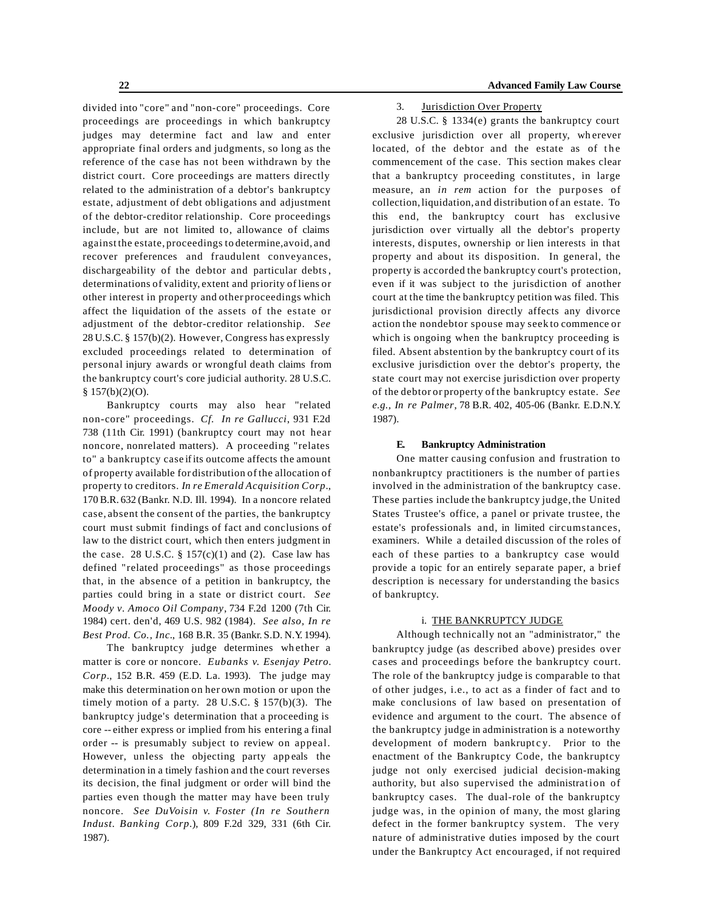divided into "core" and "non-core" proceedings. Core proceedings are proceedings in which bankruptcy judges may determine fact and law and enter appropriate final orders and judgments, so long as the reference of the case has not been withdrawn by the district court. Core proceedings are matters directly related to the administration of a debtor's bankruptcy estate, adjustment of debt obligations and adjustment of the debtor-creditor relationship. Core proceedings include, but are not limited to, allowance of claims against the estate, proceedings to determine, avoid, and recover preferences and fraudulent conveyances, dischargeability of the debtor and particular debts, determinations of validity, extent and priority of liens or other interest in property and other proceedings which affect the liquidation of the assets of the estate or adjustment of the debtor-creditor relationship. *See* 28 U.S.C. § 157(b)(2). However, Congress has expressly excluded proceedings related to determination of personal injury awards or wrongful death claims from the bankruptcy court's core judicial authority. 28 U.S.C. § 157(b)(2)(O).

Bankruptcy courts may also hear "related non-core" proceedings. *Cf. In re Gallucci*, 931 F.2d 738 (11th Cir. 1991) (bankruptcy court may not hear noncore, nonrelated matters). A proceeding "relates to" a bankruptcy case if its outcome affects the amount of property available for distribution of the allocation of property to creditors. *In re Emerald Acquisition Corp*., 170 B.R. 632 (Bankr. N.D. Ill. 1994). In a noncore related case, absent the consent of the parties, the bankruptcy court must submit findings of fact and conclusions of law to the district court, which then enters judgment in the case. 28 U.S.C. § 157(c)(1) and (2). Case law has defined "related proceedings" as those proceedings that, in the absence of a petition in bankruptcy, the parties could bring in a state or district court. *See Moody v. Amoco Oil Company*, 734 F.2d 1200 (7th Cir. 1984) cert. den'd, 469 U.S. 982 (1984). *See also, In re Best Prod. Co., Inc*., 168 B.R. 35 (Bankr. S.D. N.Y. 1994).

The bankruptcy judge determines whether a matter is core or noncore. *Eubanks v. Esenjay Petro. Corp*., 152 B.R. 459 (E.D. La. 1993). The judge may make this determination on her own motion or upon the timely motion of a party. 28 U.S.C. § 157(b)(3). The bankruptcy judge's determination that a proceeding is core -- either express or implied from his entering a final order -- is presumably subject to review on appeal. However, unless the objecting party appeals the determination in a timely fashion and the court reverses its decision, the final judgment or order will bind the parties even though the matter may have been truly noncore. *See DuVoisin v. Foster (In re Southern Indust. Banking Corp*.), 809 F.2d 329, 331 (6th Cir. 1987).

3. Jurisdiction Over Property

28 U.S.C. § 1334(e) grants the bankruptcy court exclusive jurisdiction over all property, wherever located, of the debtor and the estate as of the commencement of the case. This section makes clear that a bankruptcy proceeding constitutes, in large measure, an *in rem* action for the purposes of collection, liquidation, and distribution of an estate. To this end, the bankruptcy court has exclusive jurisdiction over virtually all the debtor's property interests, disputes, ownership or lien interests in that property and about its disposition. In general, the property is accorded the bankruptcy court's protection, even if it was subject to the jurisdiction of another court at the time the bankruptcy petition was filed. This jurisdictional provision directly affects any divorce action the nondebtor spouse may seek to commence or which is ongoing when the bankruptcy proceeding is filed. Absent abstention by the bankruptcy court of its exclusive jurisdiction over the debtor's property, the state court may not exercise jurisdiction over property of the debtor or property of the bankruptcy estate. *See e.g., In re Palmer*, 78 B.R. 402, 405-06 (Bankr. E.D.N.Y. 1987).

### E. Bankruptcy Administration

One matter causing confusion and frustration to nonbankruptcy practitioners is the number of parties involved in the administration of the bankruptcy case. These parties include the bankruptcy judge, the United States Trustee's office, a panel or private trustee, the estate's professionals and, in limited circumstances, examiners. While a detailed discussion of the roles of each of these parties to a bankruptcy case would provide a topic for an entirely separate paper, a brief description is necessary for understanding the basics of bankruptcy.

i. THE BANKRUPTCY JUDGE

Although technically not an "administrator," the bankruptcy judge (as described above) presides over cases and proceedings before the bankruptcy court. The role of the bankruptcy judge is comparable to that of other judges, i.e., to act as a finder of fact and to make conclusions of law based on presentation of evidence and argument to the court. The absence of the bankruptcy judge in administration is a noteworthy development of modern bankruptcy. Prior to the enactment of the Bankruptcy Code, the bankruptcy judge not only exercised judicial decision-making authority, but also supervised the administration of bankruptcy cases. The dual-role of the bankruptcy judge was, in the opinion of many, the most glaring defect in the former bankruptcy system. The very nature of administrative duties imposed by the court under the Bankruptcy Act encouraged, if not required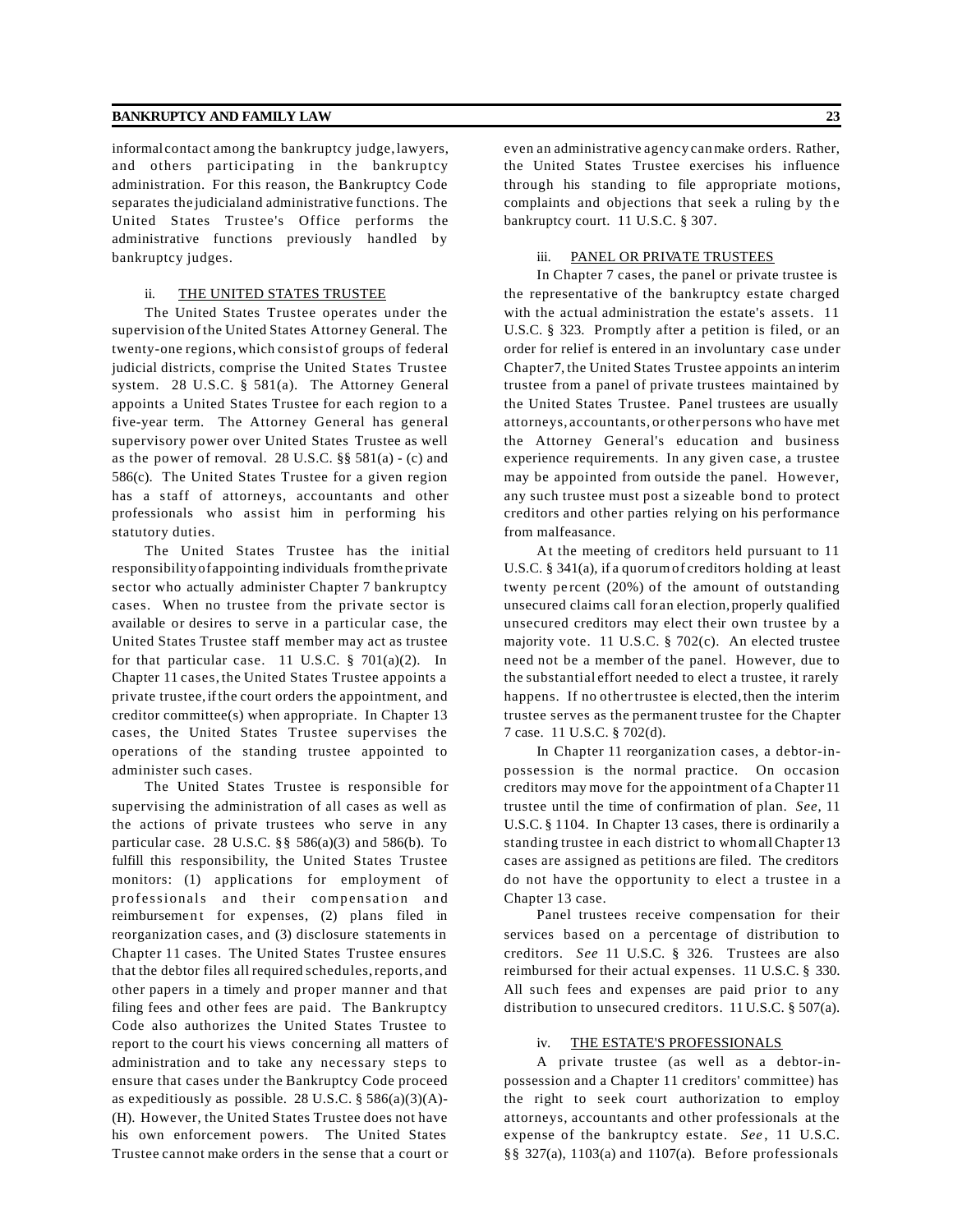informal contact among the bankruptcy judge, lawyers, and others participating in the bankruptcy administration. For this reason, the Bankruptcy Code separates the judicial and administrative functions. The United States Trustee's Office performs the administrative functions previously handled by bankruptcy judges.

ii. <u>THE UNITED STATES TRUSTEE</u>

The United States Trustee operates under the supervision of the United States Attorney General. The twenty-one regions, which consist of groups of federal judicial districts, comprise the United States Trustee system. 28 U.S.C. § 581(a). The Attorney General appoints a United States Trustee for each region to a five-year term. The Attorney General has general supervisory power over United States Trustee as well as the power of removal. 28 U.S.C. §§ 581(a) - (c) and 586(c). The United States Trustee for a given region has a staff of attorneys, accountants and other professionals who assist him in performing his statutory duties.

The United States Trustee has the initial responsibility of appointing individuals from the private sector who actually administer Chapter 7 bankruptcy cases. When no trustee from the private sector is available or desires to serve in a particular case, the United States Trustee staff member may act as trustee for that particular case. 11 U.S.C. § 701(a)(2). In Chapter 11 cases, the United States Trustee appoints a private trustee, if the court orders the appointment, and creditor committee(s) when appropriate. In Chapter 13 cases, the United States Trustee supervises the operations of the standing trustee appointed to administer such cases.

The United States Trustee is responsible for supervising the administration of all cases as well as the actions of private trustees who serve in any particular case. 28 U.S.C. §§ 586(a)(3) and 586(b). To fulfill this responsibility, the United States Trustee monitors: (1) applications for employment of professionals and their compensation and reimbursement for expenses, (2) plans filed in reorganization cases, and (3) disclosure statements in Chapter 11 cases. The United States Trustee ensures that the debtor files all required schedules, reports, and other papers in a timely and proper manner and that filing fees and other fees are paid. The Bankruptcy Code also authorizes the United States Trustee to report to the court his views concerning all matters of administration and to take any necessary steps to ensure that cases under the Bankruptcy Code proceed as expeditiously as possible. 28 U.S.C. § 586(a)(3)(A)-(H). However, the United States Trustee does not have his own enforcement powers. The United States Trustee cannot make orders in the sense that a court or even an administrative agency can make orders. Rather, the United States Trustee exercises his influence through his standing to file appropriate motions, complaints and objections that seek a ruling by the bankruptcy court. 11 U.S.C. § 307.

iii. <u>PANEL OR PRIVATE TRUSTEES</u>

In Chapter 7 cases, the panel or private trustee is the representative of the bankruptcy estate charged with the actual administration the estate's assets. 11 U.S.C. § 323. Promptly after a petition is filed, or an order for relief is entered in an involuntary case under Chapter 7, the United States Trustee appoints an interim trustee from a panel of private trustees maintained by the United States Trustee. Panel trustees are usually attorneys, accountants, or other persons who have met the Attorney General's education and business experience requirements. In any given case, a trustee may be appointed from outside the panel. However, any such trustee must post a sizeable bond to protect creditors and other parties relying on his performance from malfeasance.

At the meeting of creditors held pursuant to 11 U.S.C. § 341(a), if a quorum of creditors holding at least twenty percent (20%) of the amount of outstanding unsecured claims call for an election, properly qualified unsecured creditors may elect their own trustee by a majority vote. 11 U.S.C. § 702(c). An elected trustee need not be a member of the panel. However, due to the substantial effort needed to elect a trustee, it rarely happens. If no other trustee is elected, then the interim trustee serves as the permanent trustee for the Chapter 7 case. 11 U.S.C. § 702(d).

In Chapter 11 reorganization cases, a debtor-in-possession is the normal practice. On occasion creditors may move for the appointment of a Chapter 11 trustee until the time of confirmation of plan. *See*, 11 U.S.C. § 1104. In Chapter 13 cases, there is ordinarily a standing trustee in each district to whom all Chapter 13 cases are assigned as petitions are filed. The creditors do not have the opportunity to elect a trustee in a Chapter 13 case.

Panel trustees receive compensation for their services based on a percentage of distribution to creditors. *See* 11 U.S.C. § 326. Trustees are also reimbursed for their actual expenses. 11 U.S.C. § 330. All such fees and expenses are paid prior to any distribution to unsecured creditors. 11 U.S.C. § 507(a).

iv. <u>THE ESTATE'S PROFESSIONALS</u>

A private trustee (as well as a debtor-in-possession and a Chapter 11 creditors' committee) has the right to seek court authorization to employ attorneys, accountants and other professionals at the expense of the bankruptcy estate. *See*, 11 U.S.C. §§ 327(a), 1103(a) and 1107(a). Before professionals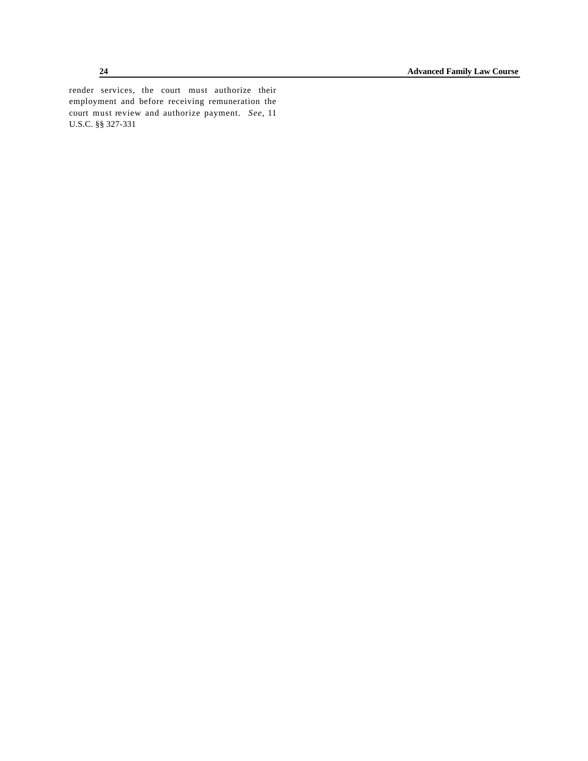render services, the court must authorize their employment and before receiving remuneration the court must review and authorize payment. *See*, 11 U.S.C. §§ 327-331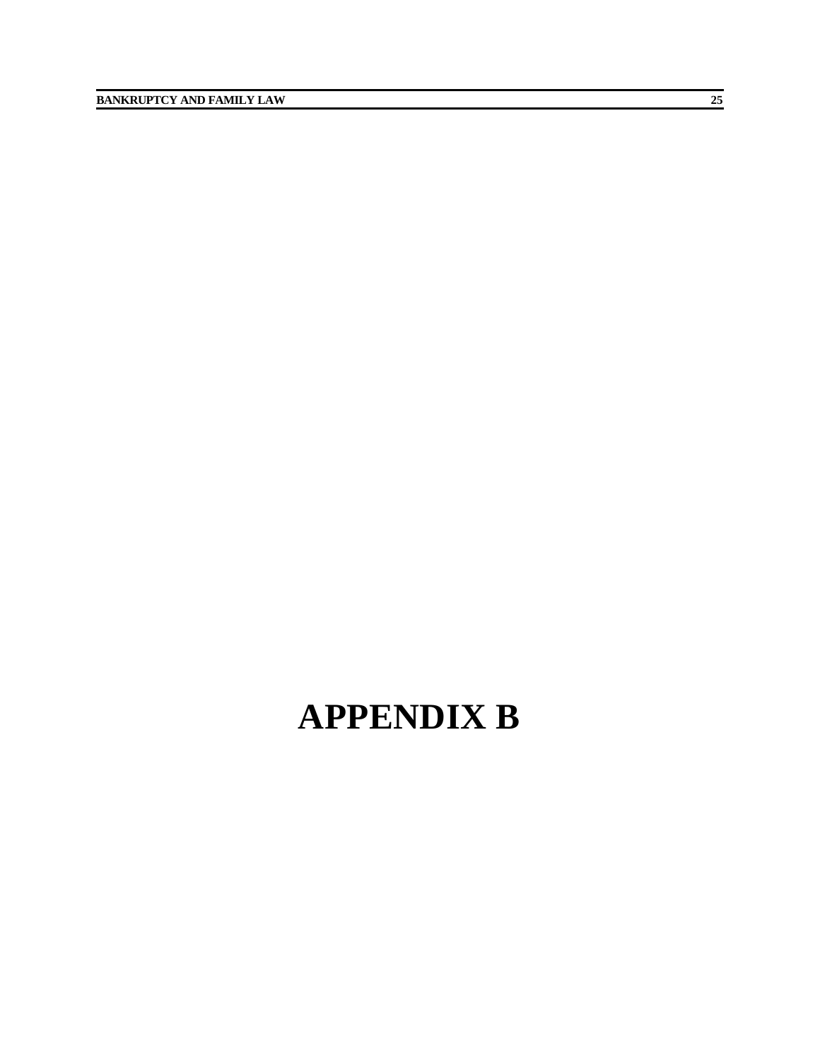# APPENDIX B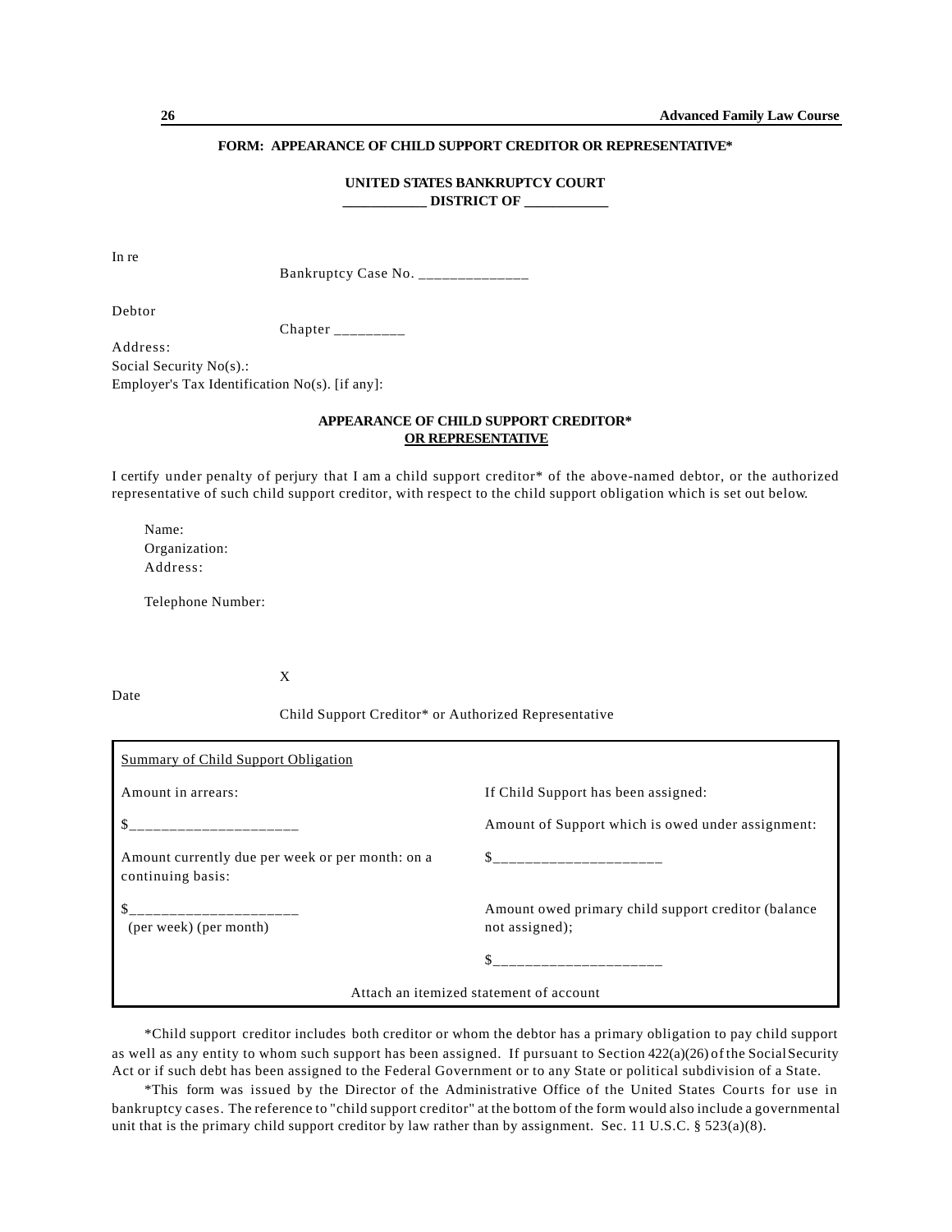**FORM: APPEARANCE OF CHILD SUPPORT CREDITOR OR REPRESENTATIVE***

**UNITED STATES BANKRUPTCY COURT**
**___________ DISTRICT OF ___________**

In re

Bankruptcy Case No. ______________

Debtor

Chapter _________

Address:
Social Security No(s).:
Employer's Tax Identification No(s). [if any]:

**APPEARANCE OF CHILD SUPPORT CREDITOR***
**OR REPRESENTATIVE**

I certify under penalty of perjury that I am a child support creditor* of the above-named debtor, or the authorized representative of such child support creditor, with respect to the child support obligation which is set out below.

Name:
Organization:
Address:

Telephone Number:

X

Date

Child Support Creditor* or Authorized Representative

| Summary of Child Support Obligation | |
|---|---|
| Amount in arrears: | If Child Support has been assigned: |
| $_____________________ | Amount of Support which is owed under assignment: |
| Amount currently due per week or per month: on a continuing basis: | $_____________________ |
| $_____________________ (per week) (per month) | Amount owed primary child support creditor (balance not assigned); |
| | $_____________________ |
| Attach an itemized statement of account | |

*Child support creditor includes both creditor or whom the debtor has a primary obligation to pay child support as well as any entity to whom such support has been assigned. If pursuant to Section 422(a)(26) of the Social Security Act or if such debt has been assigned to the Federal Government or to any State or political subdivision of a State.

*This form was issued by the Director of the Administrative Office of the United States Courts for use in bankruptcy cases. The reference to "child support creditor" at the bottom of the form would also include a governmental unit that is the primary child support creditor by law rather than by assignment. Sec. 11 U.S.C. § 523(a)(8).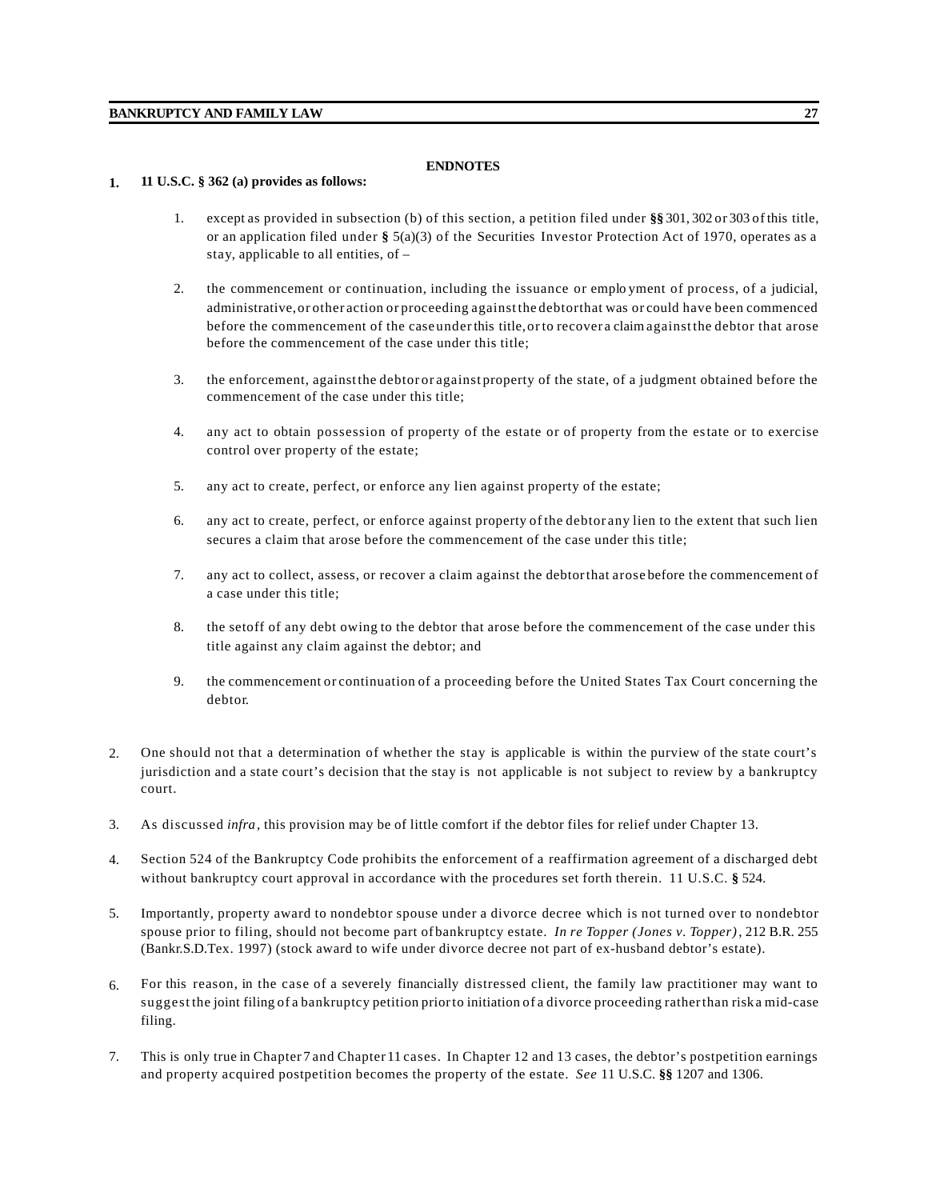## ENDNOTES

1. **11 U.S.C. § 362 (a) provides as follows:**

    1. except as provided in subsection (b) of this section, a petition filed under **§§** 301, 302 or 303 of this title, or an application filed under **§** 5(a)(3) of the Securities Investor Protection Act of 1970, operates as a stay, applicable to all entities, of –

    2. the commencement or continuation, including the issuance or employment of process, of a judicial, administrative, or other action or proceeding against the debtor that was or could have been commenced before the commencement of the case under this title, or to recover a claim against the debtor that arose before the commencement of the case under this title;

    3. the enforcement, against the debtor or against property of the state, of a judgment obtained before the commencement of the case under this title;

    4. any act to obtain possession of property of the estate or of property from the estate or to exercise control over property of the estate;

    5. any act to create, perfect, or enforce any lien against property of the estate;

    6. any act to create, perfect, or enforce against property of the debtor any lien to the extent that such lien secures a claim that arose before the commencement of the case under this title;

    7. any act to collect, assess, or recover a claim against the debtor that arose before the commencement of a case under this title;

    8. the setoff of any debt owing to the debtor that arose before the commencement of the case under this title against any claim against the debtor; and

    9. the commencement or continuation of a proceeding before the United States Tax Court concerning the debtor.

2. One should not that a determination of whether the stay is applicable is within the purview of the state court's jurisdiction and a state court's decision that the stay is not applicable is not subject to review by a bankruptcy court.

3. As discussed *infra*, this provision may be of little comfort if the debtor files for relief under Chapter 13.

4. Section 524 of the Bankruptcy Code prohibits the enforcement of a reaffirmation agreement of a discharged debt without bankruptcy court approval in accordance with the procedures set forth therein. 11 U.S.C. **§** 524.

5. Importantly, property award to nondebtor spouse under a divorce decree which is not turned over to nondebtor spouse prior to filing, should not become part of bankruptcy estate. *In re Topper (Jones v. Topper)*, 212 B.R. 255 (Bankr.S.D.Tex. 1997) (stock award to wife under divorce decree not part of ex-husband debtor's estate).

6. For this reason, in the case of a severely financially distressed client, the family law practitioner may want to suggest the joint filing of a bankruptcy petition prior to initiation of a divorce proceeding rather than risk a mid-case filing.

7. This is only true in Chapter 7 and Chapter 11 cases. In Chapter 12 and 13 cases, the debtor's postpetition earnings and property acquired postpetition becomes the property of the estate. *See* 11 U.S.C. **§§** 1207 and 1306.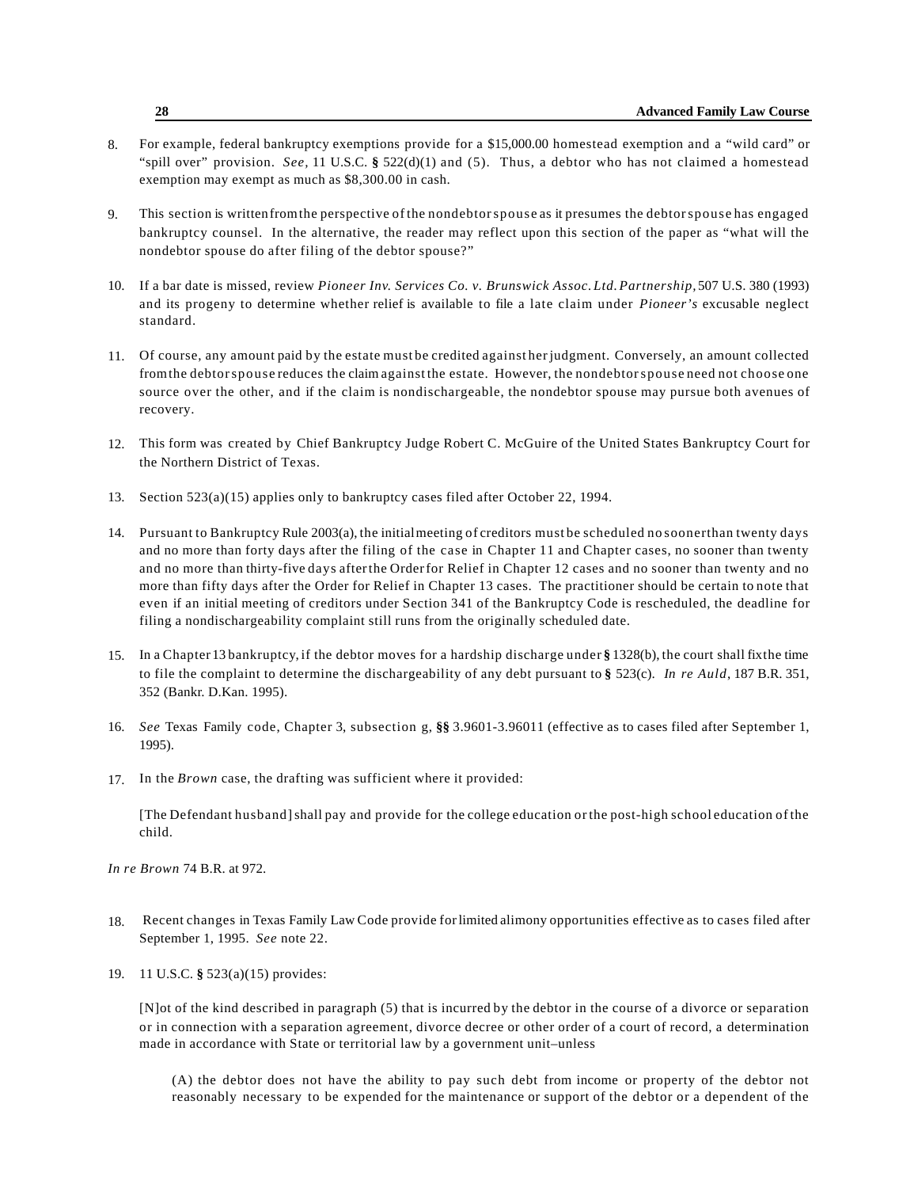8. For example, federal bankruptcy exemptions provide for a $15,000.00 homestead exemption and a "wild card" or "spill over" provision. *See*, 11 U.S.C. **§** 522(d)(1) and (5). Thus, a debtor who has not claimed a homestead exemption may exempt as much as $8,300.00 in cash.

9. This section is written from the perspective of the nondebtor spouse as it presumes the debtor spouse has engaged bankruptcy counsel. In the alternative, the reader may reflect upon this section of the paper as "what will the nondebtor spouse do after filing of the debtor spouse?"

10. If a bar date is missed, review *Pioneer Inv. Services Co. v. Brunswick Assoc. Ltd. Partnership*, 507 U.S. 380 (1993) and its progeny to determine whether relief is available to file a late claim under *Pioneer's* excusable neglect standard.

11. Of course, any amount paid by the estate must be credited against her judgment. Conversely, an amount collected from the debtor spouse reduces the claim against the estate. However, the nondebtor spouse need not choose one source over the other, and if the claim is nondischargeable, the nondebtor spouse may pursue both avenues of recovery.

12. This form was created by Chief Bankruptcy Judge Robert C. McGuire of the United States Bankruptcy Court for the Northern District of Texas.

13. Section 523(a)(15) applies only to bankruptcy cases filed after October 22, 1994.

14. Pursuant to Bankruptcy Rule 2003(a), the initial meeting of creditors must be scheduled no sooner than twenty days and no more than forty days after the filing of the case in Chapter 11 and Chapter cases, no sooner than twenty and no more than thirty-five days after the Order for Relief in Chapter 12 cases and no sooner than twenty and no more than fifty days after the Order for Relief in Chapter 13 cases. The practitioner should be certain to note that even if an initial meeting of creditors under Section 341 of the Bankruptcy Code is rescheduled, the deadline for filing a nondischargeability complaint still runs from the originally scheduled date.

15. In a Chapter 13 bankruptcy, if the debtor moves for a hardship discharge under **§** 1328(b), the court shall fix the time to file the complaint to determine the dischargeability of any debt pursuant to **§** 523(c). *In re Auld*, 187 B.R. 351, 352 (Bankr. D.Kan. 1995).

16. *See* Texas Family code, Chapter 3, subsection g, **§§** 3.9601-3.96011 (effective as to cases filed after September 1, 1995).

17. In the *Brown* case, the drafting was sufficient where it provided:

    [The Defendant husband] shall pay and provide for the college education or the post-high school education of the child.

*In re Brown* 74 B.R. at 972.

18. Recent changes in Texas Family Law Code provide for limited alimony opportunities effective as to cases filed after September 1, 1995. *See* note 22.

19. 11 U.S.C. **§** 523(a)(15) provides:

    [N]ot of the kind described in paragraph (5) that is incurred by the debtor in the course of a divorce or separation or in connection with a separation agreement, divorce decree or other order of a court of record, a determination made in accordance with State or territorial law by a government unit–unless

    > (A) the debtor does not have the ability to pay such debt from income or property of the debtor not reasonably necessary to be expended for the maintenance or support of the debtor or a dependent of the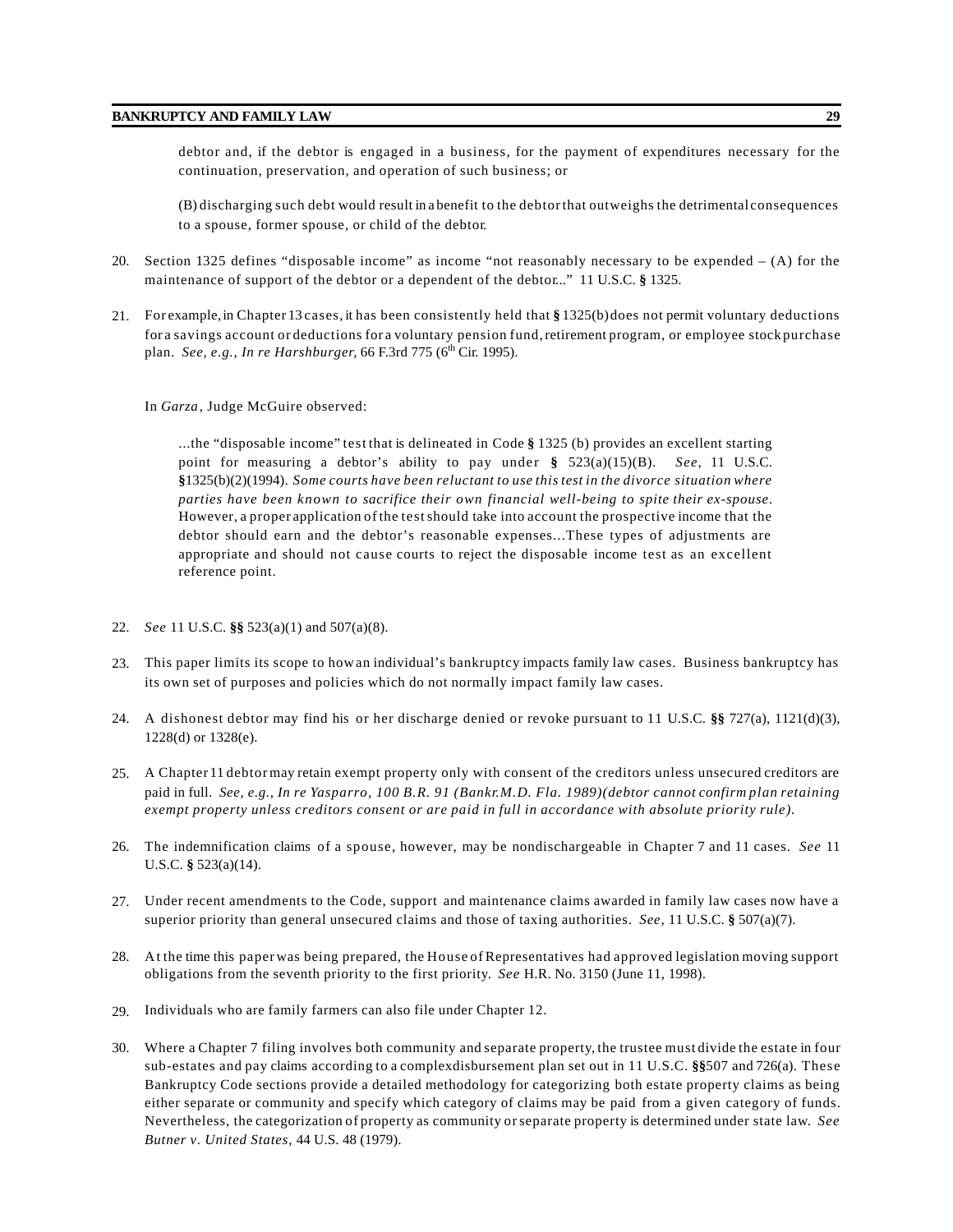debtor and, if the debtor is engaged in a business, for the payment of expenditures necessary for the continuation, preservation, and operation of such business; or

(B) discharging such debt would result in a benefit to the debtor that outweighs the detrimental consequences to a spouse, former spouse, or child of the debtor.

20. Section 1325 defines "disposable income" as income "not reasonably necessary to be expended – (A) for the maintenance of support of the debtor or a dependent of the debtor..." 11 U.S.C. **§** 1325.

21. For example, in Chapter 13 cases, it has been consistently held that **§** 1325(b) does not permit voluntary deductions for a savings account or deductions for a voluntary pension fund, retirement program, or employee stock purchase plan. *See, e.g., In re Harshburger*, 66 F.3rd 775 (6th Cir. 1995).

    In *Garza*, Judge McGuire observed:

    > ...the "disposable income" test that is delineated in Code **§** 1325 (b) provides an excellent starting point for measuring a debtor's ability to pay under **§** 523(a)(15)(B). *See,* 11 U.S.C. **§**1325(b)(2)(1994). *Some courts have been reluctant to use this test in the divorce situation where parties have been known to sacrifice their own financial well-being to spite their ex-spouse.* However, a proper application of the test should take into account the prospective income that the debtor should earn and the debtor's reasonable expenses...These types of adjustments are appropriate and should not cause courts to reject the disposable income test as an excellent reference point.

22. *See* 11 U.S.C. **§§** 523(a)(1) and 507(a)(8).

23. This paper limits its scope to how an individual's bankruptcy impacts family law cases. Business bankruptcy has its own set of purposes and policies which do not normally impact family law cases.

24. A dishonest debtor may find his or her discharge denied or revoke pursuant to 11 U.S.C. **§§** 727(a), 1121(d)(3), 1228(d) or 1328(e).

25. A Chapter 11 debtor may retain exempt property only with consent of the creditors unless unsecured creditors are paid in full. *See, e.g., In re Yasparro, 100 B.R. 91 (Bankr.M.D. Fla. 1989)(debtor cannot confirm plan retaining exempt property unless creditors consent or are paid in full in accordance with absolute priority rule).*

26. The indemnification claims of a spouse, however, may be nondischargeable in Chapter 7 and 11 cases. *See* 11 U.S.C. **§** 523(a)(14).

27. Under recent amendments to the Code, support and maintenance claims awarded in family law cases now have a superior priority than general unsecured claims and those of taxing authorities. *See,* 11 U.S.C. **§** 507(a)(7).

28. At the time this paper was being prepared, the House of Representatives had approved legislation moving support obligations from the seventh priority to the first priority. *See* H.R. No. 3150 (June 11, 1998).

29. Individuals who are family farmers can also file under Chapter 12.

30. Where a Chapter 7 filing involves both community and separate property, the trustee must divide the estate in four sub-estates and pay claims according to a complexdisbursement plan set out in 11 U.S.C. **§§**507 and 726(a). These Bankruptcy Code sections provide a detailed methodology for categorizing both estate property claims as being either separate or community and specify which category of claims may be paid from a given category of funds. Nevertheless, the categorization of property as community or separate property is determined under state law. *See Butner v. United States,* 44 U.S. 48 (1979).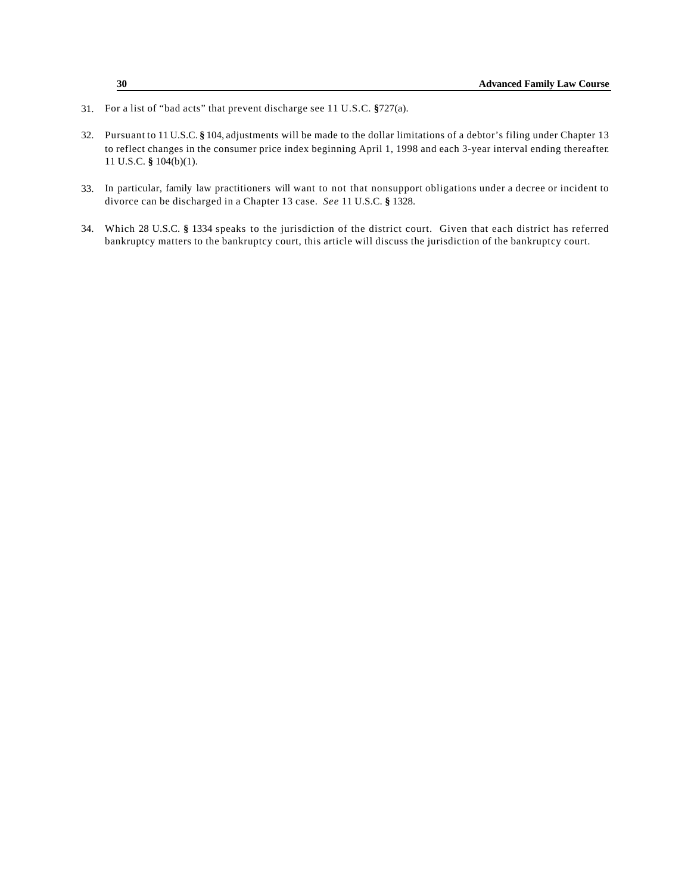31. For a list of "bad acts" that prevent discharge see 11 U.S.C. §727(a).

32. Pursuant to 11 U.S.C. § 104, adjustments will be made to the dollar limitations of a debtor's filing under Chapter 13 to reflect changes in the consumer price index beginning April 1, 1998 and each 3-year interval ending thereafter. 11 U.S.C. § 104(b)(1).

33. In particular, family law practitioners will want to not that nonsupport obligations under a decree or incident to divorce can be discharged in a Chapter 13 case. *See* 11 U.S.C. § 1328.

34. Which 28 U.S.C. § 1334 speaks to the jurisdiction of the district court. Given that each district has referred bankruptcy matters to the bankruptcy court, this article will discuss the jurisdiction of the bankruptcy court.